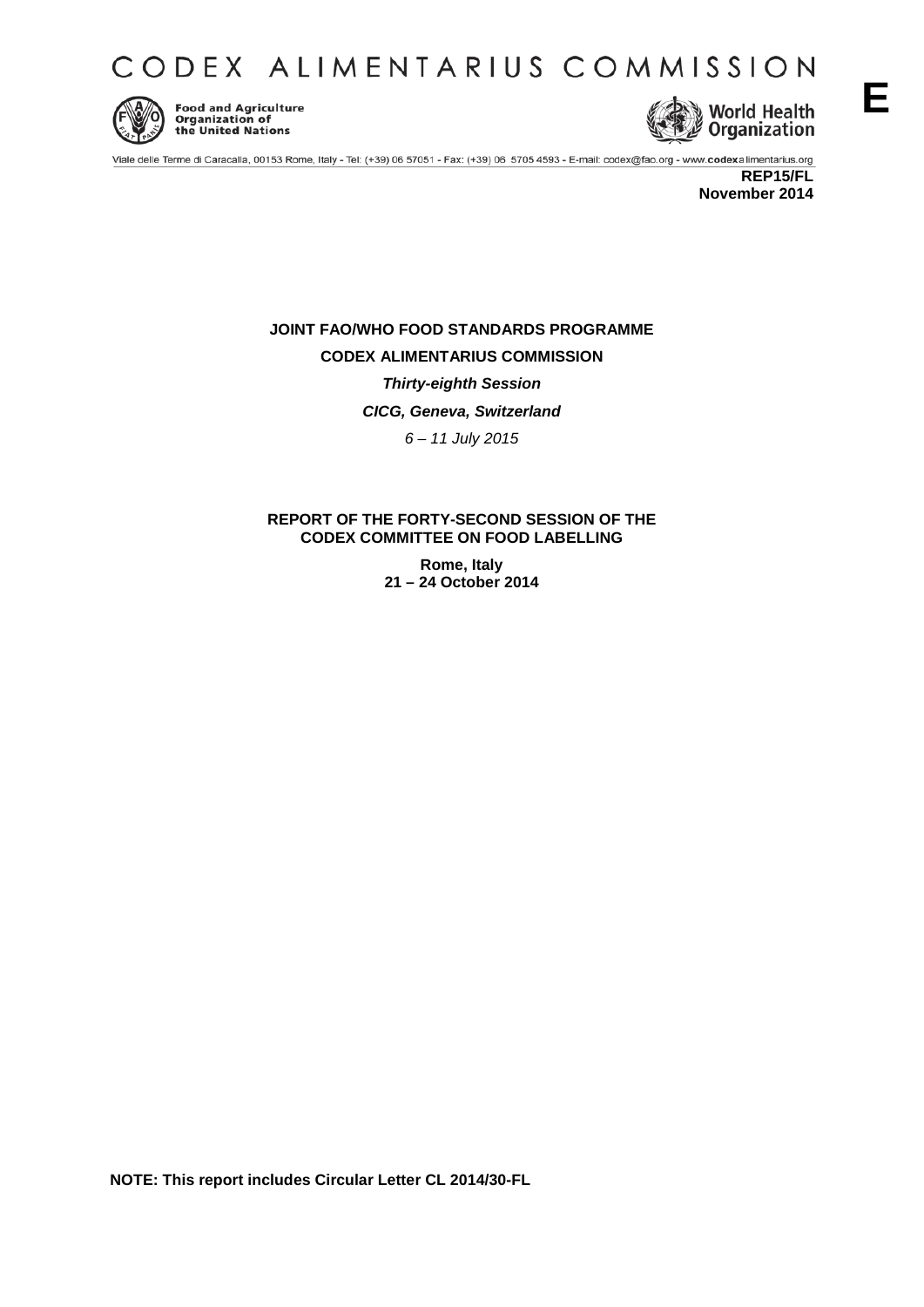# CODEX ALIMENTARIUS COMMISSION

Food and Agriculture Organization of the United Nations

World Health Organization

**E**

Viale delle Terme di Caracalla, 00153 Rome, Italy - Tel: (+39) 06 57051 - Fax: (+39) 06 5705 4593 - E-mail: codex@fao.org - www.codexalimentarius.org

**REP15/FL**
**November 2014**

**JOINT FAO/WHO FOOD STANDARDS PROGRAMME**

**CODEX ALIMENTARIUS COMMISSION**

***Thirty-eighth Session***

***CICG, Geneva, Switzerland***

*6 – 11 July 2015*

**REPORT OF THE FORTY-SECOND SESSION OF THE CODEX COMMITTEE ON FOOD LABELLING**

**Rome, Italy**
**21 – 24 October 2014**

**NOTE: This report includes Circular Letter CL 2014/30-FL**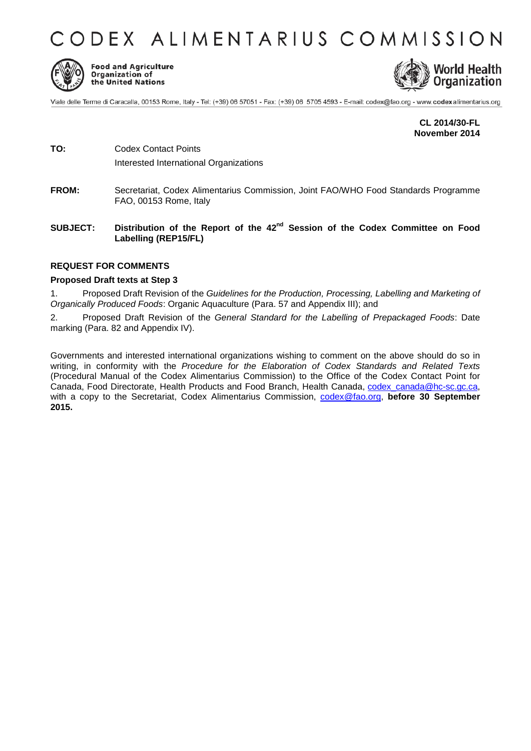# CODEX ALIMENTARIUS COMMISSION

Food and Agriculture Organization of the United Nations

World Health Organization

Viale delle Terme di Caracalla, 00153 Rome, Italy - Tel: (+39) 06 57051 - Fax: (+39) 06 5705 4593 - E-mail: codex@fao.org - www.codexalimentarius.org

**CL 2014/30-FL**
**November 2014**

**TO:** Codex Contact Points
Interested International Organizations

**FROM:** Secretariat, Codex Alimentarius Commission, Joint FAO/WHO Food Standards Programme FAO, 00153 Rome, Italy

**SUBJECT: Distribution of the Report of the 42nd Session of the Codex Committee on Food Labelling (REP15/FL)**

**REQUEST FOR COMMENTS**

**Proposed Draft texts at Step 3**

1. Proposed Draft Revision of the *Guidelines for the Production, Processing, Labelling and Marketing of Organically Produced Foods*: Organic Aquaculture (Para. 57 and Appendix III); and

2. Proposed Draft Revision of the *General Standard for the Labelling of Prepackaged Foods*: Date marking (Para. 82 and Appendix IV).

Governments and interested international organizations wishing to comment on the above should do so in writing, in conformity with the *Procedure for the Elaboration of Codex Standards and Related Texts* (Procedural Manual of the Codex Alimentarius Commission) to the Office of the Codex Contact Point for Canada, Food Directorate, Health Products and Food Branch, Health Canada, codex_canada@hc-sc.gc.ca, with a copy to the Secretariat, Codex Alimentarius Commission, codex@fao.org, **before 30 September 2015.**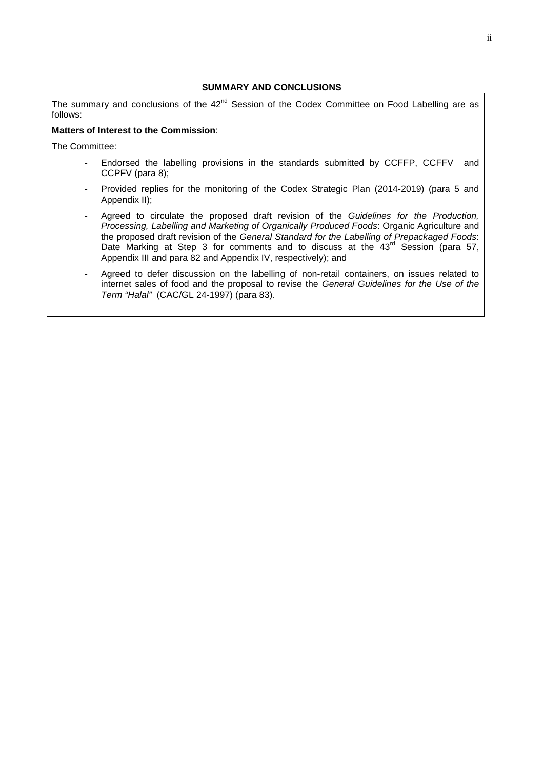## SUMMARY AND CONCLUSIONS

The summary and conclusions of the 42nd Session of the Codex Committee on Food Labelling are as follows:

**Matters of Interest to the Commission**:

The Committee:

- Endorsed the labelling provisions in the standards submitted by CCFFP, CCFFV and CCPFV (para 8);
- Provided replies for the monitoring of the Codex Strategic Plan (2014-2019) (para 5 and Appendix II);
- Agreed to circulate the proposed draft revision of the *Guidelines for the Production, Processing, Labelling and Marketing of Organically Produced Foods*: Organic Agriculture and the proposed draft revision of the *General Standard for the Labelling of Prepackaged Foods*: Date Marking at Step 3 for comments and to discuss at the 43rd Session (para 57, Appendix III and para 82 and Appendix IV, respectively); and
- Agreed to defer discussion on the labelling of non-retail containers, on issues related to internet sales of food and the proposal to revise the *General Guidelines for the Use of the Term "Halal"* (CAC/GL 24-1997) (para 83).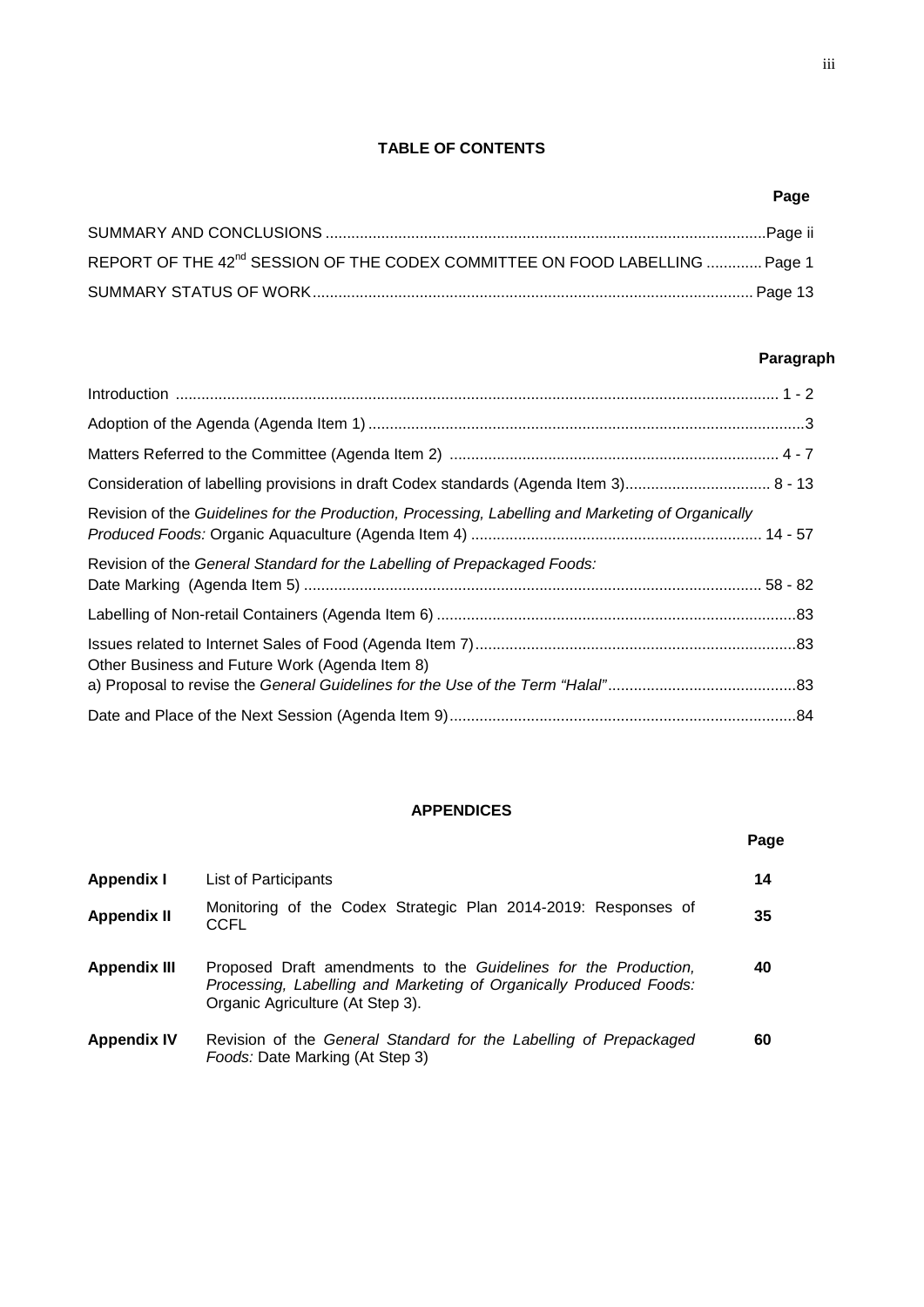**TABLE OF CONTENTS**

| | Page |
|---|---|
| SUMMARY AND CONCLUSIONS | Page ii |
| REPORT OF THE 42[nd] SESSION OF THE CODEX COMMITTEE ON FOOD LABELLING | Page 1 |
| SUMMARY STATUS OF WORK | Page 13 |

| | Paragraph |
|---|---|
| Introduction | 1 - 2 |
| Adoption of the Agenda (Agenda Item 1) | 3 |
| Matters Referred to the Committee (Agenda Item 2) | 4 - 7 |
| Consideration of labelling provisions in draft Codex standards (Agenda Item 3) | 8 - 13 |
| Revision of the *Guidelines for the Production, Processing, Labelling and Marketing of Organically Produced Foods:* Organic Aquaculture (Agenda Item 4) | 14 - 57 |
| Revision of the *General Standard for the Labelling of Prepackaged Foods:* Date Marking (Agenda Item 5) | 58 - 82 |
| Labelling of Non-retail Containers (Agenda Item 6) | 83 |
| Issues related to Internet Sales of Food (Agenda Item 7) | 83 |
| Other Business and Future Work (Agenda Item 8)<br>a) Proposal to revise the *General Guidelines for the Use of the Term "Halal"* | 83 |
| Date and Place of the Next Session (Agenda Item 9) | 84 |

**APPENDICES**

| | | Page |
|---|---|---|
| **Appendix I** | List of Participants | **14** |
| **Appendix II** | Monitoring of the Codex Strategic Plan 2014-2019: Responses of CCFL | **35** |
| **Appendix III** | Proposed Draft amendments to the *Guidelines for the Production, Processing, Labelling and Marketing of Organically Produced Foods:* Organic Agriculture (At Step 3). | **40** |
| **Appendix IV** | Revision of the *General Standard for the Labelling of Prepackaged Foods:* Date Marking (At Step 3) | **60** |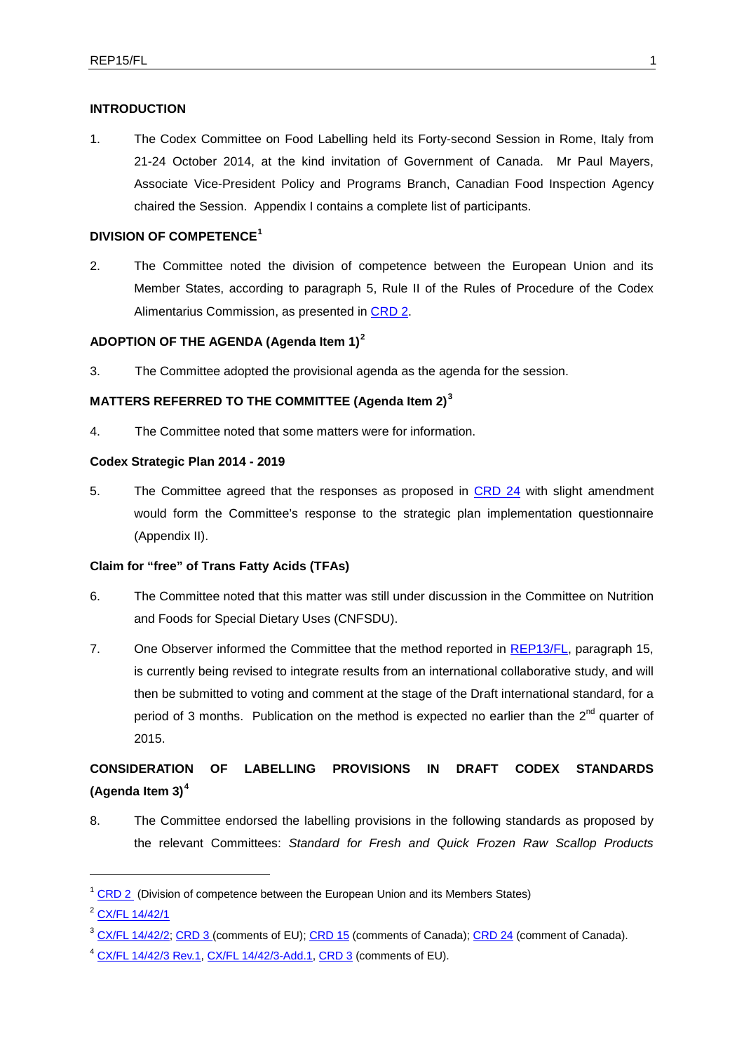## INTRODUCTION

1. The Codex Committee on Food Labelling held its Forty-second Session in Rome, Italy from 21-24 October 2014, at the kind invitation of Government of Canada. Mr Paul Mayers, Associate Vice-President Policy and Programs Branch, Canadian Food Inspection Agency chaired the Session. Appendix I contains a complete list of participants.

## DIVISION OF COMPETENCE[1]

2. The Committee noted the division of competence between the European Union and its Member States, according to paragraph 5, Rule II of the Rules of Procedure of the Codex Alimentarius Commission, as presented in CRD 2.

## ADOPTION OF THE AGENDA (Agenda Item 1)[2]

3. The Committee adopted the provisional agenda as the agenda for the session.

## MATTERS REFERRED TO THE COMMITTEE (Agenda Item 2)[3]

4. The Committee noted that some matters were for information.

### Codex Strategic Plan 2014 - 2019

5. The Committee agreed that the responses as proposed in CRD 24 with slight amendment would form the Committee's response to the strategic plan implementation questionnaire (Appendix II).

### Claim for "free" of Trans Fatty Acids (TFAs)

6. The Committee noted that this matter was still under discussion in the Committee on Nutrition and Foods for Special Dietary Uses (CNFSDU).

7. One Observer informed the Committee that the method reported in REP13/FL, paragraph 15, is currently being revised to integrate results from an international collaborative study, and will then be submitted to voting and comment at the stage of the Draft international standard, for a period of 3 months. Publication on the method is expected no earlier than the 2nd quarter of 2015.

## CONSIDERATION OF LABELLING PROVISIONS IN DRAFT CODEX STANDARDS (Agenda Item 3)[4]

8. The Committee endorsed the labelling provisions in the following standards as proposed by the relevant Committees: *Standard for Fresh and Quick Frozen Raw Scallop Products*

---

[1] CRD 2 (Division of competence between the European Union and its Members States)

[2] CX/FL 14/42/1

[3] CX/FL 14/42/2; CRD 3 (comments of EU); CRD 15 (comments of Canada); CRD 24 (comment of Canada).

[4] CX/FL 14/42/3 Rev.1, CX/FL 14/42/3-Add.1, CRD 3 (comments of EU).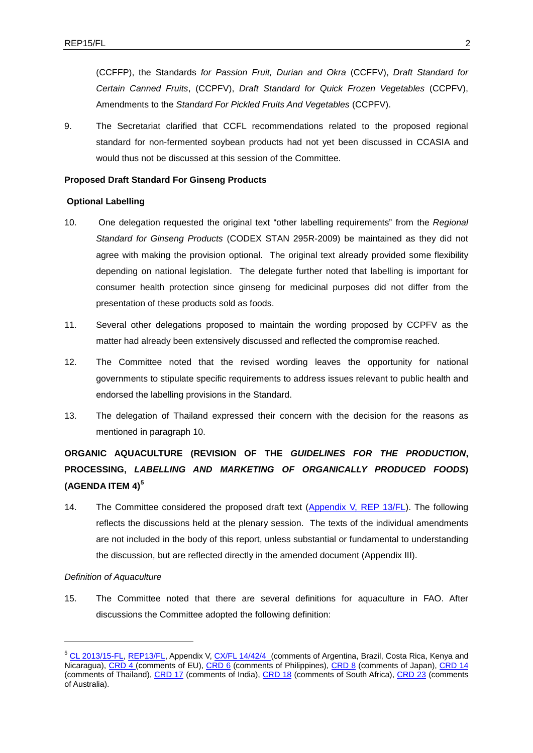(CCFFP), the Standards *for Passion Fruit, Durian and Okra* (CCFFV), *Draft Standard for Certain Canned Fruits*, (CCPFV), *Draft Standard for Quick Frozen Vegetables* (CCPFV), Amendments to the *Standard For Pickled Fruits And Vegetables* (CCPFV).

9. The Secretariat clarified that CCFL recommendations related to the proposed regional standard for non-fermented soybean products had not yet been discussed in CCASIA and would thus not be discussed at this session of the Committee.

**Proposed Draft Standard For Ginseng Products**

**Optional Labelling**

10. One delegation requested the original text "other labelling requirements" from the *Regional Standard for Ginseng Products* (CODEX STAN 295R-2009) be maintained as they did not agree with making the provision optional. The original text already provided some flexibility depending on national legislation. The delegate further noted that labelling is important for consumer health protection since ginseng for medicinal purposes did not differ from the presentation of these products sold as foods.

11. Several other delegations proposed to maintain the wording proposed by CCPFV as the matter had already been extensively discussed and reflected the compromise reached.

12. The Committee noted that the revised wording leaves the opportunity for national governments to stipulate specific requirements to address issues relevant to public health and endorsed the labelling provisions in the Standard.

13. The delegation of Thailand expressed their concern with the decision for the reasons as mentioned in paragraph 10.

## ORGANIC AQUACULTURE (REVISION OF THE *GUIDELINES FOR THE PRODUCTION*, PROCESSING, *LABELLING AND MARKETING OF ORGANICALLY PRODUCED FOODS*) (AGENDA ITEM 4)[5]

14. The Committee considered the proposed draft text (Appendix V, REP 13/FL). The following reflects the discussions held at the plenary session. The texts of the individual amendments are not included in the body of this report, unless substantial or fundamental to understanding the discussion, but are reflected directly in the amended document (Appendix III).

*Definition of Aquaculture*

15. The Committee noted that there are several definitions for aquaculture in FAO. After discussions the Committee adopted the following definition:

---

[5] CL 2013/15-FL, REP13/FL, Appendix V, CX/FL 14/42/4 (comments of Argentina, Brazil, Costa Rica, Kenya and Nicaragua), CRD 4 (comments of EU), CRD 6 (comments of Philippines), CRD 8 (comments of Japan), CRD 14 (comments of Thailand), CRD 17 (comments of India), CRD 18 (comments of South Africa), CRD 23 (comments of Australia).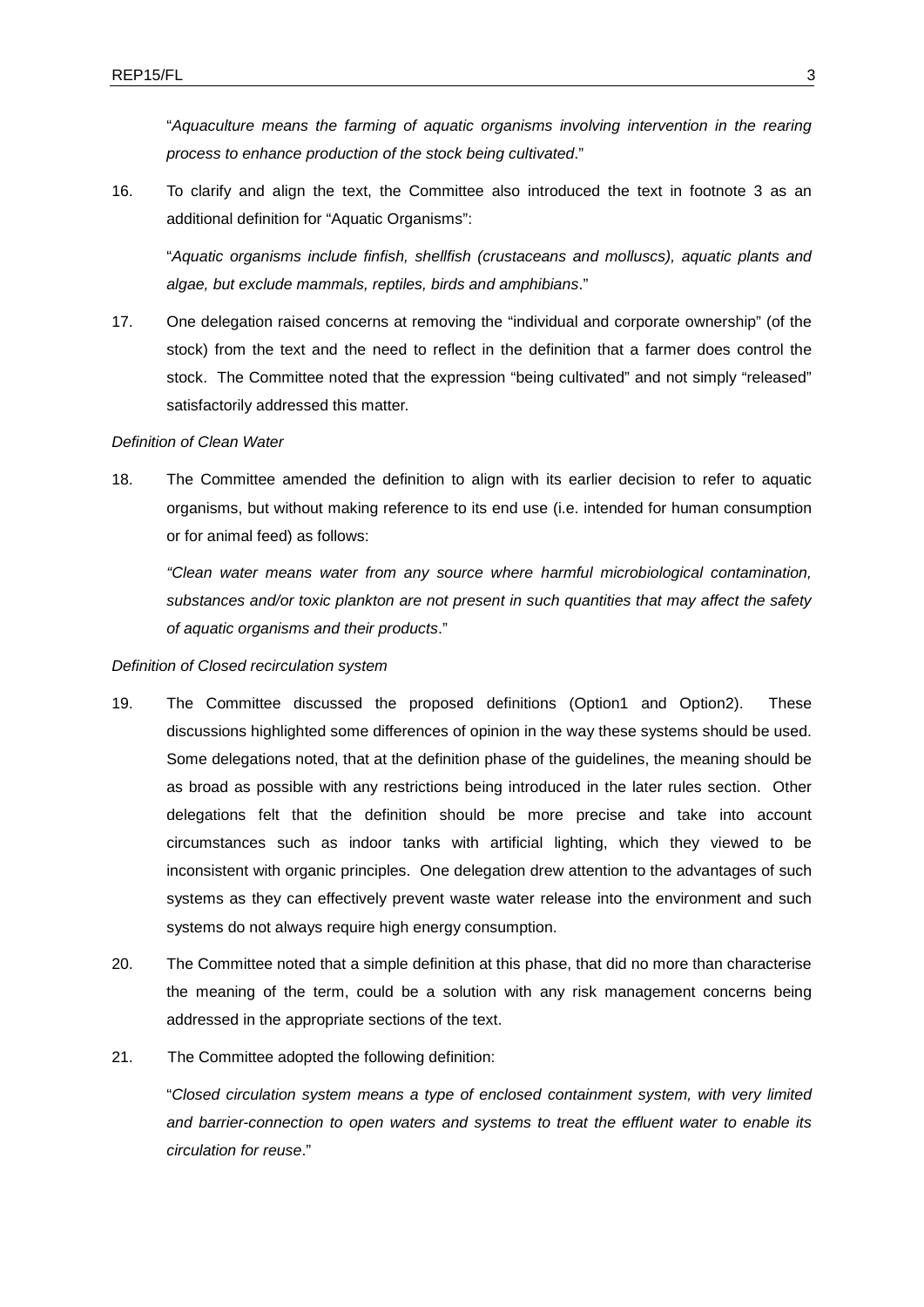"*Aquaculture means the farming of aquatic organisms involving intervention in the rearing process to enhance production of the stock being cultivated*."

16. To clarify and align the text, the Committee also introduced the text in footnote 3 as an additional definition for "Aquatic Organisms":

    "*Aquatic organisms include finfish, shellfish (crustaceans and molluscs), aquatic plants and algae, but exclude mammals, reptiles, birds and amphibians*."

17. One delegation raised concerns at removing the "individual and corporate ownership" (of the stock) from the text and the need to reflect in the definition that a farmer does control the stock. The Committee noted that the expression "being cultivated" and not simply "released" satisfactorily addressed this matter.

*Definition of Clean Water*

18. The Committee amended the definition to align with its earlier decision to refer to aquatic organisms, but without making reference to its end use (i.e. intended for human consumption or for animal feed) as follows:

    *"Clean water means water from any source where harmful microbiological contamination, substances and/or toxic plankton are not present in such quantities that may affect the safety of aquatic organisms and their products*."

*Definition of Closed recirculation system*

19. The Committee discussed the proposed definitions (Option1 and Option2). These discussions highlighted some differences of opinion in the way these systems should be used. Some delegations noted, that at the definition phase of the guidelines, the meaning should be as broad as possible with any restrictions being introduced in the later rules section. Other delegations felt that the definition should be more precise and take into account circumstances such as indoor tanks with artificial lighting, which they viewed to be inconsistent with organic principles. One delegation drew attention to the advantages of such systems as they can effectively prevent waste water release into the environment and such systems do not always require high energy consumption.

20. The Committee noted that a simple definition at this phase, that did no more than characterise the meaning of the term, could be a solution with any risk management concerns being addressed in the appropriate sections of the text.

21. The Committee adopted the following definition:

    "*Closed circulation system means a type of enclosed containment system, with very limited and barrier-connection to open waters and systems to treat the effluent water to enable its circulation for reuse*."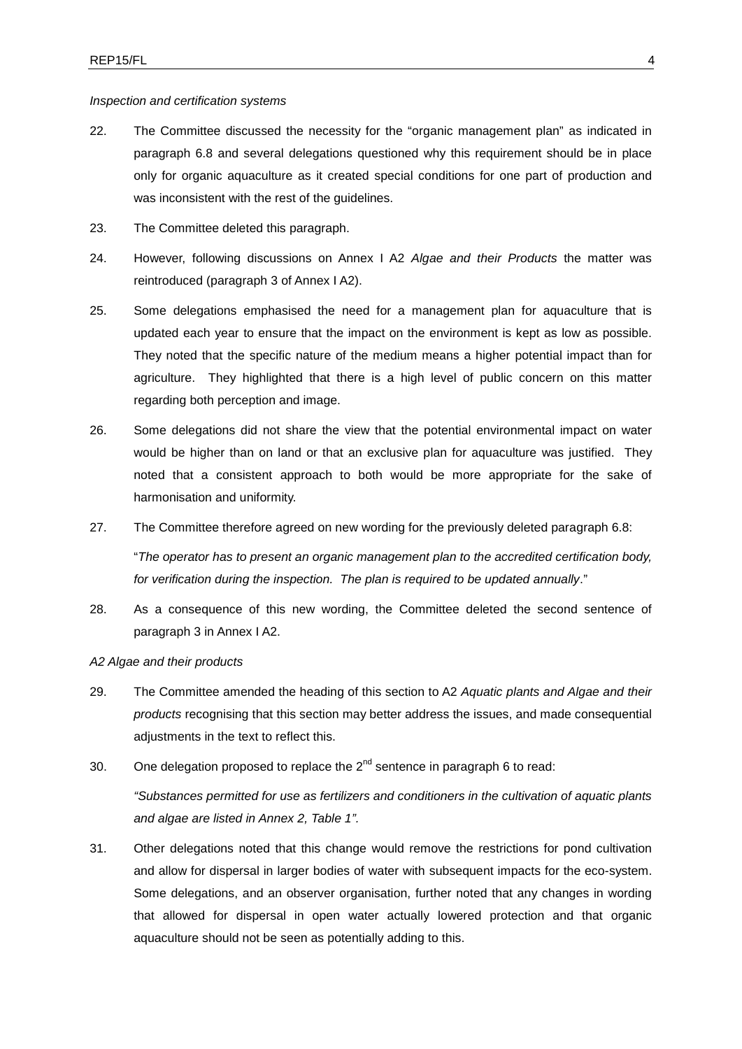*Inspection and certification systems*

22. The Committee discussed the necessity for the "organic management plan" as indicated in paragraph 6.8 and several delegations questioned why this requirement should be in place only for organic aquaculture as it created special conditions for one part of production and was inconsistent with the rest of the guidelines.

23. The Committee deleted this paragraph.

24. However, following discussions on Annex I A2 *Algae and their Products* the matter was reintroduced (paragraph 3 of Annex I A2).

25. Some delegations emphasised the need for a management plan for aquaculture that is updated each year to ensure that the impact on the environment is kept as low as possible. They noted that the specific nature of the medium means a higher potential impact than for agriculture. They highlighted that there is a high level of public concern on this matter regarding both perception and image.

26. Some delegations did not share the view that the potential environmental impact on water would be higher than on land or that an exclusive plan for aquaculture was justified. They noted that a consistent approach to both would be more appropriate for the sake of harmonisation and uniformity.

27. The Committee therefore agreed on new wording for the previously deleted paragraph 6.8:

   "*The operator has to present an organic management plan to the accredited certification body, for verification during the inspection. The plan is required to be updated annually*."

28. As a consequence of this new wording, the Committee deleted the second sentence of paragraph 3 in Annex I A2.

*A2 Algae and their products*

29. The Committee amended the heading of this section to A2 *Aquatic plants and Algae and their products* recognising that this section may better address the issues, and made consequential adjustments in the text to reflect this.

30. One delegation proposed to replace the 2nd sentence in paragraph 6 to read:

   *"Substances permitted for use as fertilizers and conditioners in the cultivation of aquatic plants and algae are listed in Annex 2, Table 1".*

31. Other delegations noted that this change would remove the restrictions for pond cultivation and allow for dispersal in larger bodies of water with subsequent impacts for the eco-system. Some delegations, and an observer organisation, further noted that any changes in wording that allowed for dispersal in open water actually lowered protection and that organic aquaculture should not be seen as potentially adding to this.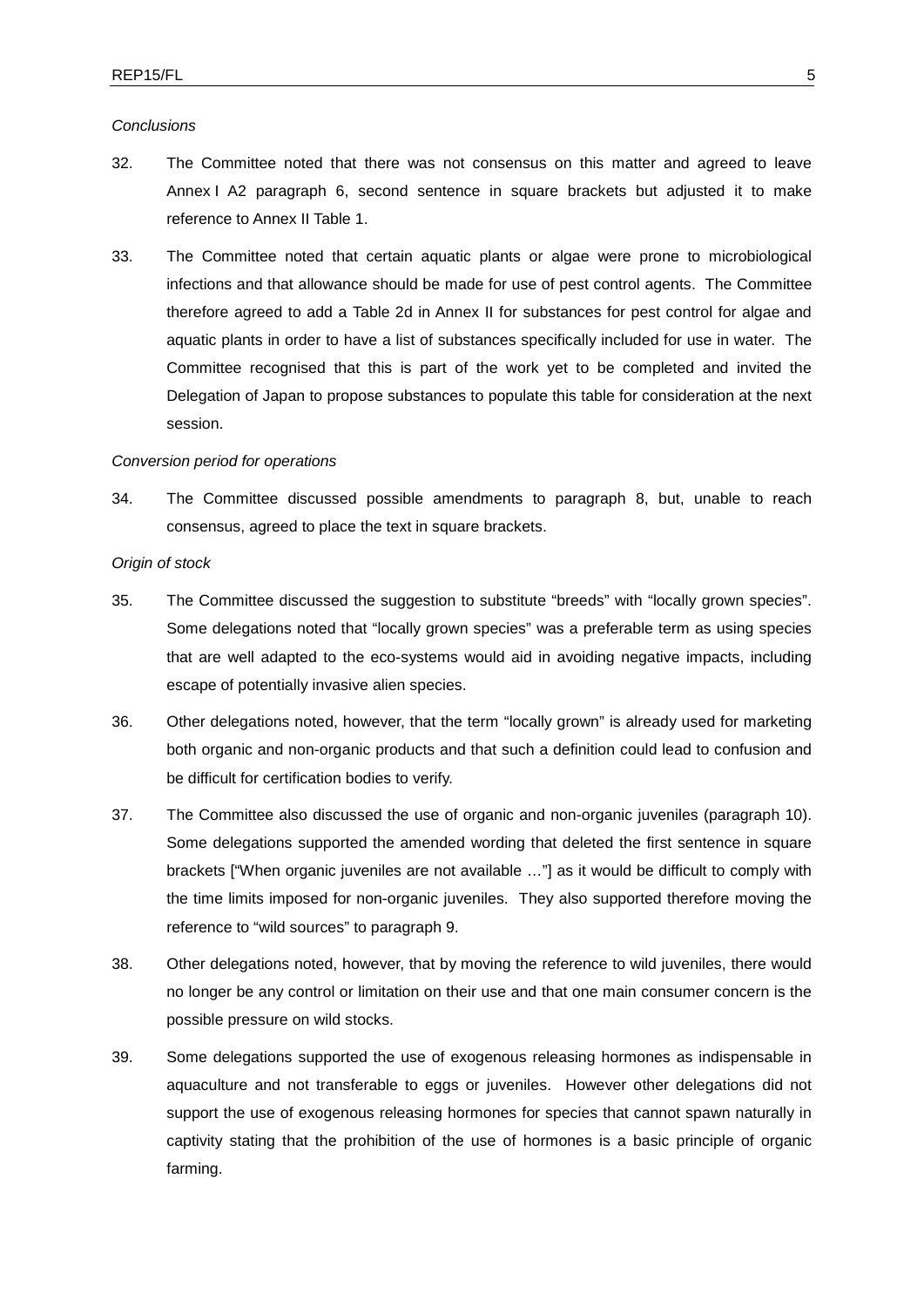*Conclusions*

32. The Committee noted that there was not consensus on this matter and agreed to leave Annex I A2 paragraph 6, second sentence in square brackets but adjusted it to make reference to Annex II Table 1.

33. The Committee noted that certain aquatic plants or algae were prone to microbiological infections and that allowance should be made for use of pest control agents. The Committee therefore agreed to add a Table 2d in Annex II for substances for pest control for algae and aquatic plants in order to have a list of substances specifically included for use in water. The Committee recognised that this is part of the work yet to be completed and invited the Delegation of Japan to propose substances to populate this table for consideration at the next session.

*Conversion period for operations*

34. The Committee discussed possible amendments to paragraph 8, but, unable to reach consensus, agreed to place the text in square brackets.

*Origin of stock*

35. The Committee discussed the suggestion to substitute "breeds" with "locally grown species". Some delegations noted that "locally grown species" was a preferable term as using species that are well adapted to the eco-systems would aid in avoiding negative impacts, including escape of potentially invasive alien species.

36. Other delegations noted, however, that the term "locally grown" is already used for marketing both organic and non-organic products and that such a definition could lead to confusion and be difficult for certification bodies to verify.

37. The Committee also discussed the use of organic and non-organic juveniles (paragraph 10). Some delegations supported the amended wording that deleted the first sentence in square brackets ["When organic juveniles are not available …"] as it would be difficult to comply with the time limits imposed for non-organic juveniles. They also supported therefore moving the reference to "wild sources" to paragraph 9.

38. Other delegations noted, however, that by moving the reference to wild juveniles, there would no longer be any control or limitation on their use and that one main consumer concern is the possible pressure on wild stocks.

39. Some delegations supported the use of exogenous releasing hormones as indispensable in aquaculture and not transferable to eggs or juveniles. However other delegations did not support the use of exogenous releasing hormones for species that cannot spawn naturally in captivity stating that the prohibition of the use of hormones is a basic principle of organic farming.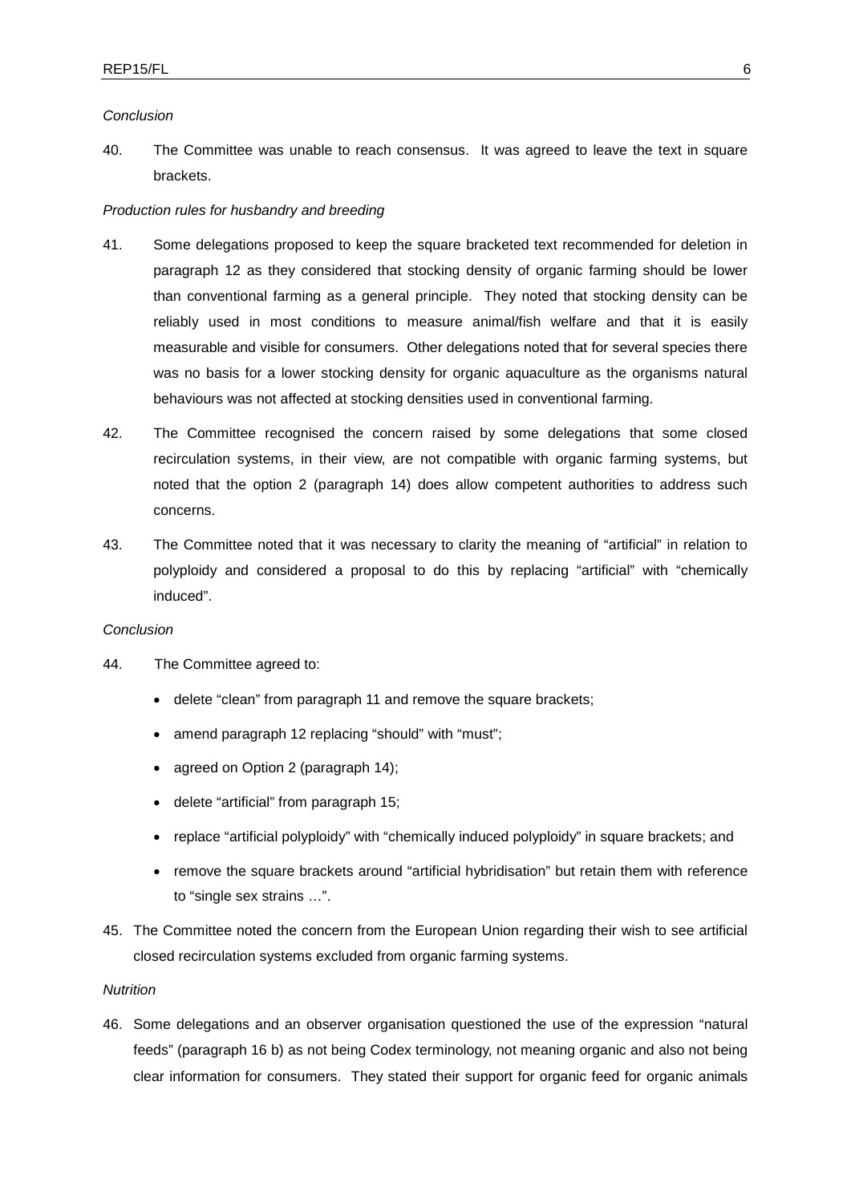*Conclusion*

40. The Committee was unable to reach consensus. It was agreed to leave the text in square brackets.

*Production rules for husbandry and breeding*

41. Some delegations proposed to keep the square bracketed text recommended for deletion in paragraph 12 as they considered that stocking density of organic farming should be lower than conventional farming as a general principle. They noted that stocking density can be reliably used in most conditions to measure animal/fish welfare and that it is easily measurable and visible for consumers. Other delegations noted that for several species there was no basis for a lower stocking density for organic aquaculture as the organisms natural behaviours was not affected at stocking densities used in conventional farming.

42. The Committee recognised the concern raised by some delegations that some closed recirculation systems, in their view, are not compatible with organic farming systems, but noted that the option 2 (paragraph 14) does allow competent authorities to address such concerns.

43. The Committee noted that it was necessary to clarity the meaning of "artificial" in relation to polyploidy and considered a proposal to do this by replacing "artificial" with "chemically induced".

*Conclusion*

44. The Committee agreed to:

- delete "clean" from paragraph 11 and remove the square brackets;
- amend paragraph 12 replacing "should" with "must";
- agreed on Option 2 (paragraph 14);
- delete "artificial" from paragraph 15;
- replace "artificial polyploidy" with "chemically induced polyploidy" in square brackets; and
- remove the square brackets around "artificial hybridisation" but retain them with reference to "single sex strains …".

45. The Committee noted the concern from the European Union regarding their wish to see artificial closed recirculation systems excluded from organic farming systems.

*Nutrition*

46. Some delegations and an observer organisation questioned the use of the expression "natural feeds" (paragraph 16 b) as not being Codex terminology, not meaning organic and also not being clear information for consumers. They stated their support for organic feed for organic animals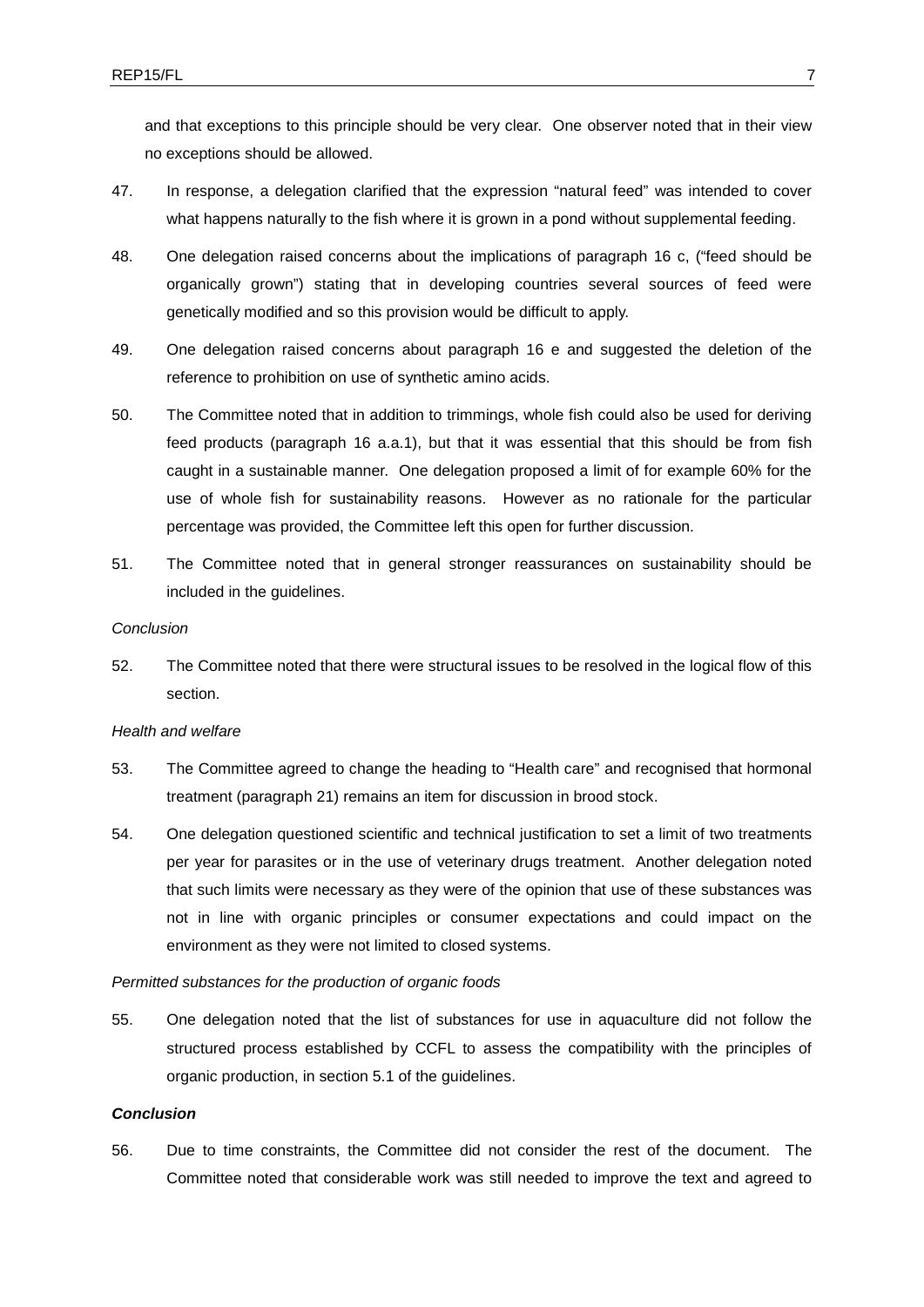and that exceptions to this principle should be very clear. One observer noted that in their view no exceptions should be allowed.

47. In response, a delegation clarified that the expression "natural feed" was intended to cover what happens naturally to the fish where it is grown in a pond without supplemental feeding.

48. One delegation raised concerns about the implications of paragraph 16 c, ("feed should be organically grown") stating that in developing countries several sources of feed were genetically modified and so this provision would be difficult to apply.

49. One delegation raised concerns about paragraph 16 e and suggested the deletion of the reference to prohibition on use of synthetic amino acids.

50. The Committee noted that in addition to trimmings, whole fish could also be used for deriving feed products (paragraph 16 a.a.1), but that it was essential that this should be from fish caught in a sustainable manner. One delegation proposed a limit of for example 60% for the use of whole fish for sustainability reasons. However as no rationale for the particular percentage was provided, the Committee left this open for further discussion.

51. The Committee noted that in general stronger reassurances on sustainability should be included in the guidelines.

*Conclusion*

52. The Committee noted that there were structural issues to be resolved in the logical flow of this section.

*Health and welfare*

53. The Committee agreed to change the heading to "Health care" and recognised that hormonal treatment (paragraph 21) remains an item for discussion in brood stock.

54. One delegation questioned scientific and technical justification to set a limit of two treatments per year for parasites or in the use of veterinary drugs treatment. Another delegation noted that such limits were necessary as they were of the opinion that use of these substances was not in line with organic principles or consumer expectations and could impact on the environment as they were not limited to closed systems.

*Permitted substances for the production of organic foods*

55. One delegation noted that the list of substances for use in aquaculture did not follow the structured process established by CCFL to assess the compatibility with the principles of organic production, in section 5.1 of the guidelines.

***Conclusion***

56. Due to time constraints, the Committee did not consider the rest of the document. The Committee noted that considerable work was still needed to improve the text and agreed to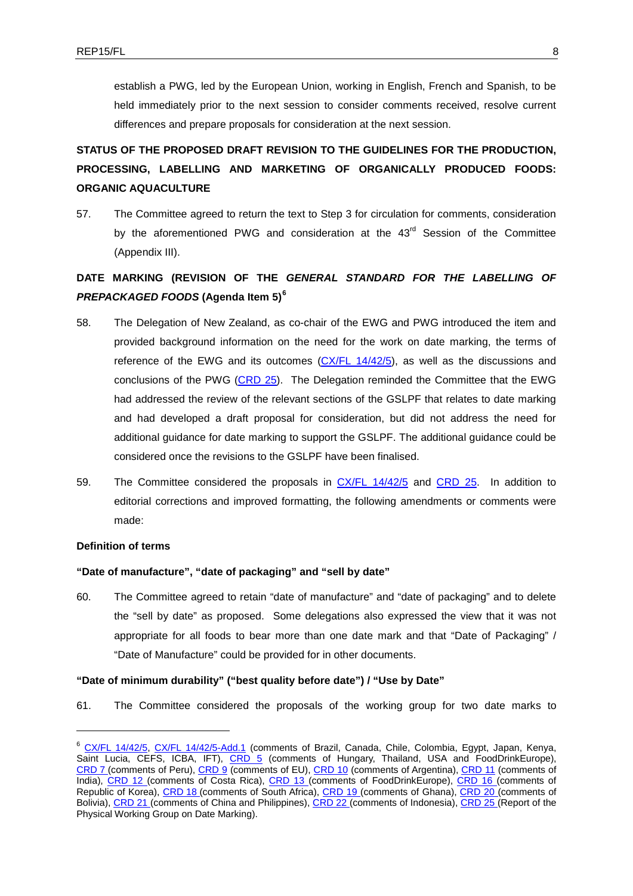establish a PWG, led by the European Union, working in English, French and Spanish, to be held immediately prior to the next session to consider comments received, resolve current differences and prepare proposals for consideration at the next session.

## STATUS OF THE PROPOSED DRAFT REVISION TO THE GUIDELINES FOR THE PRODUCTION, PROCESSING, LABELLING AND MARKETING OF ORGANICALLY PRODUCED FOODS: ORGANIC AQUACULTURE

57. The Committee agreed to return the text to Step 3 for circulation for comments, consideration by the aforementioned PWG and consideration at the 43rd Session of the Committee (Appendix III).

## DATE MARKING (REVISION OF THE *GENERAL STANDARD FOR THE LABELLING OF PREPACKAGED FOODS* (Agenda Item 5)[6]

58. The Delegation of New Zealand, as co-chair of the EWG and PWG introduced the item and provided background information on the need for the work on date marking, the terms of reference of the EWG and its outcomes (CX/FL 14/42/5), as well as the discussions and conclusions of the PWG (CRD 25). The Delegation reminded the Committee that the EWG had addressed the review of the relevant sections of the GSLPF that relates to date marking and had developed a draft proposal for consideration, but did not address the need for additional guidance for date marking to support the GSLPF. The additional guidance could be considered once the revisions to the GSLPF have been finalised.

59. The Committee considered the proposals in CX/FL 14/42/5 and CRD 25. In addition to editorial corrections and improved formatting, the following amendments or comments were made:

### Definition of terms

#### "Date of manufacture", "date of packaging" and "sell by date"

60. The Committee agreed to retain "date of manufacture" and "date of packaging" and to delete the "sell by date" as proposed. Some delegations also expressed the view that it was not appropriate for all foods to bear more than one date mark and that "Date of Packaging" / "Date of Manufacture" could be provided for in other documents.

#### "Date of minimum durability" ("best quality before date") / "Use by Date"

61. The Committee considered the proposals of the working group for two date marks to

---

[6] CX/FL 14/42/5, CX/FL 14/42/5-Add.1 (comments of Brazil, Canada, Chile, Colombia, Egypt, Japan, Kenya, Saint Lucia, CEFS, ICBA, IFT), CRD 5 (comments of Hungary, Thailand, USA and FoodDrinkEurope), CRD 7 (comments of Peru), CRD 9 (comments of EU), CRD 10 (comments of Argentina), CRD 11 (comments of India), CRD 12 (comments of Costa Rica), CRD 13 (comments of FoodDrinkEurope), CRD 16 (comments of Republic of Korea), CRD 18 (comments of South Africa), CRD 19 (comments of Ghana), CRD 20 (comments of Bolivia), CRD 21 (comments of China and Philippines), CRD 22 (comments of Indonesia), CRD 25 (Report of the Physical Working Group on Date Marking).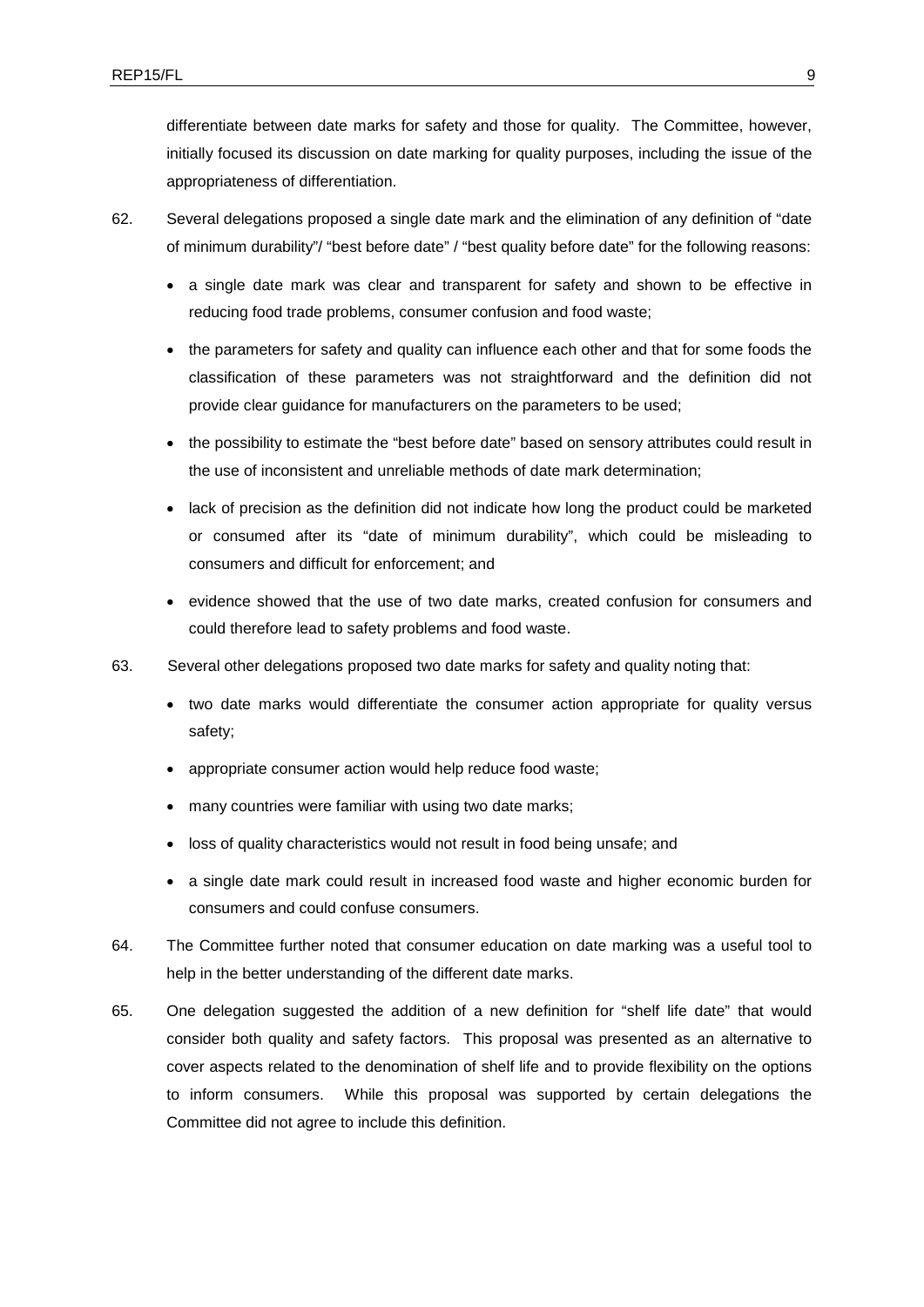differentiate between date marks for safety and those for quality. The Committee, however, initially focused its discussion on date marking for quality purposes, including the issue of the appropriateness of differentiation.

62. Several delegations proposed a single date mark and the elimination of any definition of "date of minimum durability"/ "best before date" / "best quality before date" for the following reasons:

- a single date mark was clear and transparent for safety and shown to be effective in reducing food trade problems, consumer confusion and food waste;
- the parameters for safety and quality can influence each other and that for some foods the classification of these parameters was not straightforward and the definition did not provide clear guidance for manufacturers on the parameters to be used;
- the possibility to estimate the "best before date" based on sensory attributes could result in the use of inconsistent and unreliable methods of date mark determination;
- lack of precision as the definition did not indicate how long the product could be marketed or consumed after its "date of minimum durability", which could be misleading to consumers and difficult for enforcement; and
- evidence showed that the use of two date marks, created confusion for consumers and could therefore lead to safety problems and food waste.

63. Several other delegations proposed two date marks for safety and quality noting that:

- two date marks would differentiate the consumer action appropriate for quality versus safety;
- appropriate consumer action would help reduce food waste;
- many countries were familiar with using two date marks;
- loss of quality characteristics would not result in food being unsafe; and
- a single date mark could result in increased food waste and higher economic burden for consumers and could confuse consumers.

64. The Committee further noted that consumer education on date marking was a useful tool to help in the better understanding of the different date marks.

65. One delegation suggested the addition of a new definition for "shelf life date" that would consider both quality and safety factors. This proposal was presented as an alternative to cover aspects related to the denomination of shelf life and to provide flexibility on the options to inform consumers. While this proposal was supported by certain delegations the Committee did not agree to include this definition.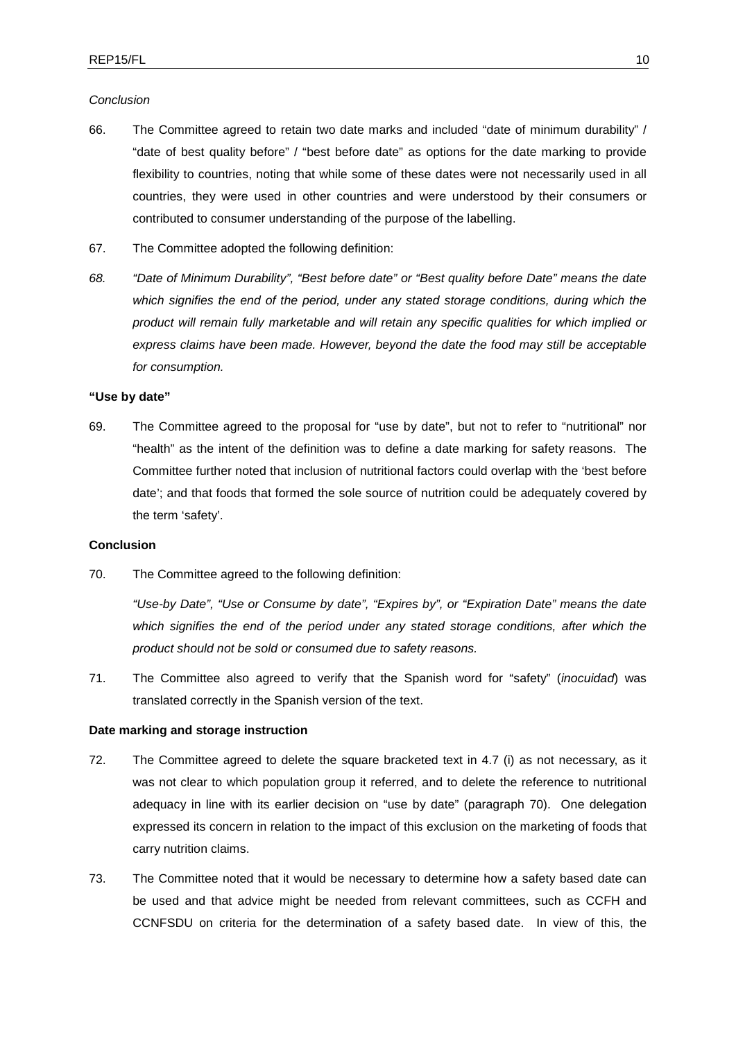*Conclusion*

66. The Committee agreed to retain two date marks and included “date of minimum durability” / “date of best quality before” / “best before date” as options for the date marking to provide flexibility to countries, noting that while some of these dates were not necessarily used in all countries, they were used in other countries and were understood by their consumers or contributed to consumer understanding of the purpose of the labelling.

67. The Committee adopted the following definition:

*68. “Date of Minimum Durability”, “Best before date” or “Best quality before Date” means the date which signifies the end of the period, under any stated storage conditions, during which the product will remain fully marketable and will retain any specific qualities for which implied or express claims have been made. However, beyond the date the food may still be acceptable for consumption.*

**“Use by date”**

69. The Committee agreed to the proposal for “use by date”, but not to refer to “nutritional” nor “health” as the intent of the definition was to define a date marking for safety reasons. The Committee further noted that inclusion of nutritional factors could overlap with the ‘best before date’; and that foods that formed the sole source of nutrition could be adequately covered by the term ‘safety’.

**Conclusion**

70. The Committee agreed to the following definition:

*“Use-by Date”, “Use or Consume by date”, “Expires by”, or “Expiration Date” means the date which signifies the end of the period under any stated storage conditions, after which the product should not be sold or consumed due to safety reasons.*

71. The Committee also agreed to verify that the Spanish word for “safety” (*inocuidad*) was translated correctly in the Spanish version of the text.

**Date marking and storage instruction**

72. The Committee agreed to delete the square bracketed text in 4.7 (i) as not necessary, as it was not clear to which population group it referred, and to delete the reference to nutritional adequacy in line with its earlier decision on “use by date” (paragraph 70). One delegation expressed its concern in relation to the impact of this exclusion on the marketing of foods that carry nutrition claims.

73. The Committee noted that it would be necessary to determine how a safety based date can be used and that advice might be needed from relevant committees, such as CCFH and CCNFSDU on criteria for the determination of a safety based date. In view of this, the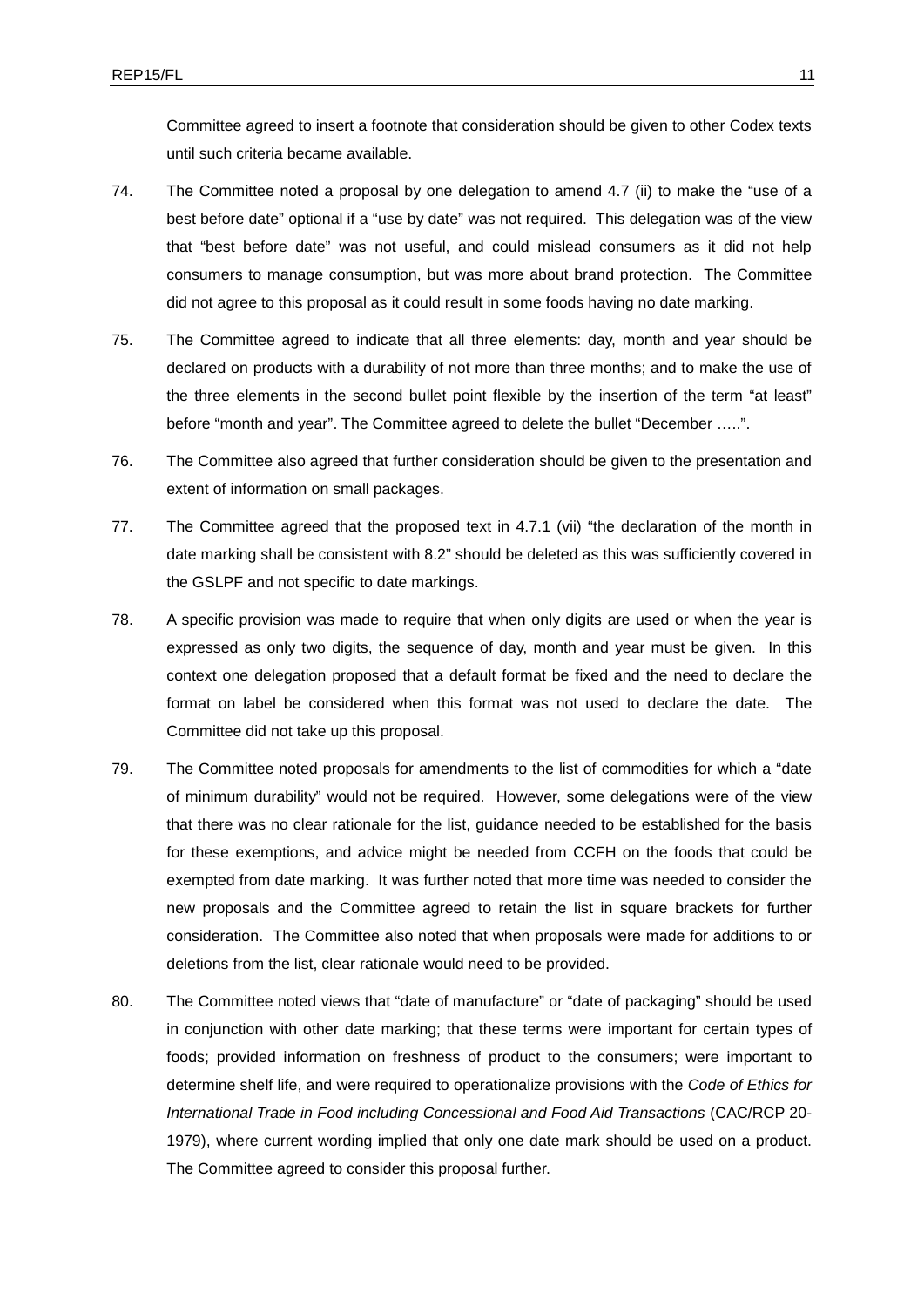Committee agreed to insert a footnote that consideration should be given to other Codex texts until such criteria became available.

74. The Committee noted a proposal by one delegation to amend 4.7 (ii) to make the "use of a best before date" optional if a "use by date" was not required. This delegation was of the view that "best before date" was not useful, and could mislead consumers as it did not help consumers to manage consumption, but was more about brand protection. The Committee did not agree to this proposal as it could result in some foods having no date marking.

75. The Committee agreed to indicate that all three elements: day, month and year should be declared on products with a durability of not more than three months; and to make the use of the three elements in the second bullet point flexible by the insertion of the term "at least" before "month and year". The Committee agreed to delete the bullet "December …..".

76. The Committee also agreed that further consideration should be given to the presentation and extent of information on small packages.

77. The Committee agreed that the proposed text in 4.7.1 (vii) "the declaration of the month in date marking shall be consistent with 8.2" should be deleted as this was sufficiently covered in the GSLPF and not specific to date markings.

78. A specific provision was made to require that when only digits are used or when the year is expressed as only two digits, the sequence of day, month and year must be given. In this context one delegation proposed that a default format be fixed and the need to declare the format on label be considered when this format was not used to declare the date. The Committee did not take up this proposal.

79. The Committee noted proposals for amendments to the list of commodities for which a "date of minimum durability" would not be required. However, some delegations were of the view that there was no clear rationale for the list, guidance needed to be established for the basis for these exemptions, and advice might be needed from CCFH on the foods that could be exempted from date marking. It was further noted that more time was needed to consider the new proposals and the Committee agreed to retain the list in square brackets for further consideration. The Committee also noted that when proposals were made for additions to or deletions from the list, clear rationale would need to be provided.

80. The Committee noted views that "date of manufacture" or "date of packaging" should be used in conjunction with other date marking; that these terms were important for certain types of foods; provided information on freshness of product to the consumers; were important to determine shelf life, and were required to operationalize provisions with the *Code of Ethics for International Trade in Food including Concessional and Food Aid Transactions* (CAC/RCP 20-1979), where current wording implied that only one date mark should be used on a product. The Committee agreed to consider this proposal further.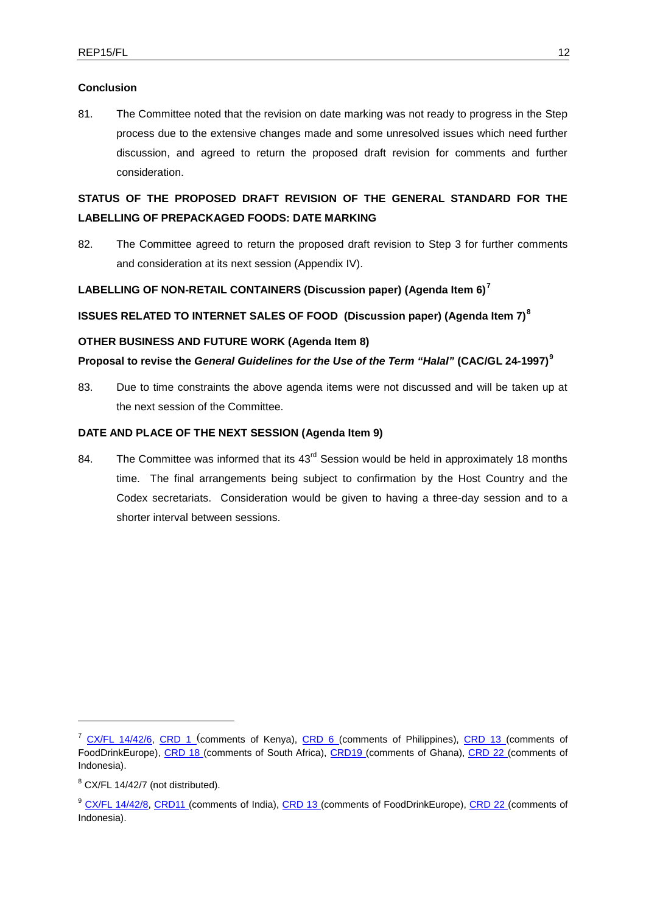**Conclusion**

81. The Committee noted that the revision on date marking was not ready to progress in the Step process due to the extensive changes made and some unresolved issues which need further discussion, and agreed to return the proposed draft revision for comments and further consideration.

**STATUS OF THE PROPOSED DRAFT REVISION OF THE GENERAL STANDARD FOR THE LABELLING OF PREPACKAGED FOODS: DATE MARKING**

82. The Committee agreed to return the proposed draft revision to Step 3 for further comments and consideration at its next session (Appendix IV).

**LABELLING OF NON-RETAIL CONTAINERS (Discussion paper) (Agenda Item 6)[7]**

**ISSUES RELATED TO INTERNET SALES OF FOOD (Discussion paper) (Agenda Item 7)[8]**

**OTHER BUSINESS AND FUTURE WORK (Agenda Item 8)**

**Proposal to revise the *General Guidelines for the Use of the Term "Halal"* (CAC/GL 24-1997)[9]**

83. Due to time constraints the above agenda items were not discussed and will be taken up at the next session of the Committee.

**DATE AND PLACE OF THE NEXT SESSION (Agenda Item 9)**

84. The Committee was informed that its 43rd Session would be held in approximately 18 months time. The final arrangements being subject to confirmation by the Host Country and the Codex secretariats. Consideration would be given to having a three-day session and to a shorter interval between sessions.

---

[7] CX/FL 14/42/6, CRD 1 (comments of Kenya), CRD 6 (comments of Philippines), CRD 13 (comments of FoodDrinkEurope), CRD 18 (comments of South Africa), CRD19 (comments of Ghana), CRD 22 (comments of Indonesia).

[8] CX/FL 14/42/7 (not distributed).

[9] CX/FL 14/42/8, CRD11 (comments of India), CRD 13 (comments of FoodDrinkEurope), CRD 22 (comments of Indonesia).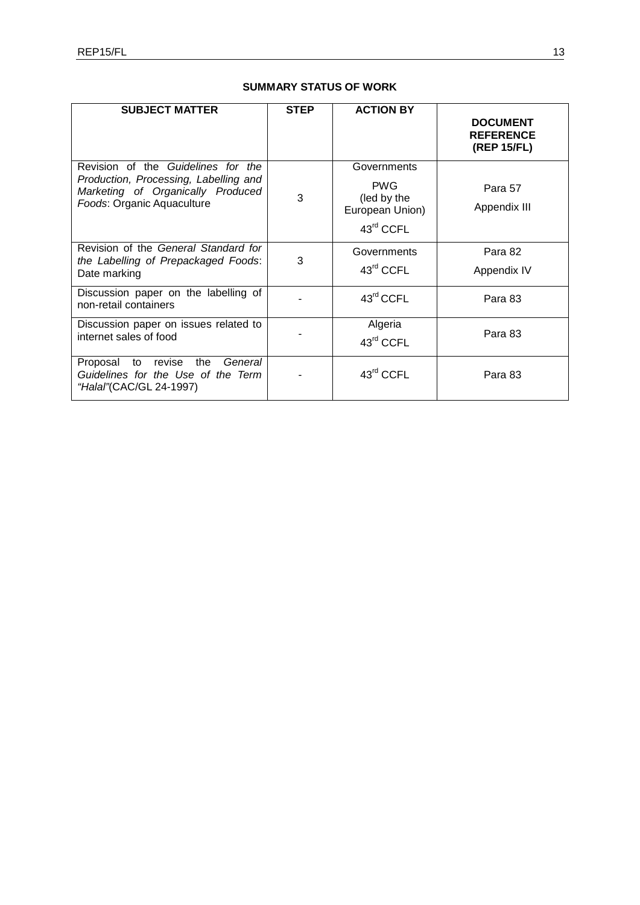**SUMMARY STATUS OF WORK**

| SUBJECT MATTER | STEP | ACTION BY | DOCUMENT REFERENCE (REP 15/FL) |
|---|---|---|---|
| Revision of the *Guidelines for the Production, Processing, Labelling and Marketing of Organically Produced Foods*: Organic Aquaculture | 3 | Governments<br>PWG (led by the European Union)<br>43rd CCFL | Para 57<br>Appendix III |
| Revision of the *General Standard for the Labelling of Prepackaged Foods*: Date marking | 3 | Governments<br>43rd CCFL | Para 82<br>Appendix IV |
| Discussion paper on the labelling of non-retail containers | - | 43rd CCFL | Para 83 |
| Discussion paper on issues related to internet sales of food | - | Algeria<br>43rd CCFL | Para 83 |
| Proposal to revise the *General Guidelines for the Use of the Term "Halal"*(CAC/GL 24-1997) | - | 43rd CCFL | Para 83 |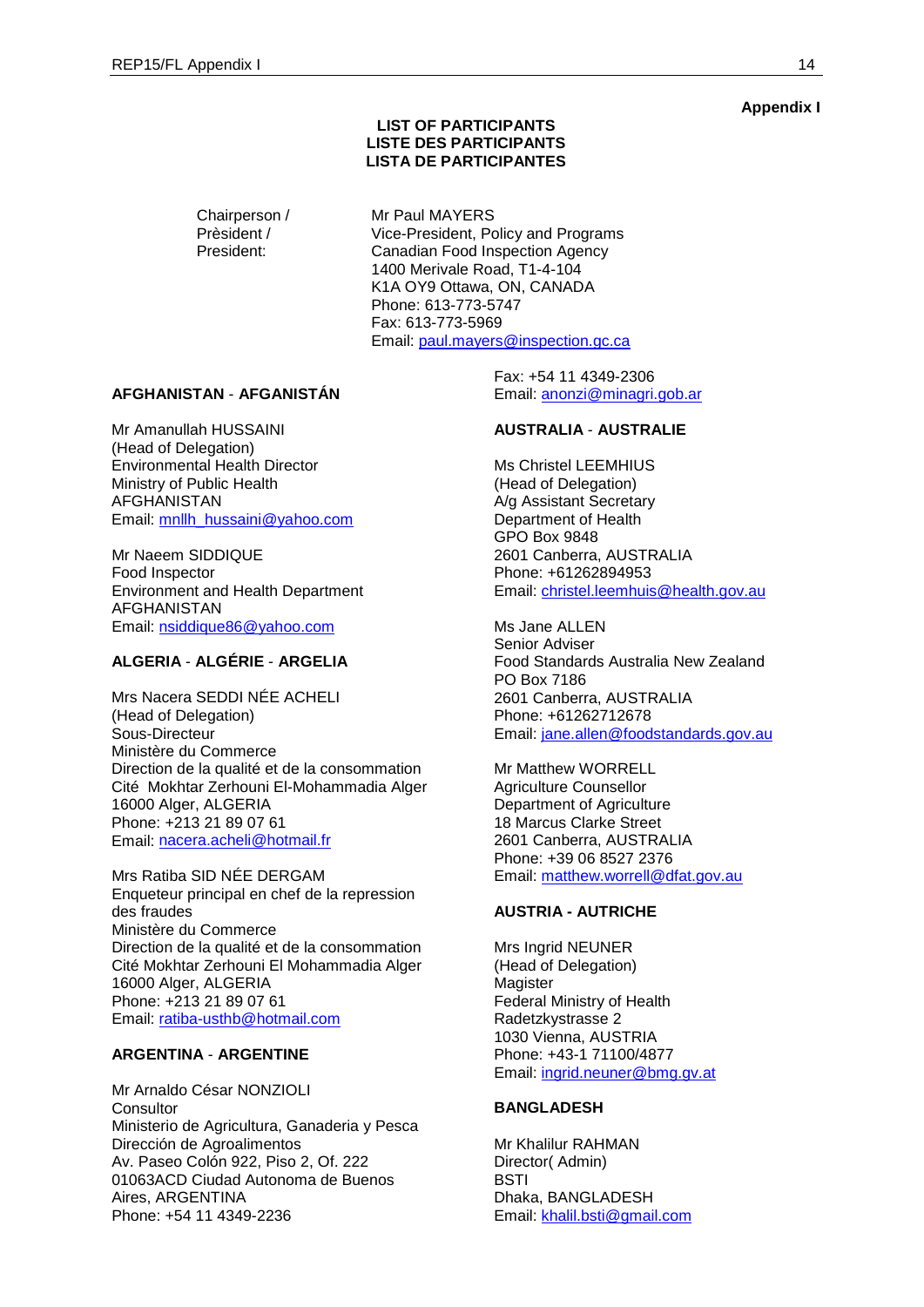**Appendix I**

**LIST OF PARTICIPANTS**
**LISTE DES PARTICIPANTS**
**LISTA DE PARTICIPANTES**

Chairperson /
Prèsident /
President:

Mr Paul MAYERS
Vice-President, Policy and Programs
Canadian Food Inspection Agency
1400 Merivale Road, T1-4-104
K1A OY9 Ottawa, ON, CANADA
Phone: 613-773-5747
Fax: 613-773-5969
Email: paul.mayers@inspection.gc.ca

**AFGHANISTAN** - **AFGANISTÁN**

Mr Amanullah HUSSAINI
(Head of Delegation)
Environmental Health Director
Ministry of Public Health
AFGHANISTAN
Email: mnllh_hussaini@yahoo.com

Mr Naeem SIDDIQUE
Food Inspector
Environment and Health Department
AFGHANISTAN
Email: nsiddique86@yahoo.com

**ALGERIA** - **ALGÉRIE** - **ARGELIA**

Mrs Nacera SEDDI NÉE ACHELI
(Head of Delegation)
Sous-Directeur
Ministère du Commerce
Direction de la qualité et de la consommation
Cité Mokhtar Zerhouni El-Mohammadia Alger
16000 Alger, ALGERIA
Phone: +213 21 89 07 61
Email: nacera.acheli@hotmail.fr

Mrs Ratiba SID NÉE DERGAM
Enqueteur principal en chef de la repression des fraudes
Ministère du Commerce
Direction de la qualité et de la consommation
Cité Mokhtar Zerhouni El Mohammadia Alger
16000 Alger, ALGERIA
Phone: +213 21 89 07 61
Email: ratiba-usthb@hotmail.com

**ARGENTINA** - **ARGENTINE**

Mr Arnaldo César NONZIOLI
Consultor
Ministerio de Agricultura, Ganaderia y Pesca
Dirección de Agroalimentos
Av. Paseo Colón 922, Piso 2, Of. 222
01063ACD Ciudad Autonoma de Buenos Aires, ARGENTINA
Phone: +54 11 4349-2236
Fax: +54 11 4349-2306
Email: anonzi@minagri.gob.ar

**AUSTRALIA** - **AUSTRALIE**

Ms Christel LEEMHIUS
(Head of Delegation)
A/g Assistant Secretary
Department of Health
GPO Box 9848
2601 Canberra, AUSTRALIA
Phone: +61262894953
Email: christel.leemhuis@health.gov.au

Ms Jane ALLEN
Senior Adviser
Food Standards Australia New Zealand
PO Box 7186
2601 Canberra, AUSTRALIA
Phone: +61262712678
Email: jane.allen@foodstandards.gov.au

Mr Matthew WORRELL
Agriculture Counsellor
Department of Agriculture
18 Marcus Clarke Street
2601 Canberra, AUSTRALIA
Phone: +39 06 8527 2376
Email: matthew.worrell@dfat.gov.au

**AUSTRIA - AUTRICHE**

Mrs Ingrid NEUNER
(Head of Delegation)
Magister
Federal Ministry of Health
Radetzkystrasse 2
1030 Vienna, AUSTRIA
Phone: +43-1 71100/4877
Email: ingrid.neuner@bmg.gv.at

**BANGLADESH**

Mr Khalilur RAHMAN
Director( Admin)
BSTI
Dhaka, BANGLADESH
Email: khalil.bsti@gmail.com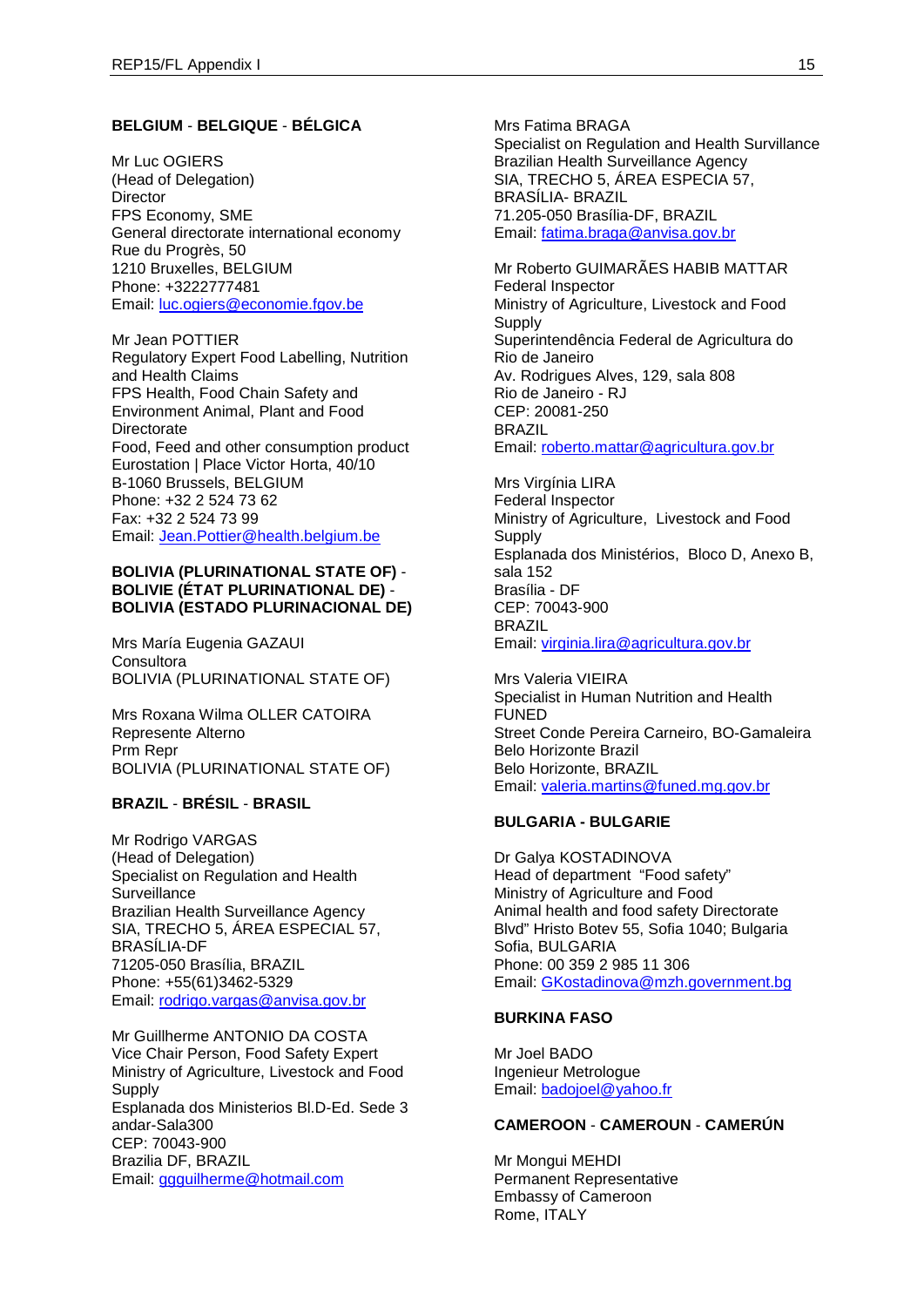**BELGIUM** - **BELGIQUE** - **BÉLGICA**

Mr Luc OGIERS
(Head of Delegation)
Director
FPS Economy, SME
General directorate international economy
Rue du Progrès, 50
1210 Bruxelles, BELGIUM
Phone: +3222777481
Email: luc.ogiers@economie.fgov.be

Mr Jean POTTIER
Regulatory Expert Food Labelling, Nutrition and Health Claims
FPS Health, Food Chain Safety and Environment Animal, Plant and Food Directorate
Food, Feed and other consumption product
Eurostation | Place Victor Horta, 40/10
B-1060 Brussels, BELGIUM
Phone: +32 2 524 73 62
Fax: +32 2 524 73 99
Email: Jean.Pottier@health.belgium.be

**BOLIVIA (PLURINATIONAL STATE OF)** - **BOLIVIE (ÉTAT PLURINATIONAL DE)** - **BOLIVIA (ESTADO PLURINACIONAL DE)**

Mrs María Eugenia GAZAUI
Consultora
BOLIVIA (PLURINATIONAL STATE OF)

Mrs Roxana Wilma OLLER CATOIRA
Represente Alterno
Prm Repr
BOLIVIA (PLURINATIONAL STATE OF)

**BRAZIL** - **BRÉSIL** - **BRASIL**

Mr Rodrigo VARGAS
(Head of Delegation)
Specialist on Regulation and Health Surveillance
Brazilian Health Surveillance Agency
SIA, TRECHO 5, ÁREA ESPECIAL 57, BRASÍLIA-DF
71205-050 Brasília, BRAZIL
Phone: +55(61)3462-5329
Email: rodrigo.vargas@anvisa.gov.br

Mr Guillherme ANTONIO DA COSTA
Vice Chair Person, Food Safety Expert
Ministry of Agriculture, Livestock and Food Supply
Esplanada dos Ministerios Bl.D-Ed. Sede 3 andar-Sala300
CEP: 70043-900
Brazilia DF, BRAZIL
Email: ggguilherme@hotmail.com

Mrs Fatima BRAGA
Specialist on Regulation and Health Survillance
Brazilian Health Surveillance Agency
SIA, TRECHO 5, ÁREA ESPECIA 57, BRASÍLIA- BRAZIL
71.205-050 Brasília-DF, BRAZIL
Email: fatima.braga@anvisa.gov.br

Mr Roberto GUIMARÃES HABIB MATTAR
Federal Inspector
Ministry of Agriculture, Livestock and Food Supply
Superintendência Federal de Agricultura do Rio de Janeiro
Av. Rodrigues Alves, 129, sala 808
Rio de Janeiro - RJ
CEP: 20081-250
BRAZIL
Email: roberto.mattar@agricultura.gov.br

Mrs Virgínia LIRA
Federal Inspector
Ministry of Agriculture, Livestock and Food Supply
Esplanada dos Ministérios, Bloco D, Anexo B, sala 152
Brasília - DF
CEP: 70043-900
BRAZIL
Email: virginia.lira@agricultura.gov.br

Mrs Valeria VIEIRA
Specialist in Human Nutrition and Health
FUNED
Street Conde Pereira Carneiro, BO-Gamaleira
Belo Horizonte Brazil
Belo Horizonte, BRAZIL
Email: valeria.martins@funed.mg.gov.br

**BULGARIA - BULGARIE**

Dr Galya KOSTADINOVA
Head of department "Food safety"
Ministry of Agriculture and Food
Animal health and food safety Directorate
Blvd" Hristo Botev 55, Sofia 1040; Bulgaria
Sofia, BULGARIA
Phone: 00 359 2 985 11 306
Email: GKostadinova@mzh.government.bg

**BURKINA FASO**

Mr Joel BADO
Ingenieur Metrologue
Email: badojoel@yahoo.fr

**CAMEROON** - **CAMEROUN** - **CAMERÚN**

Mr Mongui MEHDI
Permanent Representative
Embassy of Cameroon
Rome, ITALY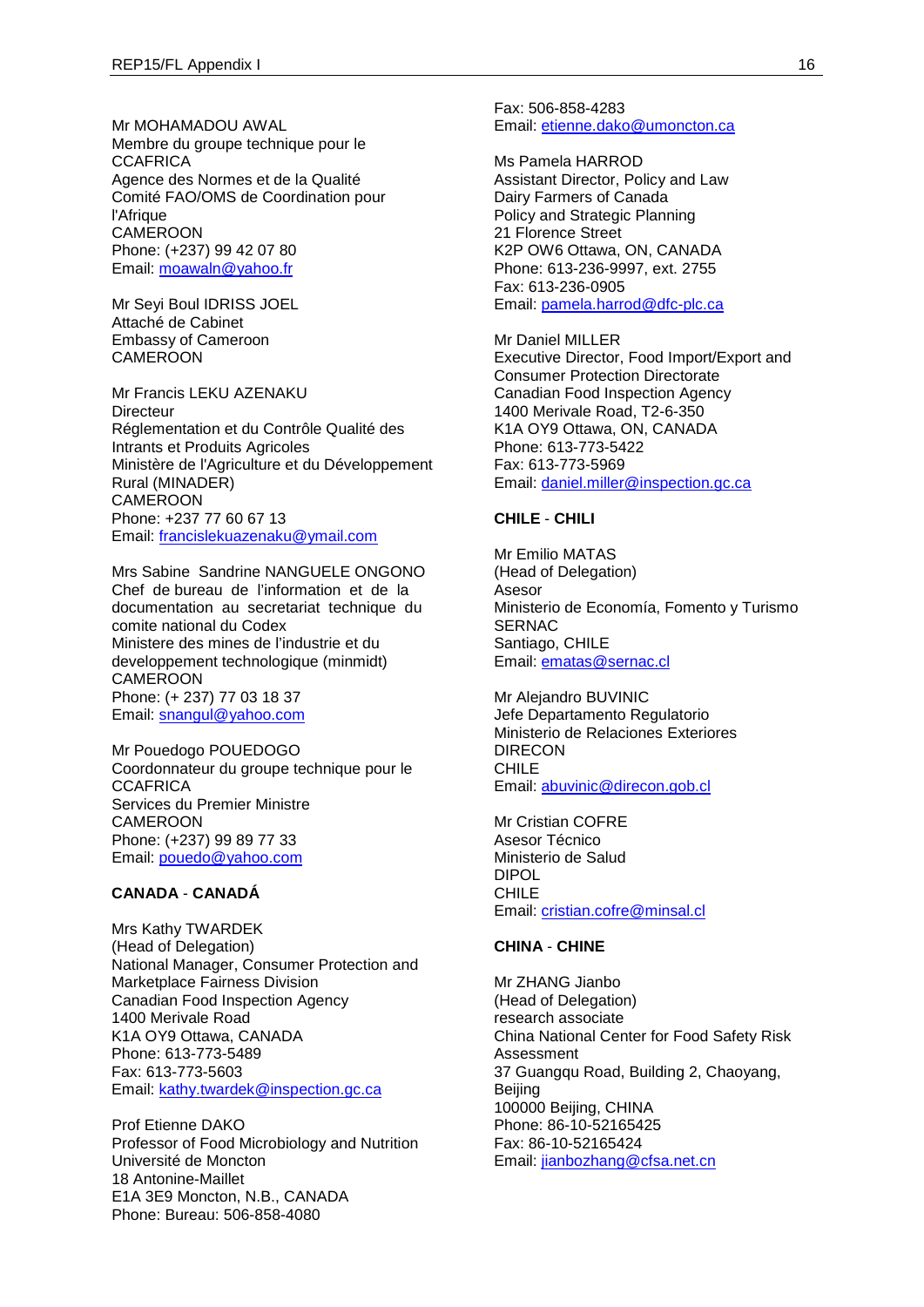Mr MOHAMADOU AWAL
Membre du groupe technique pour le CCAFRICA
Agence des Normes et de la Qualité
Comité FAO/OMS de Coordination pour l'Afrique
CAMEROON
Phone: (+237) 99 42 07 80
Email: moawaln@yahoo.fr

Mr Seyi Boul IDRISS JOEL
Attaché de Cabinet
Embassy of Cameroon
CAMEROON

Mr Francis LEKU AZENAKU
Directeur
Réglementation et du Contrôle Qualité des Intrants et Produits Agricoles
Ministère de l'Agriculture et du Développement Rural (MINADER)
CAMEROON
Phone: +237 77 60 67 13
Email: francislekuazenaku@ymail.com

Mrs Sabine Sandrine NANGUELE ONGONO
Chef de bureau de l'information et de la documentation au secretariat technique du comite national du Codex
Ministere des mines de l'industrie et du developpement technologique (minmidt)
CAMEROON
Phone: (+ 237) 77 03 18 37
Email: snangul@yahoo.com

Mr Pouedogo POUEDOGO
Coordonnateur du groupe technique pour le CCAFRICA
Services du Premier Ministre
CAMEROON
Phone: (+237) 99 89 77 33
Email: pouedo@yahoo.com

**CANADA** - **CANADÁ**

Mrs Kathy TWARDEK
(Head of Delegation)
National Manager, Consumer Protection and Marketplace Fairness Division
Canadian Food Inspection Agency
1400 Merivale Road
K1A OY9 Ottawa, CANADA
Phone: 613-773-5489
Fax: 613-773-5603
Email: kathy.twardek@inspection.gc.ca

Prof Etienne DAKO
Professor of Food Microbiology and Nutrition
Université de Moncton
18 Antonine-Maillet
E1A 3E9 Moncton, N.B., CANADA
Phone: Bureau: 506-858-4080
Fax: 506-858-4283
Email: etienne.dako@umoncton.ca

Ms Pamela HARROD
Assistant Director, Policy and Law
Dairy Farmers of Canada
Policy and Strategic Planning
21 Florence Street
K2P OW6 Ottawa, ON, CANADA
Phone: 613-236-9997, ext. 2755
Fax: 613-236-0905
Email: pamela.harrod@dfc-plc.ca

Mr Daniel MILLER
Executive Director, Food Import/Export and Consumer Protection Directorate
Canadian Food Inspection Agency
1400 Merivale Road, T2-6-350
K1A OY9 Ottawa, ON, CANADA
Phone: 613-773-5422
Fax: 613-773-5969
Email: daniel.miller@inspection.gc.ca

**CHILE** - **CHILI**

Mr Emilio MATAS
(Head of Delegation)
Asesor
Ministerio de Economía, Fomento y Turismo
SERNAC
Santiago, CHILE
Email: ematas@sernac.cl

Mr Alejandro BUVINIC
Jefe Departamento Regulatorio
Ministerio de Relaciones Exteriores
DIRECON
CHILE
Email: abuvinic@direcon.gob.cl

Mr Cristian COFRE
Asesor Técnico
Ministerio de Salud
DIPOL
CHILE
Email: cristian.cofre@minsal.cl

**CHINA** - **CHINE**

Mr ZHANG Jianbo
(Head of Delegation)
research associate
China National Center for Food Safety Risk Assessment
37 Guangqu Road, Building 2, Chaoyang, Beijing
100000 Beijing, CHINA
Phone: 86-10-52165425
Fax: 86-10-52165424
Email: jianbozhang@cfsa.net.cn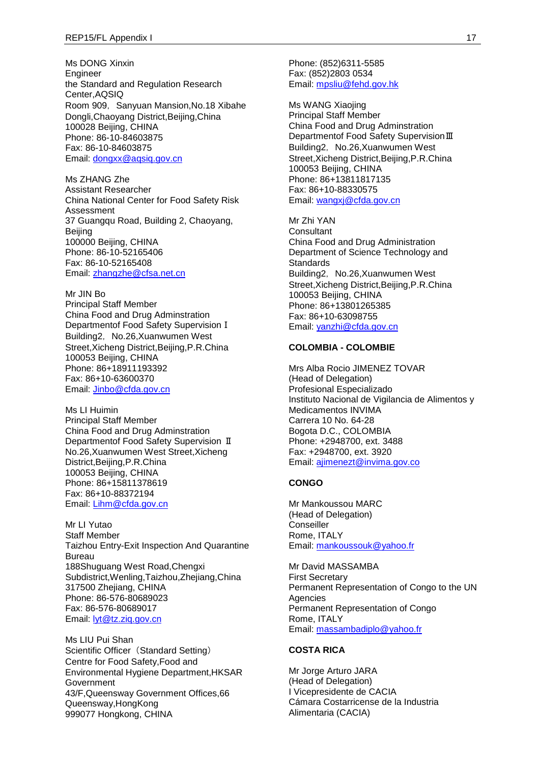Ms DONG Xinxin
Engineer
the Standard and Regulation Research Center,AQSIQ
Room 909，Sanyuan Mansion,No.18 Xibahe Dongli,Chaoyang District,Beijing,China
100028 Beijing, CHINA
Phone: 86-10-84603875
Fax: 86-10-84603875
Email: dongxx@aqsiq.gov.cn

Ms ZHANG Zhe
Assistant Researcher
China National Center for Food Safety Risk Assessment
37 Guangqu Road, Building 2, Chaoyang, Beijing
100000 Beijing, CHINA
Phone: 86-10-52165406
Fax: 86-10-52165408
Email: zhangzhe@cfsa.net.cn

Mr JIN Bo
Principal Staff Member
China Food and Drug Adminstration
Departmentof Food Safety Supervision Ⅰ
Building2，No.26,Xuanwumen West Street,Xicheng District,Beijing,P.R.China
100053 Beijing, CHINA
Phone: 86+18911193392
Fax: 86+10-63600370
Email: Jinbo@cfda.gov.cn

Ms LI Huimin
Principal Staff Member
China Food and Drug Adminstration
Departmentof Food Safety Supervision Ⅱ
No.26,Xuanwumen West Street,Xicheng District,Beijing,P.R.China
100053 Beijing, CHINA
Phone: 86+15811378619
Fax: 86+10-88372194
Email: Lihm@cfda.gov.cn

Mr LI Yutao
Staff Member
Taizhou Entry-Exit Inspection And Quarantine Bureau
188Shuguang West Road,Chengxi Subdistrict,Wenling,Taizhou,Zhejiang,China
317500 Zhejiang, CHINA
Phone: 86-576-80689023
Fax: 86-576-80689017
Email: lyt@tz.ziq.gov.cn

Ms LIU Pui Shan
Scientific Officer（Standard Setting）
Centre for Food Safety,Food and Environmental Hygiene Department,HKSAR Government
43/F,Queensway Government Offices,66 Queensway,HongKong
999077 Hongkong, CHINA
Phone: (852)6311-5585
Fax: (852)2803 0534
Email: mpsliu@fehd.gov.hk

Ms WANG Xiaojing
Principal Staff Member
China Food and Drug Adminstration
Departmentof Food Safety SupervisionⅢ
Building2，No.26,Xuanwumen West Street,Xicheng District,Beijing,P.R.China
100053 Beijing, CHINA
Phone: 86+13811817135
Fax: 86+10-88330575
Email: wangxj@cfda.gov.cn

Mr Zhi YAN
Consultant
China Food and Drug Administration
Department of Science Technology and Standards
Building2，No.26,Xuanwumen West Street,Xicheng District,Beijing,P.R.China
100053 Beijing, CHINA
Phone: 86+13801265385
Fax: 86+10-63098755
Email: yanzhi@cfda.gov.cn

**COLOMBIA - COLOMBIE**

Mrs Alba Rocio JIMENEZ TOVAR
(Head of Delegation)
Profesional Especializado
Instituto Nacional de Vigilancia de Alimentos y Medicamentos INVIMA
Carrera 10 No. 64-28
Bogota D.C., COLOMBIA
Phone: +2948700, ext. 3488
Fax: +2948700, ext. 3920
Email: ajimenezt@invima.gov.co

**CONGO**

Mr Mankoussou MARC
(Head of Delegation)
Conseiller
Rome, ITALY
Email: mankoussouk@yahoo.fr

Mr David MASSAMBA
First Secretary
Permanent Representation of Congo to the UN Agencies
Permanent Representation of Congo
Rome, ITALY
Email: massambadiplo@yahoo.fr

**COSTA RICA**

Mr Jorge Arturo JARA
(Head of Delegation)
I Vicepresidente de CACIA
Cámara Costarricense de la Industria Alimentaria (CACIA)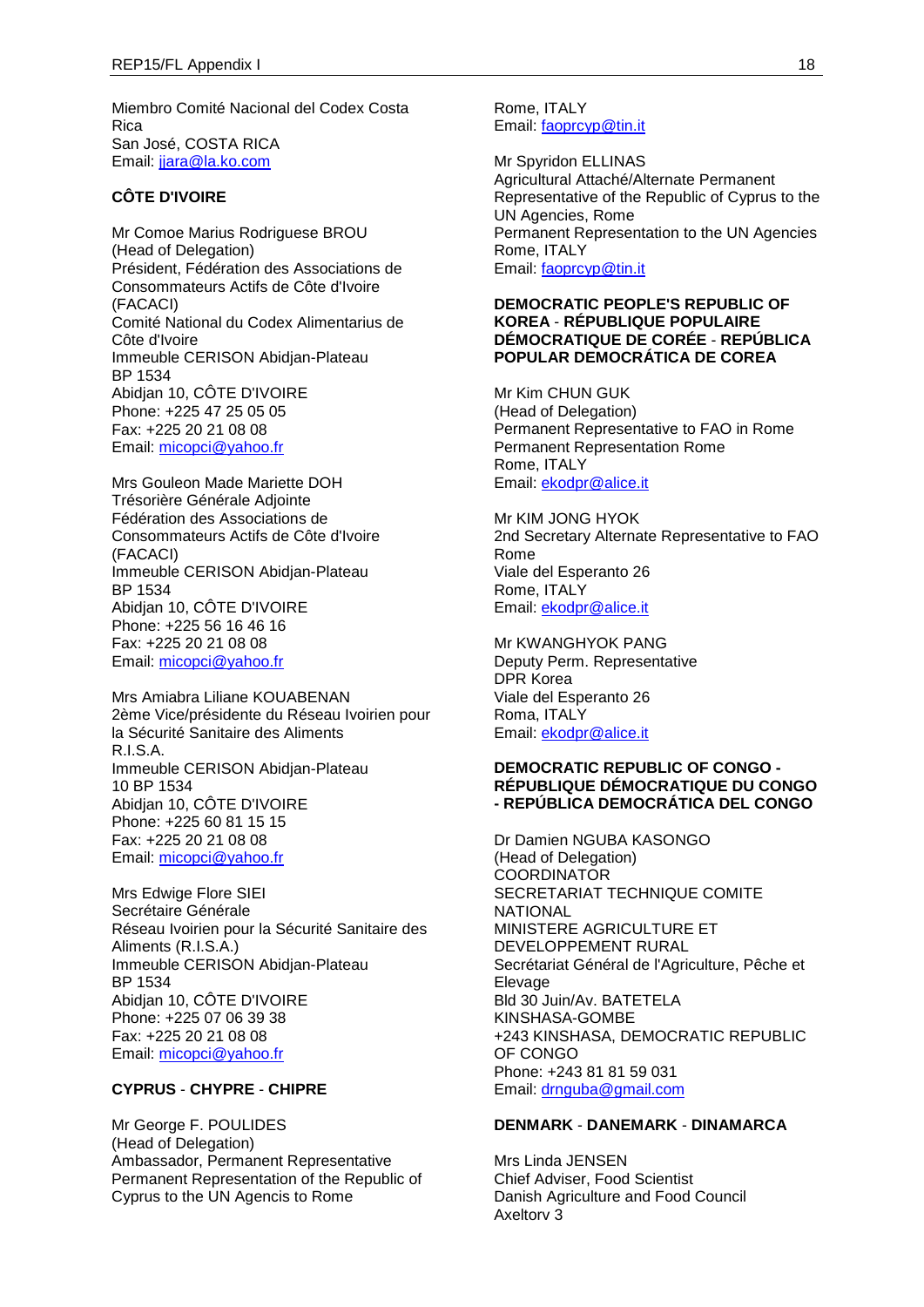Miembro Comité Nacional del Codex Costa Rica
San José, COSTA RICA
Email: jjara@la.ko.com

**CÔTE D'IVOIRE**

Mr Comoe Marius Rodriguese BROU
(Head of Delegation)
Président, Fédération des Associations de Consommateurs Actifs de Côte d'Ivoire (FACACI)
Comité National du Codex Alimentarius de Côte d'Ivoire
Immeuble CERISON Abidjan-Plateau
BP 1534
Abidjan 10, CÔTE D'IVOIRE
Phone: +225 47 25 05 05
Fax: +225 20 21 08 08
Email: micopci@yahoo.fr

Mrs Gouleon Made Mariette DOH
Trésorière Générale Adjointe
Fédération des Associations de Consommateurs Actifs de Côte d'Ivoire (FACACI)
Immeuble CERISON Abidjan-Plateau
BP 1534
Abidjan 10, CÔTE D'IVOIRE
Phone: +225 56 16 46 16
Fax: +225 20 21 08 08
Email: micopci@yahoo.fr

Mrs Amiabra Liliane KOUABENAN
2ème Vice/présidente du Réseau Ivoirien pour la Sécurité Sanitaire des Aliments R.I.S.A.
Immeuble CERISON Abidjan-Plateau
10 BP 1534
Abidjan 10, CÔTE D'IVOIRE
Phone: +225 60 81 15 15
Fax: +225 20 21 08 08
Email: micopci@yahoo.fr

Mrs Edwige Flore SIEI
Secrétaire Générale
Réseau Ivoirien pour la Sécurité Sanitaire des Aliments (R.I.S.A.)
Immeuble CERISON Abidjan-Plateau
BP 1534
Abidjan 10, CÔTE D'IVOIRE
Phone: +225 07 06 39 38
Fax: +225 20 21 08 08
Email: micopci@yahoo.fr

**CYPRUS - CHYPRE - CHIPRE**

Mr George F. POULIDES
(Head of Delegation)
Ambassador, Permanent Representative
Permanent Representation of the Republic of Cyprus to the UN Agencis to Rome
Rome, ITALY
Email: faoprcyp@tin.it

Mr Spyridon ELLINAS
Agricultural Attaché/Alternate Permanent Representative of the Republic of Cyprus to the UN Agencies, Rome
Permanent Representation to the UN Agencies
Rome, ITALY
Email: faoprcyp@tin.it

**DEMOCRATIC PEOPLE'S REPUBLIC OF KOREA - RÉPUBLIQUE POPULAIRE DÉMOCRATIQUE DE CORÉE - REPÚBLICA POPULAR DEMOCRÁTICA DE COREA**

Mr Kim CHUN GUK
(Head of Delegation)
Permanent Representative to FAO in Rome
Permanent Representation Rome
Rome, ITALY
Email: ekodpr@alice.it

Mr KIM JONG HYOK
2nd Secretary Alternate Representative to FAO Rome
Viale del Esperanto 26
Rome, ITALY
Email: ekodpr@alice.it

Mr KWANGHYOK PANG
Deputy Perm. Representative
DPR Korea
Viale del Esperanto 26
Roma, ITALY
Email: ekodpr@alice.it

**DEMOCRATIC REPUBLIC OF CONGO - RÉPUBLIQUE DÉMOCRATIQUE DU CONGO - REPÚBLICA DEMOCRÁTICA DEL CONGO**

Dr Damien NGUBA KASONGO
(Head of Delegation)
COORDINATOR
SECRETARIAT TECHNIQUE COMITE NATIONAL
MINISTERE AGRICULTURE ET DEVELOPPEMENT RURAL
Secrétariat Général de l'Agriculture, Pêche et Elevage
Bld 30 Juin/Av. BATETELA
KINSHASA-GOMBE
+243 KINSHASA, DEMOCRATIC REPUBLIC OF CONGO
Phone: +243 81 81 59 031
Email: drnguba@gmail.com

**DENMARK - DANEMARK - DINAMARCA**

Mrs Linda JENSEN
Chief Adviser, Food Scientist
Danish Agriculture and Food Council
Axeltorv 3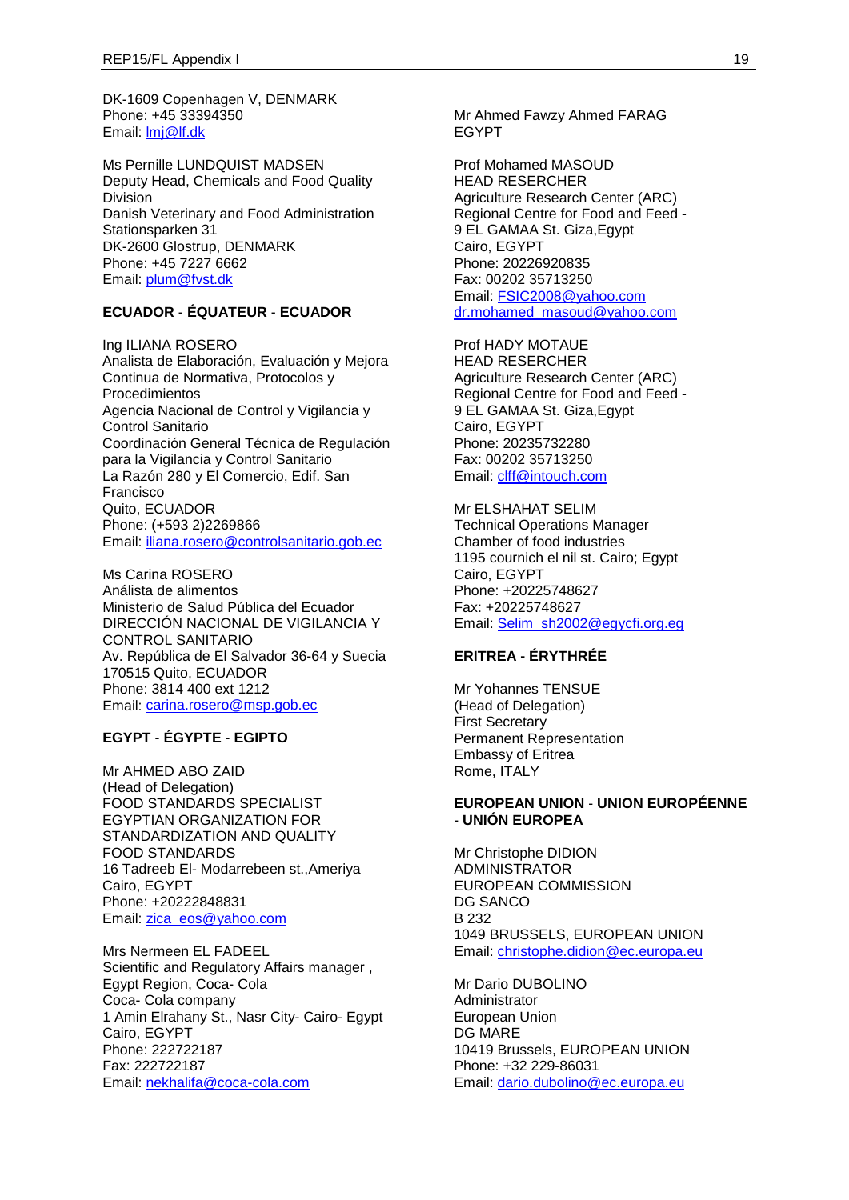DK-1609 Copenhagen V, DENMARK
Phone: +45 33394350
Email: lmj@lf.dk

Ms Pernille LUNDQUIST MADSEN
Deputy Head, Chemicals and Food Quality Division
Danish Veterinary and Food Administration
Stationsparken 31
DK-2600 Glostrup, DENMARK
Phone: +45 7227 6662
Email: plum@fvst.dk

**ECUADOR** - **ÉQUATEUR** - **ECUADOR**

Ing ILIANA ROSERO
Analista de Elaboración, Evaluación y Mejora Continua de Normativa, Protocolos y Procedimientos
Agencia Nacional de Control y Vigilancia y Control Sanitario
Coordinación General Técnica de Regulación para la Vigilancia y Control Sanitario
La Razón 280 y El Comercio, Edif. San Francisco
Quito, ECUADOR
Phone: (+593 2)2269866
Email: iliana.rosero@controlsanitario.gob.ec

Ms Carina ROSERO
Análista de alimentos
Ministerio de Salud Pública del Ecuador
DIRECCIÓN NACIONAL DE VIGILANCIA Y CONTROL SANITARIO
Av. República de El Salvador 36-64 y Suecia
170515 Quito, ECUADOR
Phone: 3814 400 ext 1212
Email: carina.rosero@msp.gob.ec

**EGYPT** - **ÉGYPTE** - **EGIPTO**

Mr AHMED ABO ZAID
(Head of Delegation)
FOOD STANDARDS SPECIALIST
EGYPTIAN ORGANIZATION FOR STANDARDIZATION AND QUALITY
FOOD STANDARDS
16 Tadreeb El- Modarrebeen st.,Ameriya
Cairo, EGYPT
Phone: +20222848831
Email: zica_eos@yahoo.com

Mrs Nermeen EL FADEEL
Scientific and Regulatory Affairs manager ,
Egypt Region, Coca- Cola
Coca- Cola company
1 Amin Elrahany St., Nasr City- Cairo- Egypt
Cairo, EGYPT
Phone: 222722187
Fax: 222722187
Email: nekhalifa@coca-cola.com

Mr Ahmed Fawzy Ahmed FARAG
EGYPT

Prof Mohamed MASOUD
HEAD RESERCHER
Agriculture Research Center (ARC)
Regional Centre for Food and Feed -
9 EL GAMAA St. Giza,Egypt
Cairo, EGYPT
Phone: 20226920835
Fax: 00202 35713250
Email: FSIC2008@yahoo.com
dr.mohamed_masoud@yahoo.com

Prof HADY MOTAUE
HEAD RESERCHER
Agriculture Research Center (ARC)
Regional Centre for Food and Feed -
9 EL GAMAA St. Giza,Egypt
Cairo, EGYPT
Phone: 20235732280
Fax: 00202 35713250
Email: clff@intouch.com

Mr ELSHAHAT SELIM
Technical Operations Manager
Chamber of food industries
1195 cournich el nil st. Cairo; Egypt
Cairo, EGYPT
Phone: +20225748627
Fax: +20225748627
Email: Selim_sh2002@egycfi.org.eg

**ERITREA - ÉRYTHRÉE**

Mr Yohannes TENSUE
(Head of Delegation)
First Secretary
Permanent Representation
Embassy of Eritrea
Rome, ITALY

**EUROPEAN UNION** - **UNION EUROPÉENNE** - **UNIÓN EUROPEA**

Mr Christophe DIDION
ADMINISTRATOR
EUROPEAN COMMISSION
DG SANCO
B 232
1049 BRUSSELS, EUROPEAN UNION
Email: christophe.didion@ec.europa.eu

Mr Dario DUBOLINO
Administrator
European Union
DG MARE
10419 Brussels, EUROPEAN UNION
Phone: +32 229-86031
Email: dario.dubolino@ec.europa.eu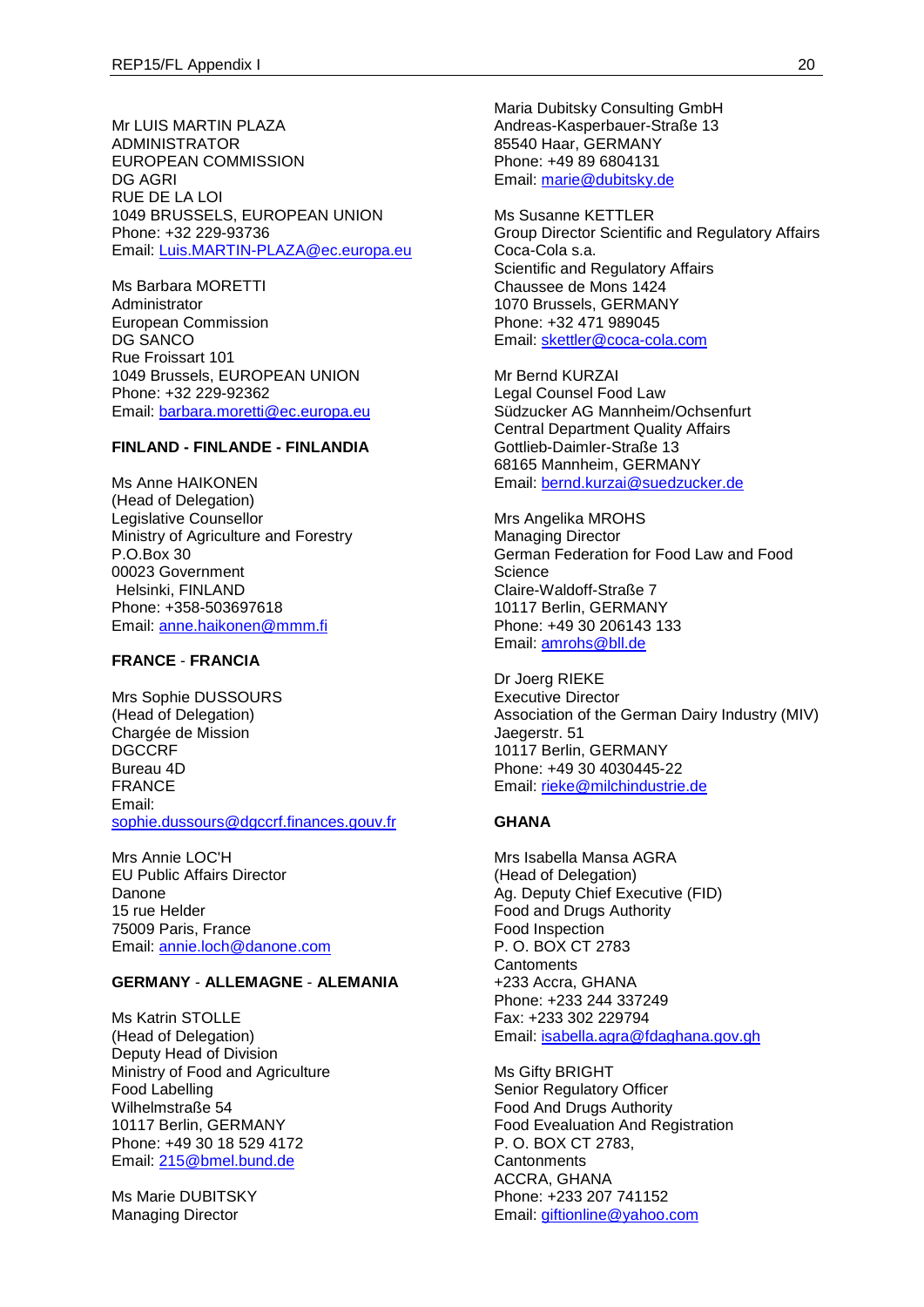Mr LUIS MARTIN PLAZA
ADMINISTRATOR
EUROPEAN COMMISSION
DG AGRI
RUE DE LA LOI
1049 BRUSSELS, EUROPEAN UNION
Phone: +32 229-93736
Email: Luis.MARTIN-PLAZA@ec.europa.eu

Ms Barbara MORETTI
Administrator
European Commission
DG SANCO
Rue Froissart 101
1049 Brussels, EUROPEAN UNION
Phone: +32 229-92362
Email: barbara.moretti@ec.europa.eu

**FINLAND - FINLANDE - FINLANDIA**

Ms Anne HAIKONEN
(Head of Delegation)
Legislative Counsellor
Ministry of Agriculture and Forestry
P.O.Box 30
00023 Government
Helsinki, FINLAND
Phone: +358-503697618
Email: anne.haikonen@mmm.fi

**FRANCE - FRANCIA**

Mrs Sophie DUSSOURS
(Head of Delegation)
Chargée de Mission
DGCCRF
Bureau 4D
FRANCE
Email:
sophie.dussours@dgccrf.finances.gouv.fr

Mrs Annie LOC'H
EU Public Affairs Director
Danone
15 rue Helder
75009 Paris, France
Email: annie.loch@danone.com

**GERMANY - ALLEMAGNE - ALEMANIA**

Ms Katrin STOLLE
(Head of Delegation)
Deputy Head of Division
Ministry of Food and Agriculture
Food Labelling
Wilhelmstraße 54
10117 Berlin, GERMANY
Phone: +49 30 18 529 4172
Email: 215@bmel.bund.de

Ms Marie DUBITSKY
Managing Director
Maria Dubitsky Consulting GmbH
Andreas-Kasperbauer-Straße 13
85540 Haar, GERMANY
Phone: +49 89 6804131
Email: marie@dubitsky.de

Ms Susanne KETTLER
Group Director Scientific and Regulatory Affairs
Coca-Cola s.a.
Scientific and Regulatory Affairs
Chaussee de Mons 1424
1070 Brussels, GERMANY
Phone: +32 471 989045
Email: skettler@coca-cola.com

Mr Bernd KURZAI
Legal Counsel Food Law
Südzucker AG Mannheim/Ochsenfurt
Central Department Quality Affairs
Gottlieb-Daimler-Straße 13
68165 Mannheim, GERMANY
Email: bernd.kurzai@suedzucker.de

Mrs Angelika MROHS
Managing Director
German Federation for Food Law and Food Science
Claire-Waldoff-Straße 7
10117 Berlin, GERMANY
Phone: +49 30 206143 133
Email: amrohs@bll.de

Dr Joerg RIEKE
Executive Director
Association of the German Dairy Industry (MIV)
Jaegerstr. 51
10117 Berlin, GERMANY
Phone: +49 30 4030445-22
Email: rieke@milchindustrie.de

**GHANA**

Mrs Isabella Mansa AGRA
(Head of Delegation)
Ag. Deputy Chief Executive (FID)
Food and Drugs Authority
Food Inspection
P. O. BOX CT 2783
Cantoments
+233 Accra, GHANA
Phone: +233 244 337249
Fax: +233 302 229794
Email: isabella.agra@fdaghana.gov.gh

Ms Gifty BRIGHT
Senior Regulatory Officer
Food And Drugs Authority
Food Evealuation And Registration
P. O. BOX CT 2783,
Cantoments
ACCRA, GHANA
Phone: +233 207 741152
Email: giftionline@yahoo.com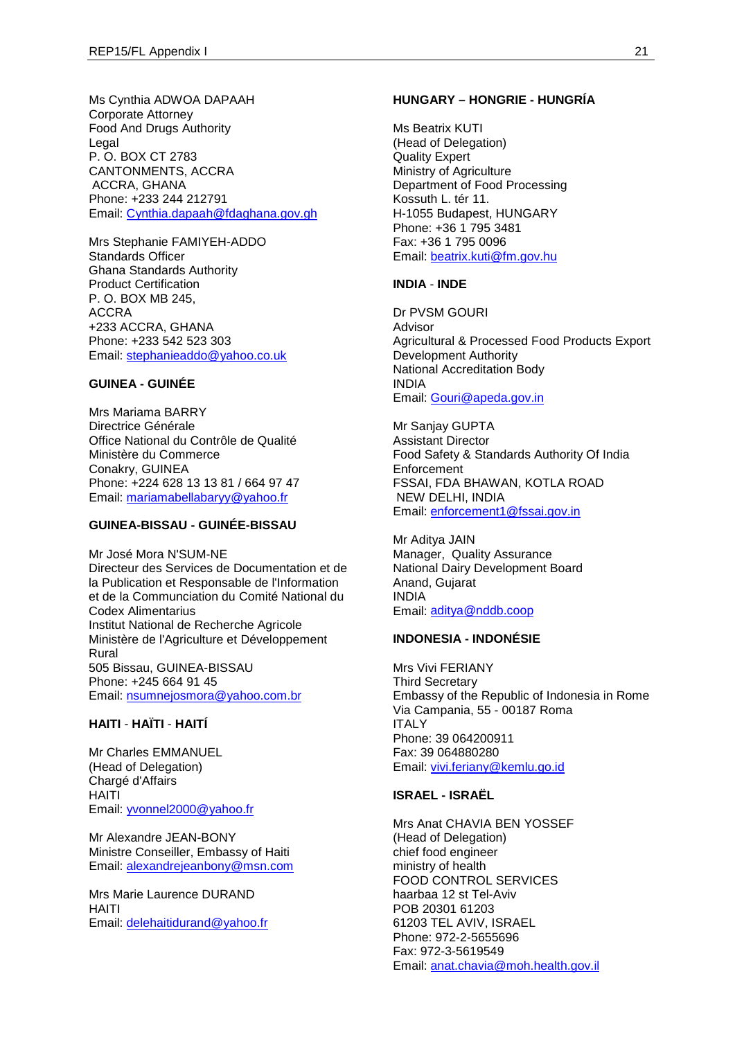Ms Cynthia ADWOA DAPAAH
Corporate Attorney
Food And Drugs Authority
Legal
P. O. BOX CT 2783
CANTONMENTS, ACCRA
ACCRA, GHANA
Phone: +233 244 212791
Email: Cynthia.dapaah@fdaghana.gov.gh

Mrs Stephanie FAMIYEH-ADDO
Standards Officer
Ghana Standards Authority
Product Certification
P. O. BOX MB 245,
ACCRA
+233 ACCRA, GHANA
Phone: +233 542 523 303
Email: stephanieaddo@yahoo.co.uk

**GUINEA - GUINÉE**

Mrs Mariama BARRY
Directrice Générale
Office National du Contrôle de Qualité
Ministère du Commerce
Conakry, GUINEA
Phone: +224 628 13 13 81 / 664 97 47
Email: mariamabellabaryy@yahoo.fr

**GUINEA-BISSAU - GUINÉE-BISSAU**

Mr José Mora N'SUM-NE
Directeur des Services de Documentation et de la Publication et Responsable de l'Information et de la Communciation du Comité National du Codex Alimentarius
Institut National de Recherche Agricole
Ministère de l'Agriculture et Développement Rural
505 Bissau, GUINEA-BISSAU
Phone: +245 664 91 45
Email: nsumnejosmora@yahoo.com.br

**HAITI - HAÏTI - HAITÍ**

Mr Charles EMMANUEL
(Head of Delegation)
Chargé d'Affairs
HAITI
Email: yvonnel2000@yahoo.fr

Mr Alexandre JEAN-BONY
Ministre Conseiller, Embassy of Haiti
Email: alexandrejeanbony@msn.com

Mrs Marie Laurence DURAND
HAITI
Email: delehaitidurand@yahoo.fr

**HUNGARY – HONGRIE - HUNGRÍA**

Ms Beatrix KUTI
(Head of Delegation)
Quality Expert
Ministry of Agriculture
Department of Food Processing
Kossuth L. tér 11.
H-1055 Budapest, HUNGARY
Phone: +36 1 795 3481
Fax: +36 1 795 0096
Email: beatrix.kuti@fm.gov.hu

**INDIA - INDE**

Dr PVSM GOURI
Advisor
Agricultural & Processed Food Products Export Development Authority
National Accreditation Body
INDIA
Email: Gouri@apeda.gov.in

Mr Sanjay GUPTA
Assistant Director
Food Safety & Standards Authority Of India
Enforcement
FSSAI, FDA BHAWAN, KOTLA ROAD
NEW DELHI, INDIA
Email: enforcement1@fssai.gov.in

Mr Aditya JAIN
Manager, Quality Assurance
National Dairy Development Board
Anand, Gujarat
INDIA
Email: aditya@nddb.coop

**INDONESIA - INDONÉSIE**

Mrs Vivi FERIANY
Third Secretary
Embassy of the Republic of Indonesia in Rome
Via Campania, 55 - 00187 Roma
ITALY
Phone: 39 064200911
Fax: 39 064880280
Email: vivi.feriany@kemlu.go.id

**ISRAEL - ISRAËL**

Mrs Anat CHAVIA BEN YOSSEF
(Head of Delegation)
chief food engineer
ministry of health
FOOD CONTROL SERVICES
haarbaa 12 st Tel-Aviv
POB 20301 61203
61203 TEL AVIV, ISRAEL
Phone: 972-2-5655696
Fax: 972-3-5619549
Email: anat.chavia@moh.health.gov.il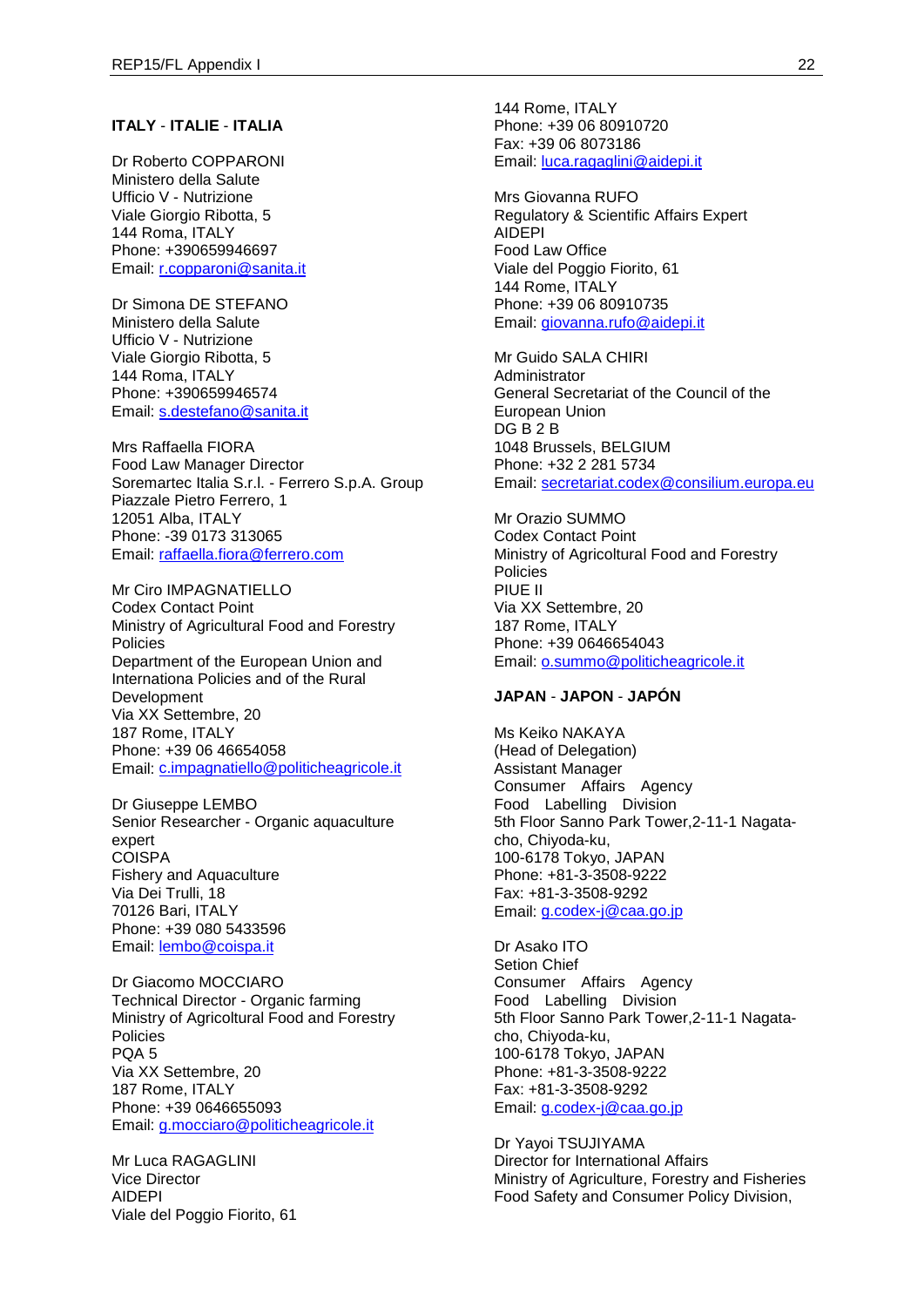**ITALY** - **ITALIE** - **ITALIA**

Dr Roberto COPPARONI
Ministero della Salute
Ufficio V - Nutrizione
Viale Giorgio Ribotta, 5
144 Roma, ITALY
Phone: +390659946697
Email: r.copparoni@sanita.it

Dr Simona DE STEFANO
Ministero della Salute
Ufficio V - Nutrizione
Viale Giorgio Ribotta, 5
144 Roma, ITALY
Phone: +390659946574
Email: s.destefano@sanita.it

Mrs Raffaella FIORA
Food Law Manager Director
Soremartec Italia S.r.l. - Ferrero S.p.A. Group
Piazzale Pietro Ferrero, 1
12051 Alba, ITALY
Phone: -39 0173 313065
Email: raffaella.fiora@ferrero.com

Mr Ciro IMPAGNATIELLO
Codex Contact Point
Ministry of Agricultural Food and Forestry Policies
Department of the European Union and Internationa Policies and of the Rural Development
Via XX Settembre, 20
187 Rome, ITALY
Phone: +39 06 46654058
Email: c.impagnatiello@politicheagricole.it

Dr Giuseppe LEMBO
Senior Researcher - Organic aquaculture expert
COISPA
Fishery and Aquaculture
Via Dei Trulli, 18
70126 Bari, ITALY
Phone: +39 080 5433596
Email: lembo@coispa.it

Dr Giacomo MOCCIARO
Technical Director - Organic farming
Ministry of Agricoltural Food and Forestry Policies
PQA 5
Via XX Settembre, 20
187 Rome, ITALY
Phone: +39 0646655093
Email: g.mocciaro@politicheagricole.it

Mr Luca RAGAGLINI
Vice Director
AIDEPI
Viale del Poggio Fiorito, 61
144 Rome, ITALY
Phone: +39 06 80910720
Fax: +39 06 8073186
Email: luca.ragaglini@aidepi.it

Mrs Giovanna RUFO
Regulatory & Scientific Affairs Expert
AIDEPI
Food Law Office
Viale del Poggio Fiorito, 61
144 Rome, ITALY
Phone: +39 06 80910735
Email: giovanna.rufo@aidepi.it

Mr Guido SALA CHIRI
Administrator
General Secretariat of the Council of the European Union
DG B 2 B
1048 Brussels, BELGIUM
Phone: +32 2 281 5734
Email: secretariat.codex@consilium.europa.eu

Mr Orazio SUMMO
Codex Contact Point
Ministry of Agricoltural Food and Forestry Policies
PIUE II
Via XX Settembre, 20
187 Rome, ITALY
Phone: +39 0646654043
Email: o.summo@politicheagricole.it

**JAPAN** - **JAPON** - **JAPÓN**

Ms Keiko NAKAYA
(Head of Delegation)
Assistant Manager
Consumer Affairs Agency
Food Labelling Division
5th Floor Sanno Park Tower,2-11-1 Nagata-cho, Chiyoda-ku,
100-6178 Tokyo, JAPAN
Phone: +81-3-3508-9222
Fax: +81-3-3508-9292
Email: g.codex-j@caa.go.jp

Dr Asako ITO
Setion Chief
Consumer Affairs Agency
Food Labelling Division
5th Floor Sanno Park Tower,2-11-1 Nagata-cho, Chiyoda-ku,
100-6178 Tokyo, JAPAN
Phone: +81-3-3508-9222
Fax: +81-3-3508-9292
Email: g.codex-j@caa.go.jp

Dr Yayoi TSUJIYAMA
Director for International Affairs
Ministry of Agriculture, Forestry and Fisheries
Food Safety and Consumer Policy Division,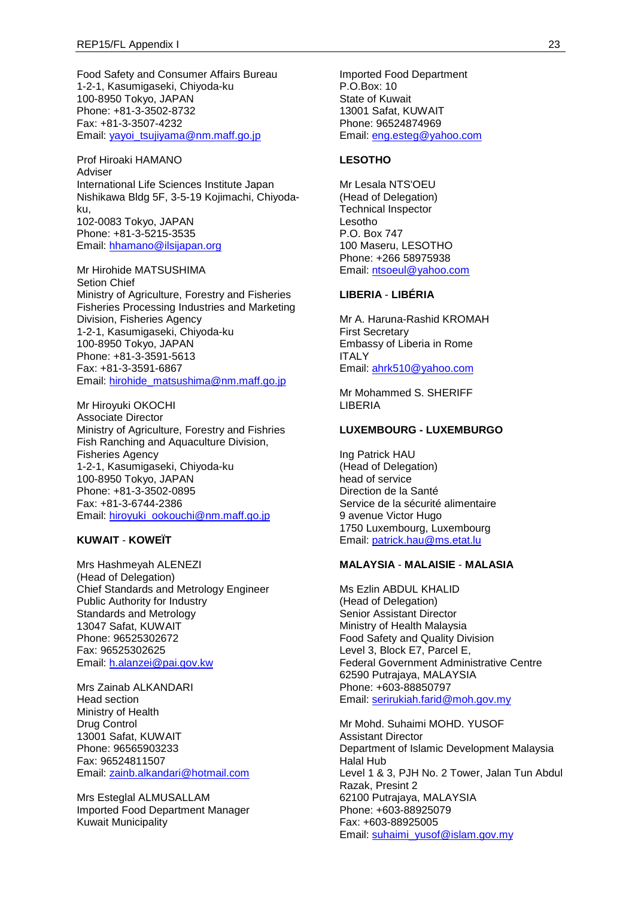Food Safety and Consumer Affairs Bureau
1-2-1, Kasumigaseki, Chiyoda-ku
100-8950 Tokyo, JAPAN
Phone: +81-3-3502-8732
Fax: +81-3-3507-4232
Email: yayoi_tsujiyama@nm.maff.go.jp

Prof Hiroaki HAMANO
Adviser
International Life Sciences Institute Japan
Nishikawa Bldg 5F, 3-5-19 Kojimachi, Chiyoda-ku,
102-0083 Tokyo, JAPAN
Phone: +81-3-5215-3535
Email: hhamano@ilsijapan.org

Mr Hirohide MATSUSHIMA
Setion Chief
Ministry of Agriculture, Forestry and Fisheries
Fisheries Processing Industries and Marketing Division, Fisheries Agency
1-2-1, Kasumigaseki, Chiyoda-ku
100-8950 Tokyo, JAPAN
Phone: +81-3-3591-5613
Fax: +81-3-3591-6867
Email: hirohide_matsushima@nm.maff.go.jp

Mr Hiroyuki OKOCHI
Associate Director
Ministry of Agriculture, Forestry and Fishries
Fish Ranching and Aquaculture Division, Fisheries Agency
1-2-1, Kasumigaseki, Chiyoda-ku
100-8950 Tokyo, JAPAN
Phone: +81-3-3502-0895
Fax: +81-3-6744-2386
Email: hiroyuki_ookouchi@nm.maff.go.jp

**KUWAIT** - **KOWEÏT**

Mrs Hashmeyah ALENEZI
(Head of Delegation)
Chief Standards and Metrology Engineer
Public Authority for Industry
Standards and Metrology
13047 Safat, KUWAIT
Phone: 96525302672
Fax: 96525302625
Email: h.alanzei@pai.gov.kw

Mrs Zainab ALKANDARI
Head section
Ministry of Health
Drug Control
13001 Safat, KUWAIT
Phone: 96565903233
Fax: 96524811507
Email: zainb.alkandari@hotmail.com

Mrs Esteglal ALMUSALLAM
Imported Food Department Manager
Kuwait Municipality
Imported Food Department
P.O.Box: 10
State of Kuwait
13001 Safat, KUWAIT
Phone: 96524874969
Email: eng.esteg@yahoo.com

**LESOTHO**

Mr Lesala NTS'OEU
(Head of Delegation)
Technical Inspector
Lesotho
P.O. Box 747
100 Maseru, LESOTHO
Phone: +266 58975938
Email: ntsoeul@yahoo.com

**LIBERIA** - **LIBÉRIA**

Mr A. Haruna-Rashid KROMAH
First Secretary
Embassy of Liberia in Rome
ITALY
Email: ahrk510@yahoo.com

Mr Mohammed S. SHERIFF
LIBERIA

**LUXEMBOURG - LUXEMBURGO**

Ing Patrick HAU
(Head of Delegation)
head of service
Direction de la Santé
Service de la sécurité alimentaire
9 avenue Victor Hugo
1750 Luxembourg, Luxembourg
Email: patrick.hau@ms.etat.lu

**MALAYSIA** - **MALAISIE** - **MALASIA**

Ms Ezlin ABDUL KHALID
(Head of Delegation)
Senior Assistant Director
Ministry of Health Malaysia
Food Safety and Quality Division
Level 3, Block E7, Parcel E,
Federal Government Administrative Centre
62590 Putrajaya, MALAYSIA
Phone: +603-88850797
Email: serirukiah.farid@moh.gov.my

Mr Mohd. Suhaimi MOHD. YUSOF
Assistant Director
Department of Islamic Development Malaysia
Halal Hub
Level 1 & 3, PJH No. 2 Tower, Jalan Tun Abdul Razak, Presint 2
62100 Putrajaya, MALAYSIA
Phone: +603-88925079
Fax: +603-88925005
Email: suhaimi_yusof@islam.gov.my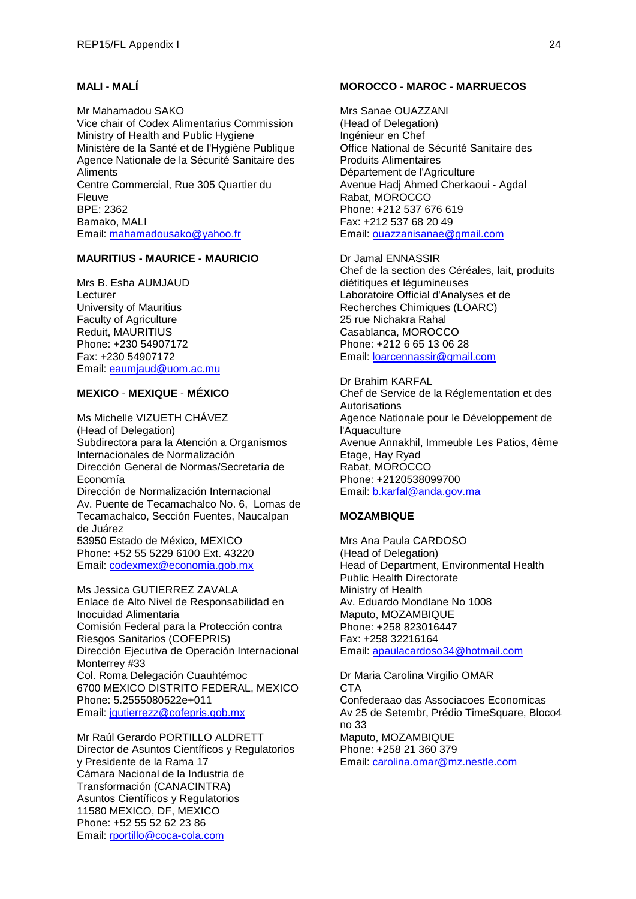**MALI - MALÍ**

Mr Mahamadou SAKO
Vice chair of Codex Alimentarius Commission
Ministry of Health and Public Hygiene
Ministère de la Santé et de l'Hygiène Publique
Agence Nationale de la Sécurité Sanitaire des Aliments
Centre Commercial, Rue 305 Quartier du Fleuve
BPE: 2362
Bamako, MALI
Email: mahamadousako@yahoo.fr

**MAURITIUS - MAURICE - MAURICIO**

Mrs B. Esha AUMJAUD
Lecturer
University of Mauritius
Faculty of Agriculture
Reduit, MAURITIUS
Phone: +230 54907172
Fax: +230 54907172
Email: eaumjaud@uom.ac.mu

**MEXICO - MEXIQUE - MÉXICO**

Ms Michelle VIZUETH CHÁVEZ
(Head of Delegation)
Subdirectora para la Atención a Organismos Internacionales de Normalización
Dirección General de Normas/Secretaría de Economía
Dirección de Normalización Internacional
Av. Puente de Tecamachalco No. 6, Lomas de Tecamachalco, Sección Fuentes, Naucalpan de Juárez
53950 Estado de México, MEXICO
Phone: +52 55 5229 6100 Ext. 43220
Email: codexmex@economia.gob.mx

Ms Jessica GUTIERREZ ZAVALA
Enlace de Alto Nivel de Responsabilidad en Inocuidad Alimentaria
Comisión Federal para la Protección contra Riesgos Sanitarios (COFEPRIS)
Dirección Ejecutiva de Operación Internacional
Monterrey #33
Col. Roma Delegación Cuauhtémoc
6700 MEXICO DISTRITO FEDERAL, MEXICO
Phone: 5.2555080522e+011
Email: jgutierrezz@cofepris.gob.mx

Mr Raúl Gerardo PORTILLO ALDRETT
Director de Asuntos Científicos y Regulatorios y Presidente de la Rama 17
Cámara Nacional de la Industria de Transformación (CANACINTRA)
Asuntos Científicos y Regulatorios
11580 MEXICO, DF, MEXICO
Phone: +52 55 52 62 23 86
Email: rportillo@coca-cola.com

**MOROCCO - MAROC - MARRUECOS**

Mrs Sanae OUAZZANI
(Head of Delegation)
Ingénieur en Chef
Office National de Sécurité Sanitaire des Produits Alimentaires
Département de l'Agriculture
Avenue Hadj Ahmed Cherkaoui - Agdal
Rabat, MOROCCO
Phone: +212 537 676 619
Fax: +212 537 68 20 49
Email: ouazzanisanae@gmail.com

Dr Jamal ENNASSIR
Chef de la section des Céréales, lait, produits diétitiques et légumineuses
Laboratoire Official d'Analyses et de Recherches Chimiques (LOARC)
25 rue Nichakra Rahal
Casablanca, MOROCCO
Phone: +212 6 65 13 06 28
Email: loarcennassir@gmail.com

Dr Brahim KARFAL
Chef de Service de la Réglementation et des Autorisations
Agence Nationale pour le Développement de l'Aquaculture
Avenue Annakhil, Immeuble Les Patios, 4ème Etage, Hay Ryad
Rabat, MOROCCO
Phone: +2120538099700
Email: b.karfal@anda.gov.ma

**MOZAMBIQUE**

Mrs Ana Paula CARDOSO
(Head of Delegation)
Head of Department, Environmental Health
Public Health Directorate
Ministry of Health
Av. Eduardo Mondlane No 1008
Maputo, MOZAMBIQUE
Phone: +258 823016447
Fax: +258 32216164
Email: apaulacardoso34@hotmail.com

Dr Maria Carolina Virgilio OMAR
CTA
Confederaao das Associacoes Economicas
Av 25 de Setembr, Prédio TimeSquare, Bloco4 no 33
Maputo, MOZAMBIQUE
Phone: +258 21 360 379
Email: carolina.omar@mz.nestle.com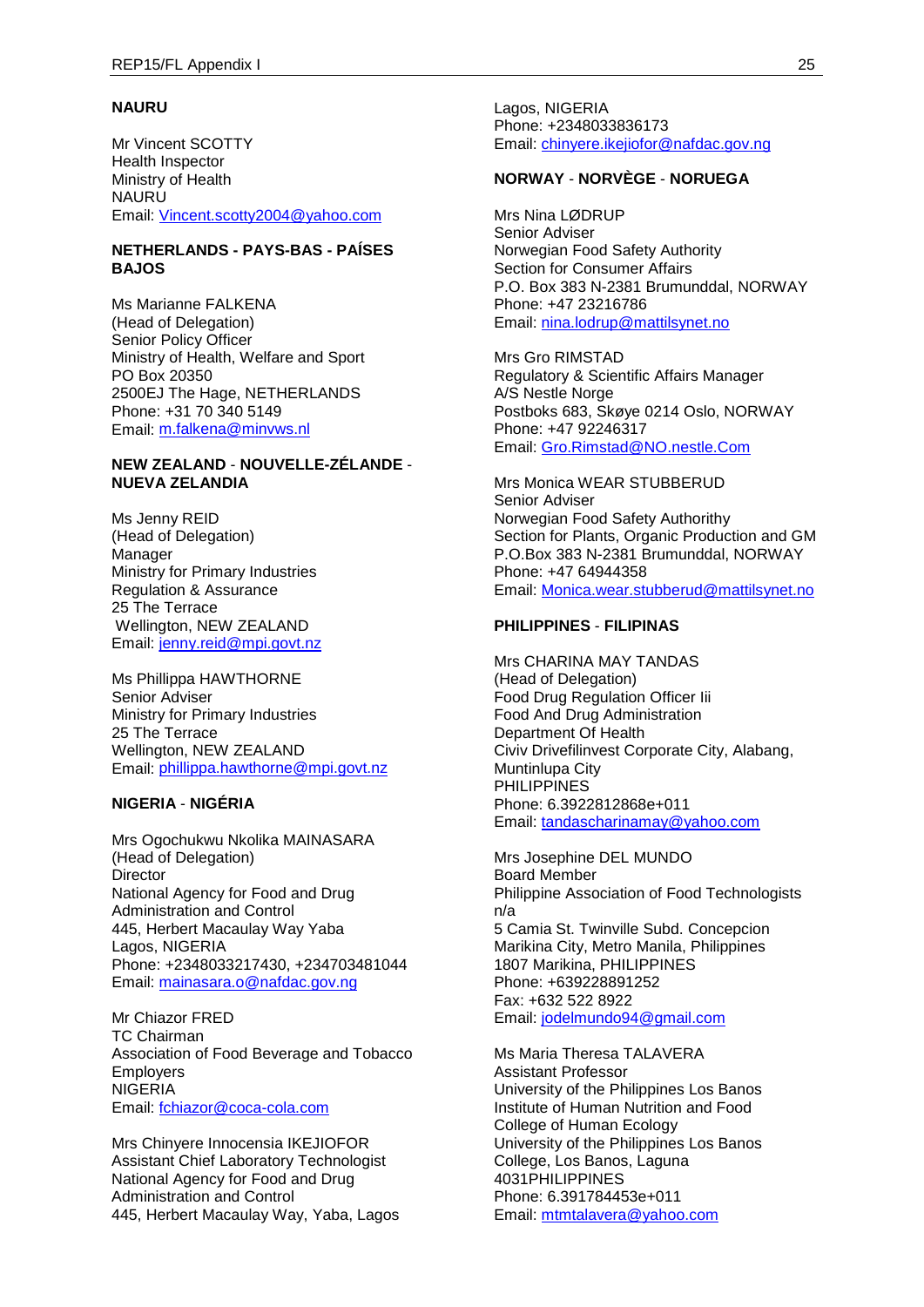**NAURU**

Mr Vincent SCOTTY
Health Inspector
Ministry of Health
NAURU
Email: Vincent.scotty2004@yahoo.com

**NETHERLANDS - PAYS-BAS - PAÍSES BAJOS**

Ms Marianne FALKENA
(Head of Delegation)
Senior Policy Officer
Ministry of Health, Welfare and Sport
PO Box 20350
2500EJ The Hage, NETHERLANDS
Phone: +31 70 340 5149
Email: m.falkena@minvws.nl

**NEW ZEALAND - NOUVELLE-ZÉLANDE - NUEVA ZELANDIA**

Ms Jenny REID
(Head of Delegation)
Manager
Ministry for Primary Industries
Regulation & Assurance
25 The Terrace
Wellington, NEW ZEALAND
Email: jenny.reid@mpi.govt.nz

Ms Phillippa HAWTHORNE
Senior Adviser
Ministry for Primary Industries
25 The Terrace
Wellington, NEW ZEALAND
Email: phillippa.hawthorne@mpi.govt.nz

**NIGERIA - NIGÉRIA**

Mrs Ogochukwu Nkolika MAINASARA
(Head of Delegation)
Director
National Agency for Food and Drug Administration and Control
445, Herbert Macaulay Way Yaba
Lagos, NIGERIA
Phone: +2348033217430, +234703481044
Email: mainasara.o@nafdac.gov.ng

Mr Chiazor FRED
TC Chairman
Association of Food Beverage and Tobacco Employers
NIGERIA
Email: fchiazor@coca-cola.com

Mrs Chinyere Innocensia IKEJIOFOR
Assistant Chief Laboratory Technologist
National Agency for Food and Drug Administration and Control
445, Herbert Macaulay Way, Yaba, Lagos
Lagos, NIGERIA
Phone: +2348033836173
Email: chinyere.ikejiofor@nafdac.gov.ng

**NORWAY - NORVÈGE - NORUEGA**

Mrs Nina LØDRUP
Senior Adviser
Norwegian Food Safety Authority
Section for Consumer Affairs
P.O. Box 383 N-2381 Brumunddal, NORWAY
Phone: +47 23216786
Email: nina.lodrup@mattilsynet.no

Mrs Gro RIMSTAD
Regulatory & Scientific Affairs Manager
A/S Nestle Norge
Postboks 683, Skøye 0214 Oslo, NORWAY
Phone: +47 92246317
Email: Gro.Rimstad@NO.nestle.Com

Mrs Monica WEAR STUBBERUD
Senior Adviser
Norwegian Food Safety Authority
Section for Plants, Organic Production and GM
P.O.Box 383 N-2381 Brumunddal, NORWAY
Phone: +47 64944358
Email: Monica.wear.stubberud@mattilsynet.no

**PHILIPPINES - FILIPINAS**

Mrs CHARINA MAY TANDAS
(Head of Delegation)
Food Drug Regulation Officer Iii
Food And Drug Administration
Department Of Health
Civiv Drivefilinvest Corporate City, Alabang, Muntinlupa City
PHILIPPINES
Phone: 6.3922812868e+011
Email: tandascharinamay@yahoo.com

Mrs Josephine DEL MUNDO
Board Member
Philippine Association of Food Technologists
n/a
5 Camia St. Twinville Subd. Concepcion
Marikina City, Metro Manila, Philippines
1807 Marikina, PHILIPPINES
Phone: +639228891252
Fax: +632 522 8922
Email: jodelmundo94@gmail.com

Ms Maria Theresa TALAVERA
Assistant Professor
University of the Philippines Los Banos
Institute of Human Nutrition and Food
College of Human Ecology
University of the Philippines Los Banos
College, Los Banos, Laguna
4031PHILIPPINES
Phone: 6.391784453e+011
Email: mtmtalavera@yahoo.com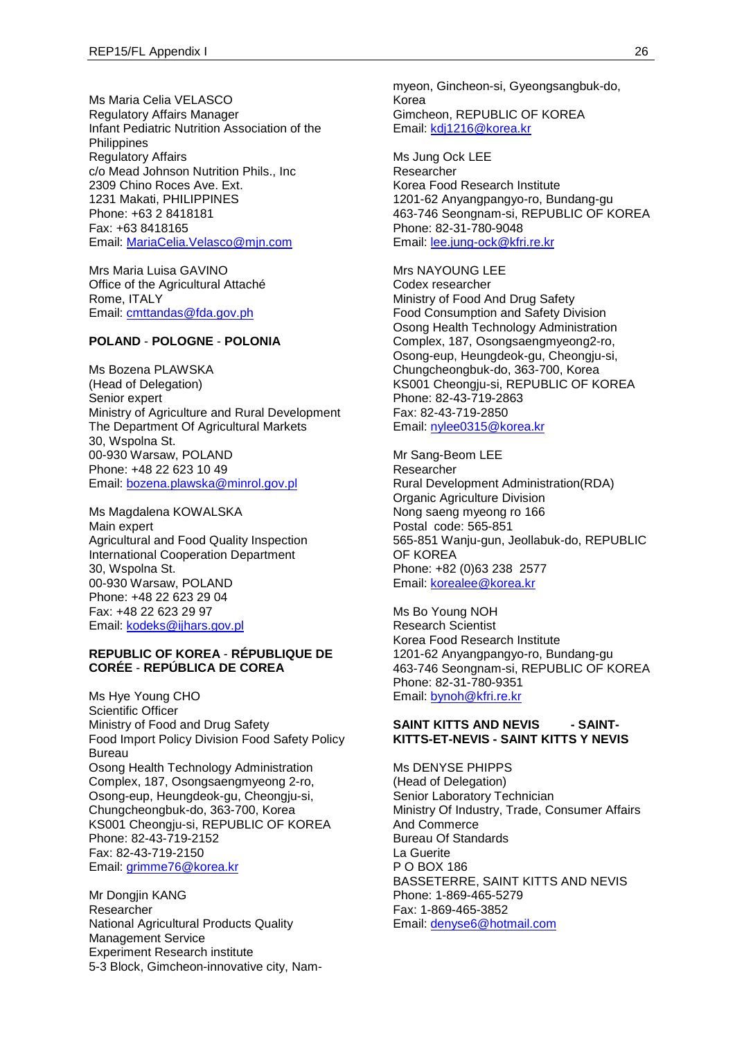Ms Maria Celia VELASCO
Regulatory Affairs Manager
Infant Pediatric Nutrition Association of the Philippines
Regulatory Affairs
c/o Mead Johnson Nutrition Phils., Inc
2309 Chino Roces Ave. Ext.
1231 Makati, PHILIPPINES
Phone: +63 2 8418181
Fax: +63 8418165
Email: MariaCelia.Velasco@mjn.com

Mrs Maria Luisa GAVINO
Office of the Agricultural Attaché
Rome, ITALY
Email: cmttandas@fda.gov.ph

**POLAND - POLOGNE - POLONIA**

Ms Bozena PLAWSKA
(Head of Delegation)
Senior expert
Ministry of Agriculture and Rural Development
The Department Of Agricultural Markets
30, Wspolna St.
00-930 Warsaw, POLAND
Phone: +48 22 623 10 49
Email: bozena.plawska@minrol.gov.pl

Ms Magdalena KOWALSKA
Main expert
Agricultural and Food Quality Inspection
International Cooperation Department
30, Wspolna St.
00-930 Warsaw, POLAND
Phone: +48 22 623 29 04
Fax: +48 22 623 29 97
Email: kodeks@ijhars.gov.pl

**REPUBLIC OF KOREA - RÉPUBLIQUE DE COREÉE - REPÚBLICA DE COREA**

Ms Hye Young CHO
Scientific Officer
Ministry of Food and Drug Safety
Food Import Policy Division Food Safety Policy Bureau
Osong Health Technology Administration Complex, 187, Osongsaengmyeong 2-ro, Osong-eup, Heungdeok-gu, Cheongju-si, Chungcheongbuk-do, 363-700, Korea
KS001 Cheongju-si, REPUBLIC OF KOREA
Phone: 82-43-719-2152
Fax: 82-43-719-2150
Email: grimme76@korea.kr

Mr Dongjin KANG
Researcher
National Agricultural Products Quality Management Service
Experiment Research institute
5-3 Block, Gimcheon-innovative city, Nam-myeon, Gincheon-si, Gyeongsangbuk-do, Korea
Gimcheon, REPUBLIC OF KOREA
Email: kdj1216@korea.kr

Ms Jung Ock LEE
Researcher
Korea Food Research Institute
1201-62 Anyangpangyo-ro, Bundang-gu
463-746 Seongnam-si, REPUBLIC OF KOREA
Phone: 82-31-780-9048
Email: lee.jung-ock@kfri.re.kr

Mrs NAYOUNG LEE
Codex researcher
Ministry of Food And Drug Safety
Food Consumption and Safety Division
Osong Health Technology Administration Complex, 187, Osongsaengmyeong2-ro, Osong-eup, Heungdeok-gu, Cheongju-si, Chungcheongbuk-do, 363-700, Korea
KS001 Cheongju-si, REPUBLIC OF KOREA
Phone: 82-43-719-2863
Fax: 82-43-719-2850
Email: nylee0315@korea.kr

Mr Sang-Beom LEE
Researcher
Rural Development Administration(RDA)
Organic Agriculture Division
Nong saeng myeong ro 166
Postal code: 565-851
565-851 Wanju-gun, Jeollabuk-do, REPUBLIC OF KOREA
Phone: +82 (0)63 238 2577
Email: korealee@korea.kr

Ms Bo Young NOH
Research Scientist
Korea Food Research Institute
1201-62 Anyangpangyo-ro, Bundang-gu
463-746 Seongnam-si, REPUBLIC OF KOREA
Phone: 82-31-780-9351
Email: bynoh@kfri.re.kr

**SAINT KITTS AND NEVIS - SAINT-KITTS-ET-NEVIS - SAINT KITTS Y NEVIS**

Ms DENYSE PHIPPS
(Head of Delegation)
Senior Laboratory Technician
Ministry Of Industry, Trade, Consumer Affairs And Commerce
Bureau Of Standards
La Guerite
P O BOX 186
BASSETERRE, SAINT KITTS AND NEVIS
Phone: 1-869-465-5279
Fax: 1-869-465-3852
Email: denyse6@hotmail.com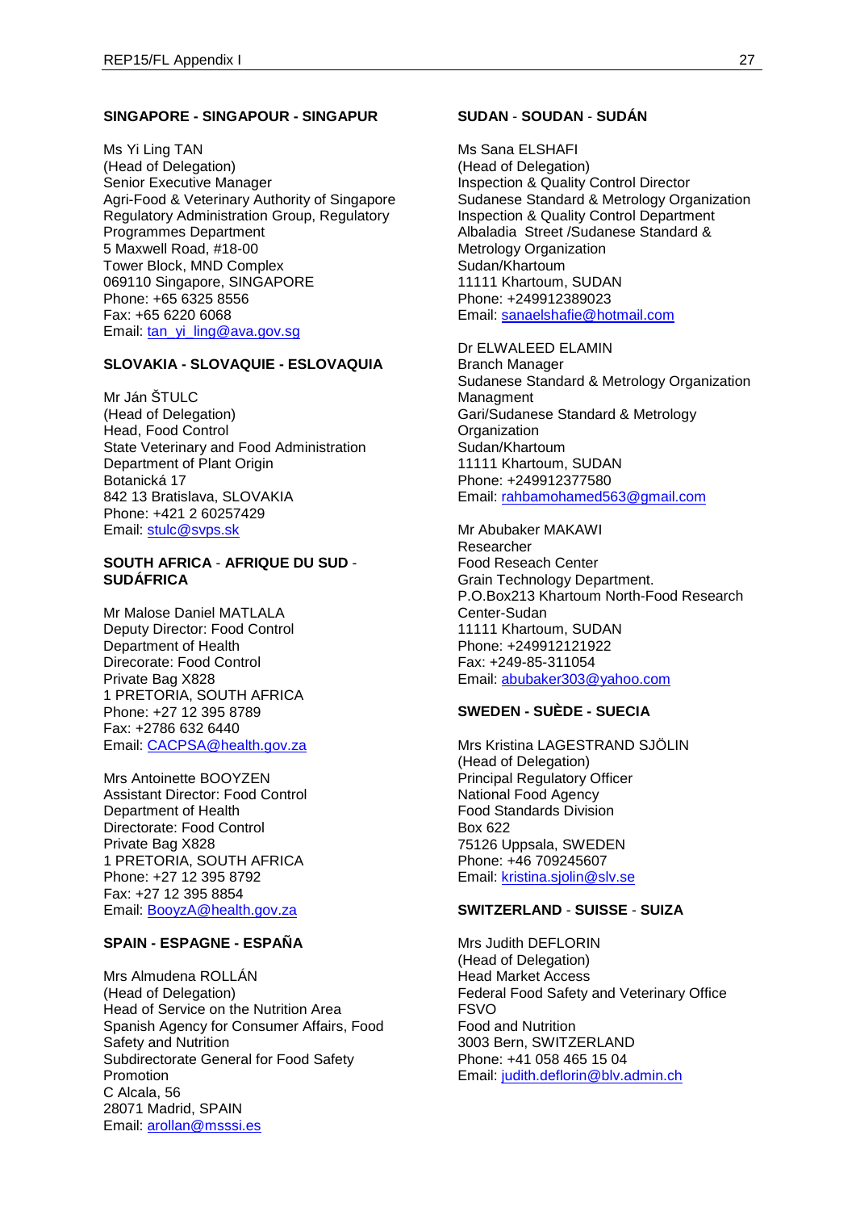**SINGAPORE - SINGAPOUR - SINGAPUR**

Ms Yi Ling TAN
(Head of Delegation)
Senior Executive Manager
Agri-Food & Veterinary Authority of Singapore
Regulatory Administration Group, Regulatory Programmes Department
5 Maxwell Road, #18-00
Tower Block, MND Complex
069110 Singapore, SINGAPORE
Phone: +65 6325 8556
Fax: +65 6220 6068
Email: tan_yi_ling@ava.gov.sg

**SLOVAKIA - SLOVAQUIE - ESLOVAQUIA**

Mr Ján ŠTULC
(Head of Delegation)
Head, Food Control
State Veterinary and Food Administration
Department of Plant Origin
Botanická 17
842 13 Bratislava, SLOVAKIA
Phone: +421 2 60257429
Email: stulc@svps.sk

**SOUTH AFRICA - AFRIQUE DU SUD - SUDÁFRICA**

Mr Malose Daniel MATLALA
Deputy Director: Food Control
Department of Health
Direcorate: Food Control
Private Bag X828
1 PRETORIA, SOUTH AFRICA
Phone: +27 12 395 8789
Fax: +2786 632 6440
Email: CACPSA@health.gov.za

Mrs Antoinette BOOYZEN
Assistant Director: Food Control
Department of Health
Directorate: Food Control
Private Bag X828
1 PRETORIA, SOUTH AFRICA
Phone: +27 12 395 8792
Fax: +27 12 395 8854
Email: BooyzA@health.gov.za

**SPAIN - ESPAGNE - ESPAÑA**

Mrs Almudena ROLLÁN
(Head of Delegation)
Head of Service on the Nutrition Area
Spanish Agency for Consumer Affairs, Food Safety and Nutrition
Subdirectorate General for Food Safety Promotion
C Alcala, 56
28071 Madrid, SPAIN
Email: arollan@msssi.es

**SUDAN - SOUDAN - SUDÁN**

Ms Sana ELSHAFI
(Head of Delegation)
Inspection & Quality Control Director
Sudanese Standard & Metrology Organization
Inspection & Quality Control Department
Albaladia Street /Sudanese Standard & Metrology Organization
Sudan/Khartoum
11111 Khartoum, SUDAN
Phone: +249912389023
Email: sanaelshafie@hotmail.com

Dr ELWALEED ELAMIN
Branch Manager
Sudanese Standard & Metrology Organization
Managment
Gari/Sudanese Standard & Metrology Organization
Sudan/Khartoum
11111 Khartoum, SUDAN
Phone: +249912377580
Email: rahbamohamed563@gmail.com

Mr Abubaker MAKAWI
Researcher
Food Reseach Center
Grain Technology Department.
P.O.Box213 Khartoum North-Food Research Center-Sudan
11111 Khartoum, SUDAN
Phone: +249912121922
Fax: +249-85-311054
Email: abubaker303@yahoo.com

**SWEDEN - SUÈDE - SUECIA**

Mrs Kristina LAGESTRAND SJÖLIN
(Head of Delegation)
Principal Regulatory Officer
National Food Agency
Food Standards Division
Box 622
75126 Uppsala, SWEDEN
Phone: +46 709245607
Email: kristina.sjolin@slv.se

**SWITZERLAND - SUISSE - SUIZA**

Mrs Judith DEFLORIN
(Head of Delegation)
Head Market Access
Federal Food Safety and Veterinary Office FSVO
Food and Nutrition
3003 Bern, SWITZERLAND
Phone: +41 058 465 15 04
Email: judith.deflorin@blv.admin.ch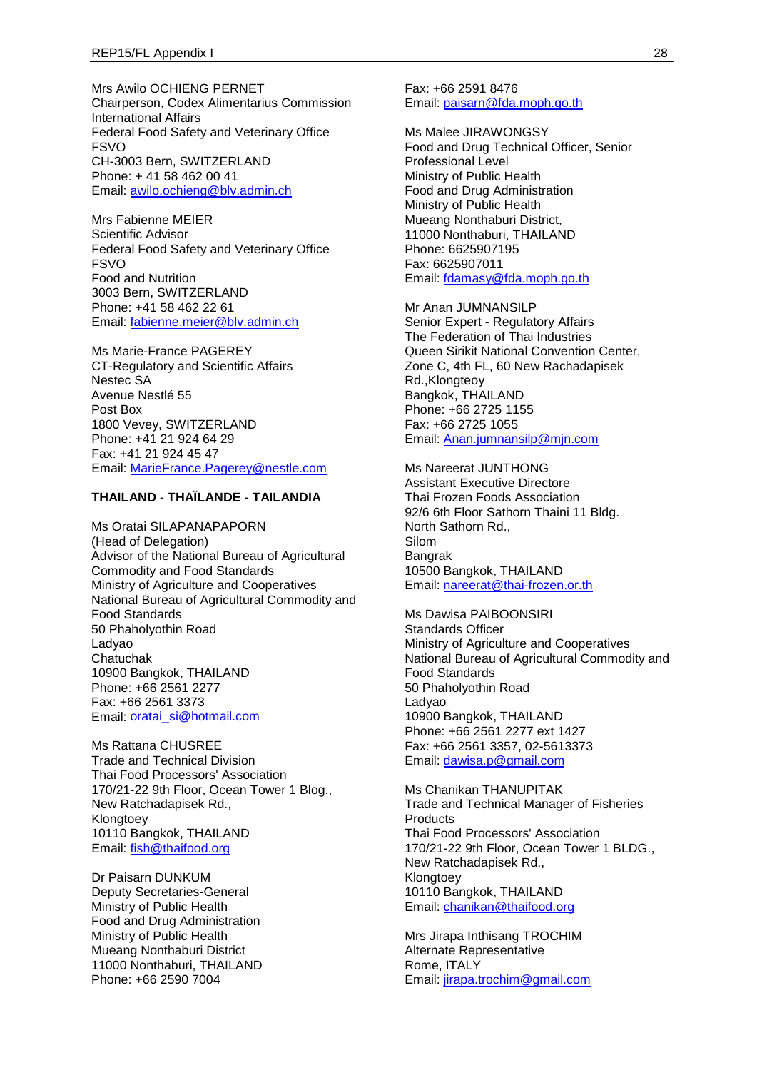Mrs Awilo OCHIENG PERNET
Chairperson, Codex Alimentarius Commission
International Affairs
Federal Food Safety and Veterinary Office
FSVO
CH-3003 Bern, SWITZERLAND
Phone: + 41 58 462 00 41
Email: awilo.ochieng@blv.admin.ch

Mrs Fabienne MEIER
Scientific Advisor
Federal Food Safety and Veterinary Office
FSVO
Food and Nutrition
3003 Bern, SWITZERLAND
Phone: +41 58 462 22 61
Email: fabienne.meier@blv.admin.ch

Ms Marie-France PAGEREY
CT-Regulatory and Scientific Affairs
Nestec SA
Avenue Nestlé 55
Post Box
1800 Vevey, SWITZERLAND
Phone: +41 21 924 64 29
Fax: +41 21 924 45 47
Email: MarieFrance.Pagerey@nestle.com

**THAILAND** - **THAÏLANDE** - **TAILANDIA**

Ms Oratai SILAPANAPAPORN
(Head of Delegation)
Advisor of the National Bureau of Agricultural Commodity and Food Standards
Ministry of Agriculture and Cooperatives
National Bureau of Agricultural Commodity and Food Standards
50 Phaholyothin Road
Ladyao
Chatuchak
10900 Bangkok, THAILAND
Phone: +66 2561 2277
Fax: +66 2561 3373
Email: oratai_si@hotmail.com

Ms Rattana CHUSREE
Trade and Technical Division
Thai Food Processors' Association
170/21-22 9th Floor, Ocean Tower 1 Blog.,
New Ratchadapisek Rd.,
Klongtoey
10110 Bangkok, THAILAND
Email: fish@thaifood.org

Dr Paisarn DUNKUM
Deputy Secretaries-General
Ministry of Public Health
Food and Drug Administration
Ministry of Public Health
Mueang Nonthaburi District
11000 Nonthaburi, THAILAND
Phone: +66 2590 7004
Fax: +66 2591 8476
Email: paisarn@fda.moph.go.th

Ms Malee JIRAWONGSY
Food and Drug Technical Officer, Senior Professional Level
Ministry of Public Health
Food and Drug Administration
Ministry of Public Health
Mueang Nonthaburi District,
11000 Nonthaburi, THAILAND
Phone: 6625907195
Fax: 6625907011
Email: fdamasy@fda.moph.go.th

Mr Anan JUMNANSILP
Senior Expert - Regulatory Affairs
The Federation of Thai Industries
Queen Sirikit National Convention Center,
Zone C, 4th FL, 60 New Rachadapisek Rd.,Klongteoy
Bangkok, THAILAND
Phone: +66 2725 1155
Fax: +66 2725 1055
Email: Anan.jumnansilp@mjn.com

Ms Nareerat JUNTHONG
Assistant Executive Directore
Thai Frozen Foods Association
92/6 6th Floor Sathorn Thaini 11 Bldg.
North Sathorn Rd.,
Silom
Bangrak
10500 Bangkok, THAILAND
Email: nareerat@thai-frozen.or.th

Ms Dawisa PAIBOONSIRI
Standards Officer
Ministry of Agriculture and Cooperatives
National Bureau of Agricultural Commodity and Food Standards
50 Phaholyothin Road
Ladyao
10900 Bangkok, THAILAND
Phone: +66 2561 2277 ext 1427
Fax: +66 2561 3357, 02-5613373
Email: dawisa.p@gmail.com

Ms Chanikan THANUPITAK
Trade and Technical Manager of Fisheries Products
Thai Food Processors' Association
170/21-22 9th Floor, Ocean Tower 1 BLDG.,
New Ratchadapisek Rd.,
Klongtoey
10110 Bangkok, THAILAND
Email: chanikan@thaifood.org

Mrs Jirapa Inthisang TROCHIM
Alternate Representative
Rome, ITALY
Email: jirapa.trochim@gmail.com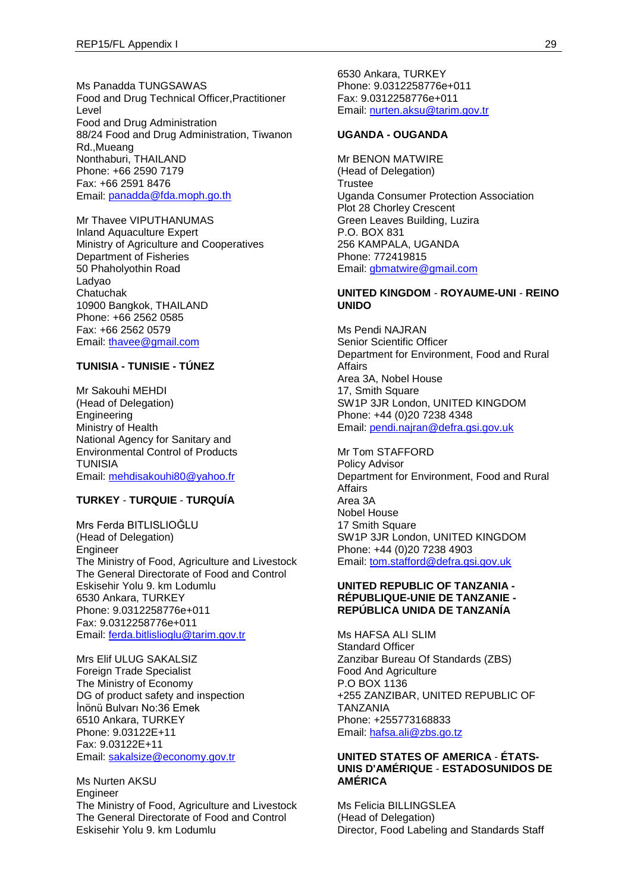Ms Panadda TUNGSAWAS
Food and Drug Technical Officer,Practitioner Level
Food and Drug Administration
88/24 Food and Drug Administration, Tiwanon Rd.,Mueang
Nonthaburi, THAILAND
Phone: +66 2590 7179
Fax: +66 2591 8476
Email: panadda@fda.moph.go.th

Mr Thavee VIPUTHANUMAS
Inland Aquaculture Expert
Ministry of Agriculture and Cooperatives
Department of Fisheries
50 Phaholyothin Road
Ladyao
Chatuchak
10900 Bangkok, THAILAND
Phone: +66 2562 0585
Fax: +66 2562 0579
Email: thavee@gmail.com

**TUNISIA - TUNISIE - TÚNEZ**

Mr Sakouhi MEHDI
(Head of Delegation)
Engineering
Ministry of Health
National Agency for Sanitary and Environmental Control of Products
TUNISIA
Email: mehdisakouhi80@yahoo.fr

**TURKEY - TURQUIE - TURQUÍA**

Mrs Ferda BITLISLIOĞLU
(Head of Delegation)
Engineer
The Ministry of Food, Agriculture and Livestock
The General Directorate of Food and Control
Eskisehir Yolu 9. km Lodumlu
6530 Ankara, TURKEY
Phone: 9.0312258776e+011
Fax: 9.0312258776e+011
Email: ferda.bitlislioglu@tarim.gov.tr

Mrs Elif ULUG SAKALSIZ
Foreign Trade Specialist
The Ministry of Economy
DG of product safety and inspection
İnönü Bulvarı No:36 Emek
6510 Ankara, TURKEY
Phone: 9.03122E+11
Fax: 9.03122E+11
Email: sakalsize@economy.gov.tr

Ms Nurten AKSU
Engineer
The Ministry of Food, Agriculture and Livestock
The General Directorate of Food and Control
Eskisehir Yolu 9. km Lodumlu
6530 Ankara, TURKEY
Phone: 9.0312258776e+011
Fax: 9.0312258776e+011
Email: nurten.aksu@tarim.gov.tr

**UGANDA - OUGANDA**

Mr BENON MATWIRE
(Head of Delegation)
Trustee
Uganda Consumer Protection Association
Plot 28 Chorley Crescent
Green Leaves Building, Luzira
P.O. BOX 831
256 KAMPALA, UGANDA
Phone: 772419815
Email: gbmatwire@gmail.com

**UNITED KINGDOM - ROYAUME-UNI - REINO UNIDO**

Ms Pendi NAJRAN
Senior Scientific Officer
Department for Environment, Food and Rural Affairs
Area 3A, Nobel House
17, Smith Square
SW1P 3JR London, UNITED KINGDOM
Phone: +44 (0)20 7238 4348
Email: pendi.najran@defra.gsi.gov.uk

Mr Tom STAFFORD
Policy Advisor
Department for Environment, Food and Rural Affairs
Area 3A
Nobel House
17 Smith Square
SW1P 3JR London, UNITED KINGDOM
Phone: +44 (0)20 7238 4903
Email: tom.stafford@defra.gsi.gov.uk

**UNITED REPUBLIC OF TANZANIA - RÉPUBLIQUE-UNIE DE TANZANIE - REPÚBLICA UNIDA DE TANZANÍA**

Ms HAFSA ALI SLIM
Standard Officer
Zanzibar Bureau Of Standards (ZBS)
Food And Agriculture
P.O BOX 1136
+255 ZANZIBAR, UNITED REPUBLIC OF TANZANIA
Phone: +255773168833
Email: hafsa.ali@zbs.go.tz

**UNITED STATES OF AMERICA - ÉTATS-UNIS D'AMÉRIQUE - ESTADOSUNIDOS DE AMÉRICA**

Ms Felicia BILLINGSLEA
(Head of Delegation)
Director, Food Labeling and Standards Staff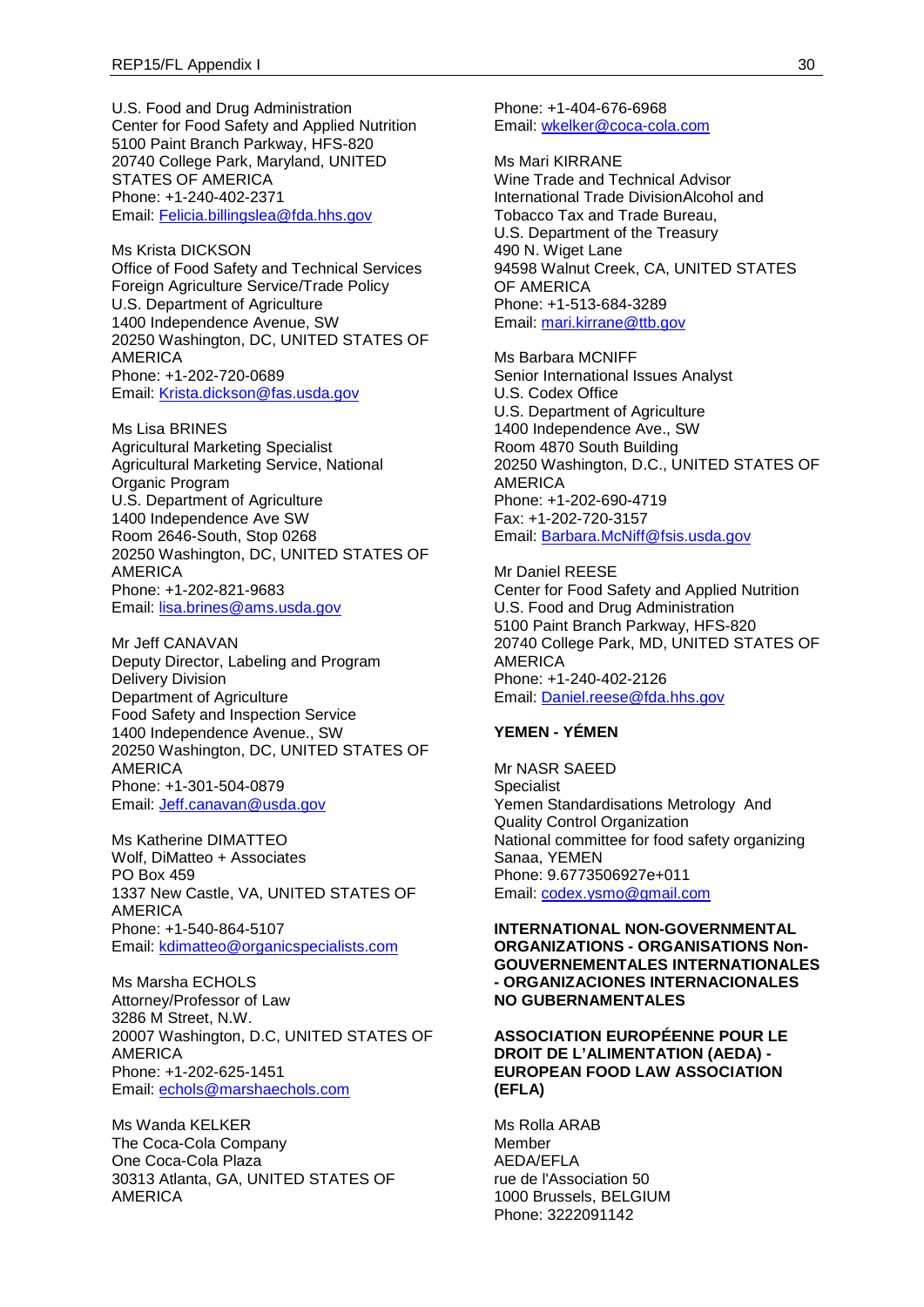U.S. Food and Drug Administration
Center for Food Safety and Applied Nutrition
5100 Paint Branch Parkway, HFS-820
20740 College Park, Maryland, UNITED STATES OF AMERICA
Phone: +1-240-402-2371
Email: Felicia.billingslea@fda.hhs.gov

Ms Krista DICKSON
Office of Food Safety and Technical Services
Foreign Agriculture Service/Trade Policy
U.S. Department of Agriculture
1400 Independence Avenue, SW
20250 Washington, DC, UNITED STATES OF AMERICA
Phone: +1-202-720-0689
Email: Krista.dickson@fas.usda.gov

Ms Lisa BRINES
Agricultural Marketing Specialist
Agricultural Marketing Service, National Organic Program
U.S. Department of Agriculture
1400 Independence Ave SW
Room 2646-South, Stop 0268
20250 Washington, DC, UNITED STATES OF AMERICA
Phone: +1-202-821-9683
Email: lisa.brines@ams.usda.gov

Mr Jeff CANAVAN
Deputy Director, Labeling and Program Delivery Division
Department of Agriculture
Food Safety and Inspection Service
1400 Independence Avenue., SW
20250 Washington, DC, UNITED STATES OF AMERICA
Phone: +1-301-504-0879
Email: Jeff.canavan@usda.gov

Ms Katherine DIMATTEO
Wolf, DiMatteo + Associates
PO Box 459
1337 New Castle, VA, UNITED STATES OF AMERICA
Phone: +1-540-864-5107
Email: kdimatteo@organicspecialists.com

Ms Marsha ECHOLS
Attorney/Professor of Law
3286 M Street, N.W.
20007 Washington, D.C, UNITED STATES OF AMERICA
Phone: +1-202-625-1451
Email: echols@marshaechols.com

Ms Wanda KELKER
The Coca-Cola Company
One Coca-Cola Plaza
30313 Atlanta, GA, UNITED STATES OF AMERICA
Phone: +1-404-676-6968
Email: wkelker@coca-cola.com

Ms Mari KIRRANE
Wine Trade and Technical Advisor
International Trade DivisionAlcohol and Tobacco Tax and Trade Bureau,
U.S. Department of the Treasury
490 N. Wiget Lane
94598 Walnut Creek, CA, UNITED STATES OF AMERICA
Phone: +1-513-684-3289
Email: mari.kirrane@ttb.gov

Ms Barbara MCNIFF
Senior International Issues Analyst
U.S. Codex Office
U.S. Department of Agriculture
1400 Independence Ave., SW
Room 4870 South Building
20250 Washington, D.C., UNITED STATES OF AMERICA
Phone: +1-202-690-4719
Fax: +1-202-720-3157
Email: Barbara.McNiff@fsis.usda.gov

Mr Daniel REESE
Center for Food Safety and Applied Nutrition
U.S. Food and Drug Administration
5100 Paint Branch Parkway, HFS-820
20740 College Park, MD, UNITED STATES OF AMERICA
Phone: +1-240-402-2126
Email: Daniel.reese@fda.hhs.gov

**YEMEN - YÉMEN**

Mr NASR SAEED
Specialist
Yemen Standardisations Metrology And Quality Control Organization
National committee for food safety organizing
Sanaa, YEMEN
Phone: 9.6773506927e+011
Email: codex.ysmo@gmail.com

**INTERNATIONAL NON-GOVERNMENTAL ORGANIZATIONS - ORGANISATIONS Non-GOUVERNEMENTALES INTERNATIONALES - ORGANIZACIONES INTERNACIONALES NO GUBERNAMENTALES**

**ASSOCIATION EUROPÉENNE POUR LE DROIT DE L'ALIMENTATION (AEDA) - EUROPEAN FOOD LAW ASSOCIATION (EFLA)**

Ms Rolla ARAB
Member
AEDA/EFLA
rue de l'Association 50
1000 Brussels, BELGIUM
Phone: 3222091142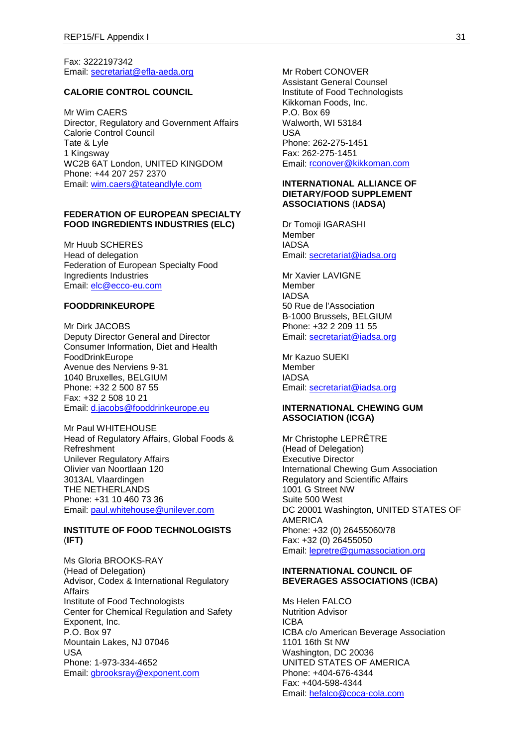Fax: 3222197342
Email: secretariat@efla-aeda.org

**CALORIE CONTROL COUNCIL**

Mr Wim CAERS
Director, Regulatory and Government Affairs
Calorie Control Council
Tate & Lyle
1 Kingsway
WC2B 6AT London, UNITED KINGDOM
Phone: +44 207 257 2370
Email: wim.caers@tateandlyle.com

**FEDERATION OF EUROPEAN SPECIALTY FOOD INGREDIENTS INDUSTRIES (ELC)**

Mr Huub SCHERES
Head of delegation
Federation of European Specialty Food Ingredients Industries
Email: elc@ecco-eu.com

**FOODDRINKEUROPE**

Mr Dirk JACOBS
Deputy Director General and Director Consumer Information, Diet and Health
FoodDrinkEurope
Avenue des Nerviens 9-31
1040 Bruxelles, BELGIUM
Phone: +32 2 500 87 55
Fax: +32 2 508 10 21
Email: d.jacobs@fooddrinkeurope.eu

Mr Paul WHITEHOUSE
Head of Regulatory Affairs, Global Foods & Refreshment
Unilever Regulatory Affairs
Olivier van Noortlaan 120
3013AL Vlaardingen
THE NETHERLANDS
Phone: +31 10 460 73 36
Email: paul.whitehouse@unilever.com

**INSTITUTE OF FOOD TECHNOLOGISTS (IFT)**

Ms Gloria BROOKS-RAY
(Head of Delegation)
Advisor, Codex & International Regulatory Affairs
Institute of Food Technologists
Center for Chemical Regulation and Safety
Exponent, Inc.
P.O. Box 97
Mountain Lakes, NJ 07046
USA
Phone: 1-973-334-4652
Email: gbrooksray@exponent.com

Mr Robert CONOVER
Assistant General Counsel
Institute of Food Technologists
Kikkoman Foods, Inc.
P.O. Box 69
Walworth, WI 53184
USA
Phone: 262-275-1451
Fax: 262-275-1451
Email: rconover@kikkoman.com

**INTERNATIONAL ALLIANCE OF DIETARY/FOOD SUPPLEMENT ASSOCIATIONS (IADSA)**

Dr Tomoji IGARASHI
Member
IADSA
Email: secretariat@iadsa.org

Mr Xavier LAVIGNE
Member
IADSA
50 Rue de l'Association
B-1000 Brussels, BELGIUM
Phone: +32 2 209 11 55
Email: secretariat@iadsa.org

Mr Kazuo SUEKI
Member
IADSA
Email: secretariat@iadsa.org

**INTERNATIONAL CHEWING GUM ASSOCIATION (ICGA)**

Mr Christophe LEPRÊTRE
(Head of Delegation)
Executive Director
International Chewing Gum Association
Regulatory and Scientific Affairs
1001 G Street NW
Suite 500 West
DC 20001 Washington, UNITED STATES OF AMERICA
Phone: +32 (0) 26455060/78
Fax: +32 (0) 26455050
Email: lepretre@gumassociation.org

**INTERNATIONAL COUNCIL OF BEVERAGES ASSOCIATIONS (ICBA)**

Ms Helen FALCO
Nutrition Advisor
ICBA
ICBA c/o American Beverage Association
1101 16th St NW
Washington, DC 20036
UNITED STATES OF AMERICA
Phone: +404-676-4344
Fax: +404-598-4344
Email: hefalco@coca-cola.com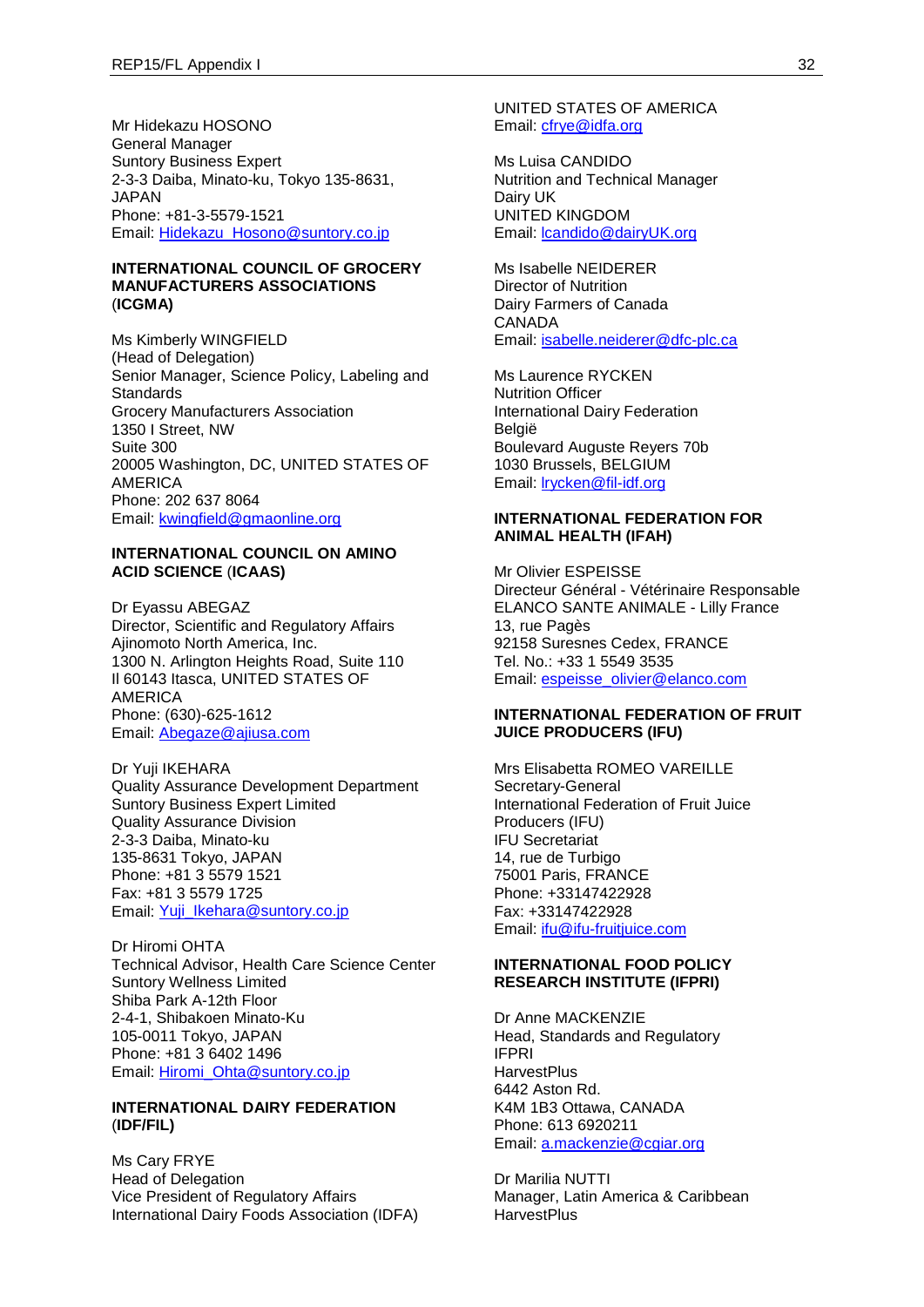Mr Hidekazu HOSONO
General Manager
Suntory Business Expert
2-3-3 Daiba, Minato-ku, Tokyo 135-8631,
JAPAN
Phone: +81-3-5579-1521
Email: Hidekazu_Hosono@suntory.co.jp

**INTERNATIONAL COUNCIL OF GROCERY MANUFACTURERS ASSOCIATIONS (ICGMA)**

Ms Kimberly WINGFIELD
(Head of Delegation)
Senior Manager, Science Policy, Labeling and Standards
Grocery Manufacturers Association
1350 I Street, NW
Suite 300
20005 Washington, DC, UNITED STATES OF AMERICA
Phone: 202 637 8064
Email: kwingfield@gmaonline.org

**INTERNATIONAL COUNCIL ON AMINO ACID SCIENCE (ICAAS)**

Dr Eyassu ABEGAZ
Director, Scientific and Regulatory Affairs
Ajinomoto North America, Inc.
1300 N. Arlington Heights Road, Suite 110
Il 60143 Itasca, UNITED STATES OF AMERICA
Phone: (630)-625-1612
Email: Abegaze@ajiusa.com

Dr Yuji IKEHARA
Quality Assurance Development Department
Suntory Business Expert Limited
Quality Assurance Division
2-3-3 Daiba, Minato-ku
135-8631 Tokyo, JAPAN
Phone: +81 3 5579 1521
Fax: +81 3 5579 1725
Email: Yuji_Ikehara@suntory.co.jp

Dr Hiromi OHTA
Technical Advisor, Health Care Science Center
Suntory Wellness Limited
Shiba Park A-12th Floor
2-4-1, Shibakoen Minato-Ku
105-0011 Tokyo, JAPAN
Phone: +81 3 6402 1496
Email: Hiromi_Ohta@suntory.co.jp

**INTERNATIONAL DAIRY FEDERATION (IDF/FIL)**

Ms Cary FRYE
Head of Delegation
Vice President of Regulatory Affairs
International Dairy Foods Association (IDFA)
UNITED STATES OF AMERICA
Email: cfrye@idfa.org

Ms Luisa CANDIDO
Nutrition and Technical Manager
Dairy UK
UNITED KINGDOM
Email: lcandido@dairyUK.org

Ms Isabelle NEIDERER
Director of Nutrition
Dairy Farmers of Canada
CANADA
Email: isabelle.neiderer@dfc-plc.ca

Ms Laurence RYCKEN
Nutrition Officer
International Dairy Federation
België
Boulevard Auguste Reyers 70b
1030 Brussels, BELGIUM
Email: lrycken@fil-idf.org

**INTERNATIONAL FEDERATION FOR ANIMAL HEALTH (IFAH)**

Mr Olivier ESPEISSE
Directeur Général - Vétérinaire Responsable
ELANCO SANTE ANIMALE - Lilly France
13, rue Pagès
92158 Suresnes Cedex, FRANCE
Tel. No.: +33 1 5549 3535
Email: espeisse_olivier@elanco.com

**INTERNATIONAL FEDERATION OF FRUIT JUICE PRODUCERS (IFU)**

Mrs Elisabetta ROMEO VAREILLE
Secretary-General
International Federation of Fruit Juice Producers (IFU)
IFU Secretariat
14, rue de Turbigo
75001 Paris, FRANCE
Phone: +33147422928
Fax: +33147422928
Email: ifu@ifu-fruitjuice.com

**INTERNATIONAL FOOD POLICY RESEARCH INSTITUTE (IFPRI)**

Dr Anne MACKENZIE
Head, Standards and Regulatory
IFPRI
HarvestPlus
6442 Aston Rd.
K4M 1B3 Ottawa, CANADA
Phone: 613 6920211
Email: a.mackenzie@cgiar.org

Dr Marilia NUTTI
Manager, Latin America & Caribbean
HarvestPlus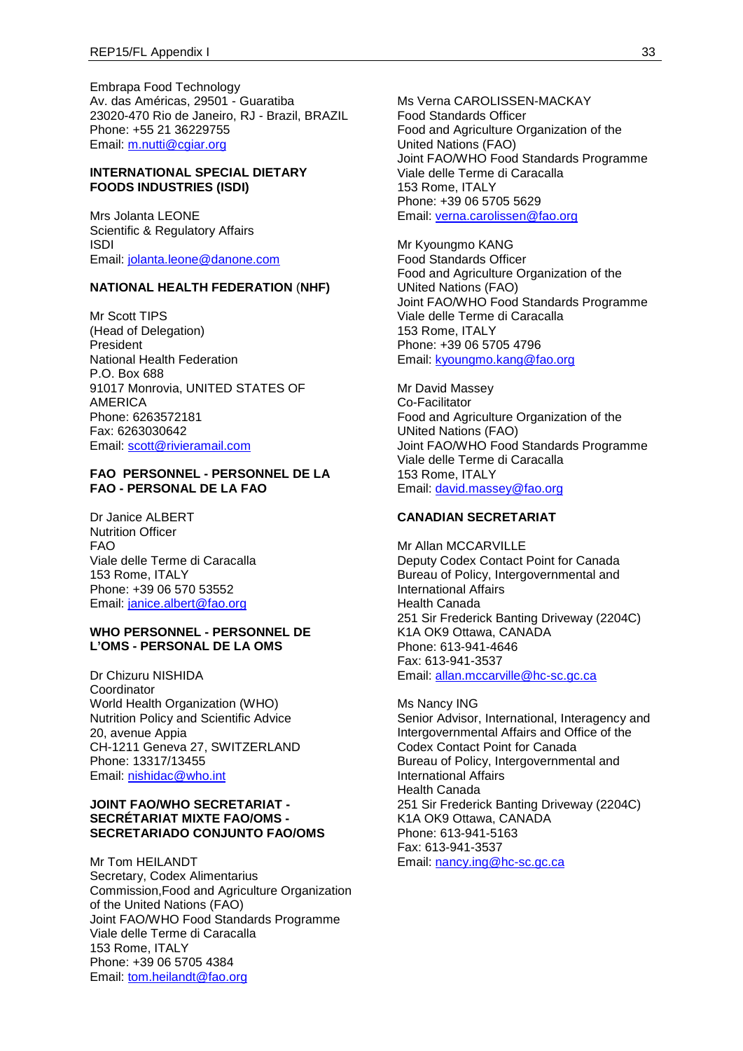Embrapa Food Technology
Av. das Américas, 29501 - Guaratiba
23020-470 Rio de Janeiro, RJ - Brazil, BRAZIL
Phone: +55 21 36229755
Email: m.nutti@cgiar.org

**INTERNATIONAL SPECIAL DIETARY FOODS INDUSTRIES (ISDI)**

Mrs Jolanta LEONE
Scientific & Regulatory Affairs
ISDI
Email: jolanta.leone@danone.com

**NATIONAL HEALTH FEDERATION (NHF)**

Mr Scott TIPS
(Head of Delegation)
President
National Health Federation
P.O. Box 688
91017 Monrovia, UNITED STATES OF AMERICA
Phone: 6263572181
Fax: 6263030642
Email: scott@rivieramail.com

**FAO PERSONNEL - PERSONNEL DE LA FAO - PERSONAL DE LA FAO**

Dr Janice ALBERT
Nutrition Officer
FAO
Viale delle Terme di Caracalla
153 Rome, ITALY
Phone: +39 06 570 53552
Email: janice.albert@fao.org

**WHO PERSONNEL - PERSONNEL DE L'OMS - PERSONAL DE LA OMS**

Dr Chizuru NISHIDA
Coordinator
World Health Organization (WHO)
Nutrition Policy and Scientific Advice
20, avenue Appia
CH-1211 Geneva 27, SWITZERLAND
Phone: 13317/13455
Email: nishidac@who.int

**JOINT FAO/WHO SECRETARIAT - SECRÉTARIAT MIXTE FAO/OMS - SECRETARIADO CONJUNTO FAO/OMS**

Mr Tom HEILANDT
Secretary, Codex Alimentarius Commission,Food and Agriculture Organization of the United Nations (FAO)
Joint FAO/WHO Food Standards Programme
Viale delle Terme di Caracalla
153 Rome, ITALY
Phone: +39 06 5705 4384
Email: tom.heilandt@fao.org

Ms Verna CAROLISSEN-MACKAY
Food Standards Officer
Food and Agriculture Organization of the United Nations (FAO)
Joint FAO/WHO Food Standards Programme
Viale delle Terme di Caracalla
153 Rome, ITALY
Phone: +39 06 5705 5629
Email: verna.carolissen@fao.org

Mr Kyoungmo KANG
Food Standards Officer
Food and Agriculture Organization of the UNited Nations (FAO)
Joint FAO/WHO Food Standards Programme
Viale delle Terme di Caracalla
153 Rome, ITALY
Phone: +39 06 5705 4796
Email: kyoungmo.kang@fao.org

Mr David Massey
Co-Facilitator
Food and Agriculture Organization of the UNited Nations (FAO)
Joint FAO/WHO Food Standards Programme
Viale delle Terme di Caracalla
153 Rome, ITALY
Email: david.massey@fao.org

**CANADIAN SECRETARIAT**

Mr Allan MCCARVILLE
Deputy Codex Contact Point for Canada
Bureau of Policy, Intergovernmental and International Affairs
Health Canada
251 Sir Frederick Banting Driveway (2204C)
K1A OK9 Ottawa, CANADA
Phone: 613-941-4646
Fax: 613-941-3537
Email: allan.mccarville@hc-sc.gc.ca

Ms Nancy ING
Senior Advisor, International, Interagency and Intergovernmental Affairs and Office of the Codex Contact Point for Canada
Bureau of Policy, Intergovernmental and International Affairs
Health Canada
251 Sir Frederick Banting Driveway (2204C)
K1A OK9 Ottawa, CANADA
Phone: 613-941-5163
Fax: 613-941-3537
Email: nancy.ing@hc-sc.gc.ca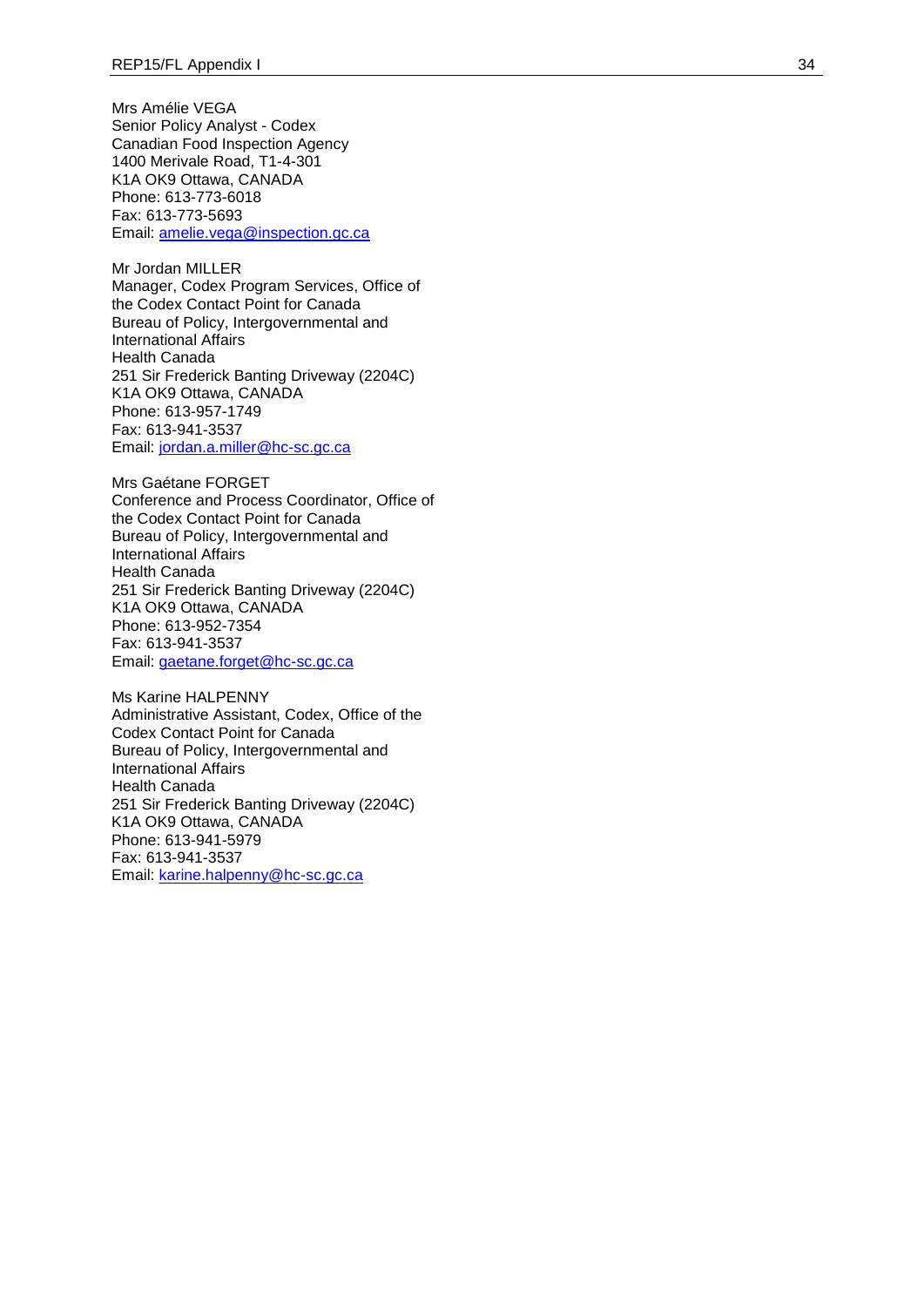Mrs Amélie VEGA
Senior Policy Analyst - Codex
Canadian Food Inspection Agency
1400 Merivale Road, T1-4-301
K1A OK9 Ottawa, CANADA
Phone: 613-773-6018
Fax: 613-773-5693
Email: amelie.vega@inspection.gc.ca

Mr Jordan MILLER
Manager, Codex Program Services, Office of the Codex Contact Point for Canada
Bureau of Policy, Intergovernmental and International Affairs
Health Canada
251 Sir Frederick Banting Driveway (2204C)
K1A OK9 Ottawa, CANADA
Phone: 613-957-1749
Fax: 613-941-3537
Email: jordan.a.miller@hc-sc.gc.ca

Mrs Gaétane FORGET
Conference and Process Coordinator, Office of the Codex Contact Point for Canada
Bureau of Policy, Intergovernmental and International Affairs
Health Canada
251 Sir Frederick Banting Driveway (2204C)
K1A OK9 Ottawa, CANADA
Phone: 613-952-7354
Fax: 613-941-3537
Email: gaetane.forget@hc-sc.gc.ca

Ms Karine HALPENNY
Administrative Assistant, Codex, Office of the Codex Contact Point for Canada
Bureau of Policy, Intergovernmental and International Affairs
Health Canada
251 Sir Frederick Banting Driveway (2204C)
K1A OK9 Ottawa, CANADA
Phone: 613-941-5979
Fax: 613-941-3537
Email: karine.halpenny@hc-sc.gc.ca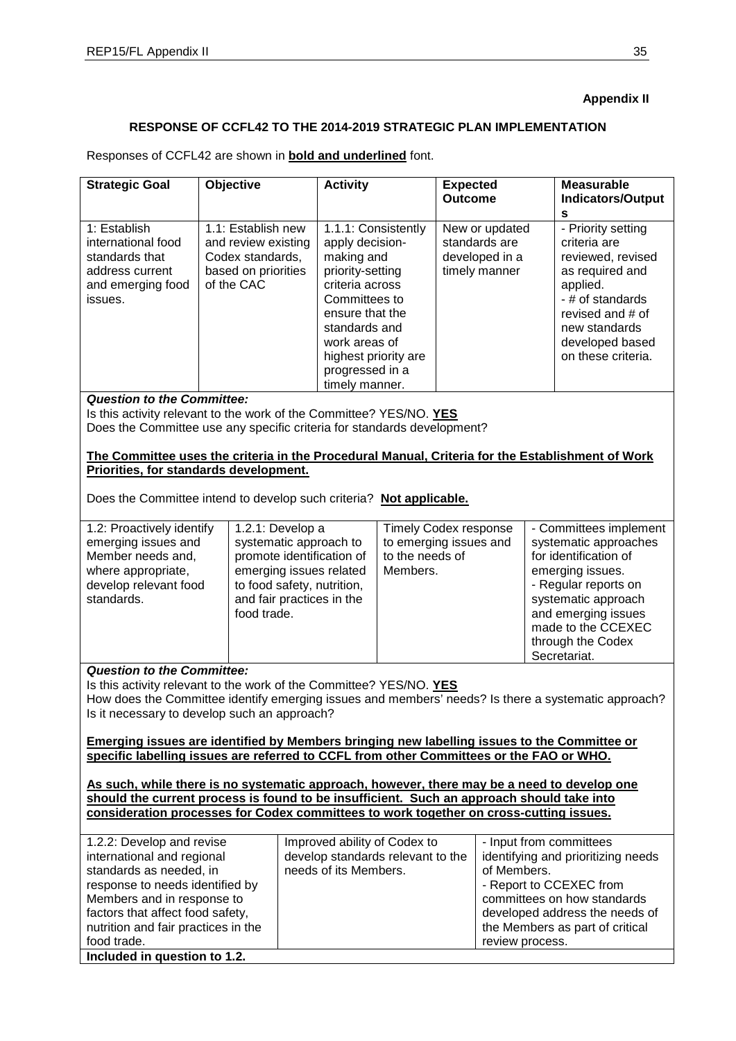**Appendix II**

**RESPONSE OF CCFL42 TO THE 2014-2019 STRATEGIC PLAN IMPLEMENTATION**

Responses of CCFL42 are shown in **bold and underlined** font.

| Strategic Goal | Objective | Activity | Expected Outcome | Measurable Indicators/Outputs |
|---|---|---|---|---|
| 1: Establish international food standards that address current and emerging food issues. | 1.1: Establish new and review existing Codex standards, based on priorities of the CAC | 1.1.1: Consistently apply decision-making and priority-setting criteria across Committees to ensure that the standards and work areas of highest priority are progressed in a timely manner. | New or updated standards are developed in a timely manner | - Priority setting criteria are reviewed, revised as required and applied.<br>- # of standards revised and # of new standards developed based on these criteria. |

***Question to the Committee:***

Is this activity relevant to the work of the Committee? YES/NO. **<u>YES</u>**

Does the Committee use any specific criteria for standards development?

**<u>The Committee uses the criteria in the Procedural Manual, Criteria for the Establishment of Work Priorities, for standards development.</u>**

Does the Committee intend to develop such criteria? **<u>Not applicable.</u>**

| Objective | Activity | Expected Outcome | Measurable Indicators/Outputs |
|---|---|---|---|
| 1.2: Proactively identify emerging issues and Member needs and, where appropriate, develop relevant food standards. | 1.2.1: Develop a systematic approach to promote identification of emerging issues related to food safety, nutrition, and fair practices in the food trade. | Timely Codex response to emerging issues and to the needs of Members. | - Committees implement systematic approaches for identification of emerging issues.<br>- Regular reports on systematic approach and emerging issues made to the CCEXEC through the Codex Secretariat. |

***Question to the Committee:***

Is this activity relevant to the work of the Committee? YES/NO. **<u>YES</u>**

How does the Committee identify emerging issues and members' needs? Is there a systematic approach? Is it necessary to develop such an approach?

**<u>Emerging issues are identified by Members bringing new labelling issues to the Committee or specific labelling issues are referred to CCFL from other Committees or the FAO or WHO.</u>**

**<u>As such, while there is no systematic approach, however, there may be a need to develop one should the current process is found to be insufficient. Such an approach should take into consideration processes for Codex committees to work together on cross-cutting issues.</u>**

| Activity | Expected Outcome | Measurable Indicators/Outputs |
|---|---|---|
| 1.2.2: Develop and revise international and regional standards as needed, in response to needs identified by Members and in response to factors that affect food safety, nutrition and fair practices in the food trade. | Improved ability of Codex to develop standards relevant to the needs of its Members. | - Input from committees identifying and prioritizing needs of Members.<br>- Report to CCEXEC from committees on how standards developed address the needs of the Members as part of critical review process. |

**Included in question to 1.2.**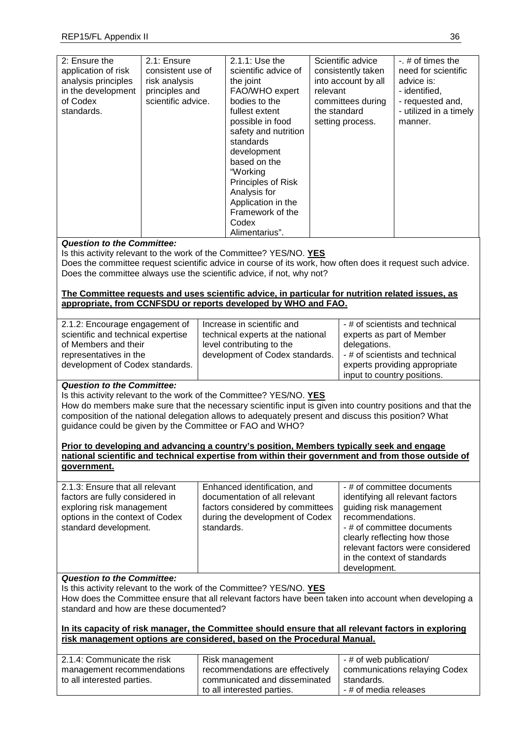| 2: Ensure the application of risk analysis principles in the development of Codex standards. | 2.1: Ensure consistent use of risk analysis principles and scientific advice. | 2.1.1: Use the scientific advice of the joint FAO/WHO expert bodies to the fullest extent possible in food safety and nutrition standards development based on the "Working Principles of Risk Analysis for Application in the Framework of the Codex Alimentarius". | Scientific advice consistently taken into account by all relevant committees during the standard setting process. | -. # of times the need for scientific advice is:<br>- identified,<br>- requested and,<br>- utilized in a timely manner. |
|---|---|---|---|---|

***Question to the Committee:***

Is this activity relevant to the work of the Committee? YES/NO. **YES**

Does the committee request scientific advice in course of its work, how often does it request such advice. Does the committee always use the scientific advice, if not, why not?

**The Committee requests and uses scientific advice, in particular for nutrition related issues, as appropriate, from CCNFSDU or reports developed by WHO and FAO.**

| 2.1.2: Encourage engagement of scientific and technical expertise of Members and their representatives in the development of Codex standards. | Increase in scientific and technical experts at the national level contributing to the development of Codex standards. | - # of scientists and technical experts as part of Member delegations.<br>- # of scientists and technical experts providing appropriate input to country positions. |
|---|---|---|

***Question to the Committee:***

Is this activity relevant to the work of the Committee? YES/NO. **YES**

How do members make sure that the necessary scientific input is given into country positions and that the composition of the national delegation allows to adequately present and discuss this position? What guidance could be given by the Committee or FAO and WHO?

**Prior to developing and advancing a country's position, Members typically seek and engage national scientific and technical expertise from within their government and from those outside of government.**

| 2.1.3: Ensure that all relevant factors are fully considered in exploring risk management options in the context of Codex standard development. | Enhanced identification, and documentation of all relevant factors considered by committees during the development of Codex standards. | - # of committee documents identifying all relevant factors guiding risk management recommendations.<br>- # of committee documents clearly reflecting how those relevant factors were considered in the context of standards development. |
|---|---|---|

***Question to the Committee:***

Is this activity relevant to the work of the Committee? YES/NO. **YES**

How does the Committee ensure that all relevant factors have been taken into account when developing a standard and how are these documented?

**In its capacity of risk manager, the Committee should ensure that all relevant factors in exploring risk management options are considered, based on the Procedural Manual.**

| 2.1.4: Communicate the risk management recommendations to all interested parties. | Risk management recommendations are effectively communicated and disseminated to all interested parties. | - # of web publication/ communications relaying Codex standards.<br>- # of media releases |
|---|---|---|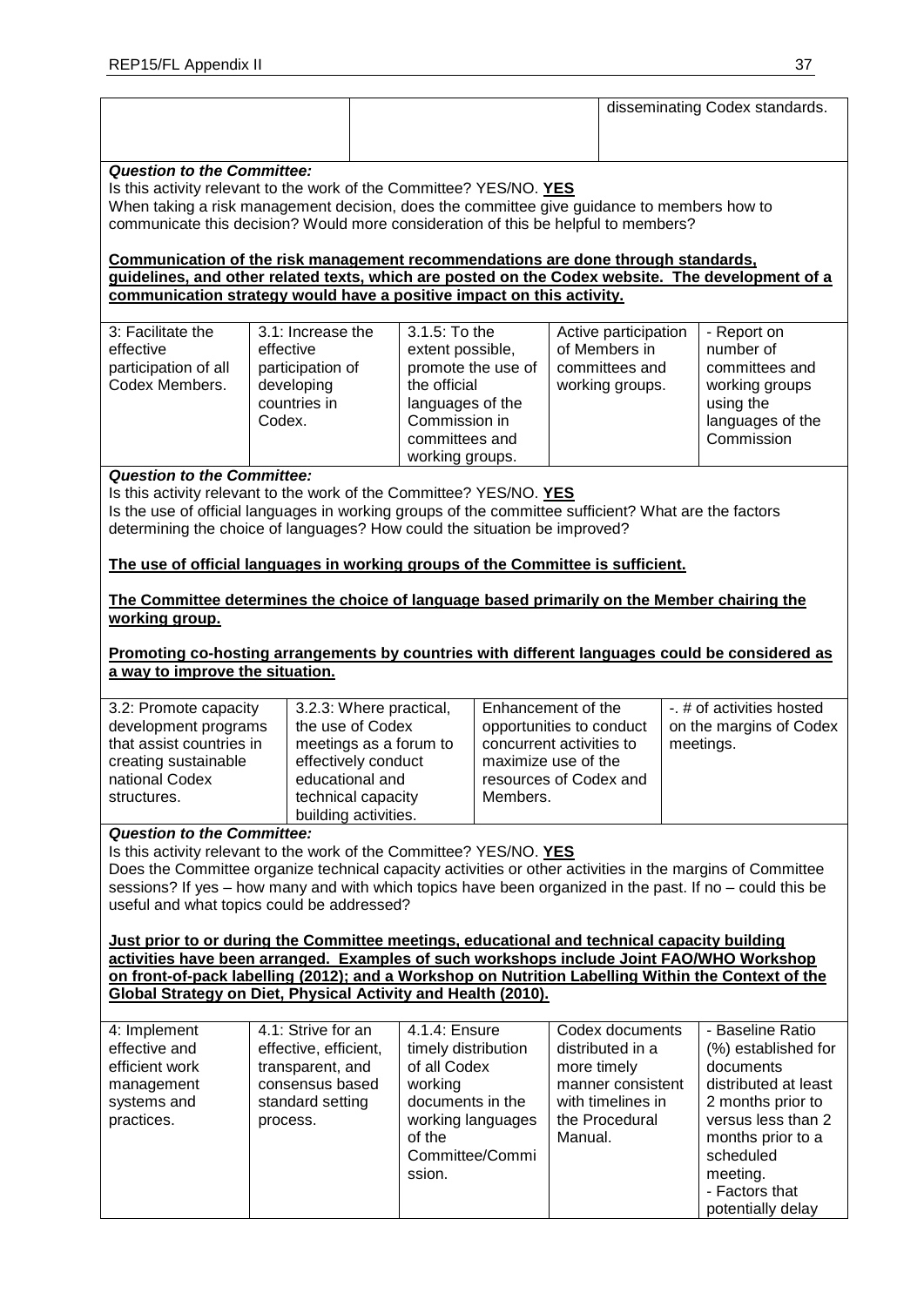| | | | | disseminating Codex standards. |
|---|---|---|---|---|

***Question to the Committee:***

Is this activity relevant to the work of the Committee? YES/NO. **YES**

When taking a risk management decision, does the committee give guidance to members how to communicate this decision? Would more consideration of this be helpful to members?

**Communication of the risk management recommendations are done through standards, guidelines, and other related texts, which are posted on the Codex website. The development of a communication strategy would have a positive impact on this activity.**

| 3: Facilitate the effective participation of all Codex Members. | 3.1: Increase the effective participation of developing countries in Codex. | 3.1.5: To the extent possible, promote the use of the official languages of the Commission in committees and working groups. | Active participation of Members in committees and working groups. | - Report on number of committees and working groups using the languages of the Commission |
|---|---|---|---|---|

***Question to the Committee:***

Is this activity relevant to the work of the Committee? YES/NO. **YES**

Is the use of official languages in working groups of the committee sufficient? What are the factors determining the choice of languages? How could the situation be improved?

**The use of official languages in working groups of the Committee is sufficient.**

**The Committee determines the choice of language based primarily on the Member chairing the working group.**

**Promoting co-hosting arrangements by countries with different languages could be considered as a way to improve the situation.**

| 3.2: Promote capacity development programs that assist countries in creating sustainable national Codex structures. | 3.2.3: Where practical, the use of Codex meetings as a forum to effectively conduct educational and technical capacity building activities. | Enhancement of the opportunities to conduct concurrent activities to maximize use of the resources of Codex and Members. | -. # of activities hosted on the margins of Codex meetings. |
|---|---|---|---|

***Question to the Committee:***

Is this activity relevant to the work of the Committee? YES/NO. **YES**

Does the Committee organize technical capacity activities or other activities in the margins of Committee sessions? If yes – how many and with which topics have been organized in the past. If no – could this be useful and what topics could be addressed?

**Just prior to or during the Committee meetings, educational and technical capacity building activities have been arranged. Examples of such workshops include Joint FAO/WHO Workshop on front-of-pack labelling (2012); and a Workshop on Nutrition Labelling Within the Context of the Global Strategy on Diet, Physical Activity and Health (2010).**

| 4: Implement effective and efficient work management systems and practices. | 4.1: Strive for an effective, efficient, transparent, and consensus based standard setting process. | 4.1.4: Ensure timely distribution of all Codex working documents in the working languages of the Committee/Commission. | Codex documents distributed in a more timely manner consistent with timelines in the Procedural Manual. | - Baseline Ratio (%) established for documents distributed at least 2 months prior to versus less than 2 months prior to a scheduled meeting.<br>- Factors that potentially delay |
|---|---|---|---|---|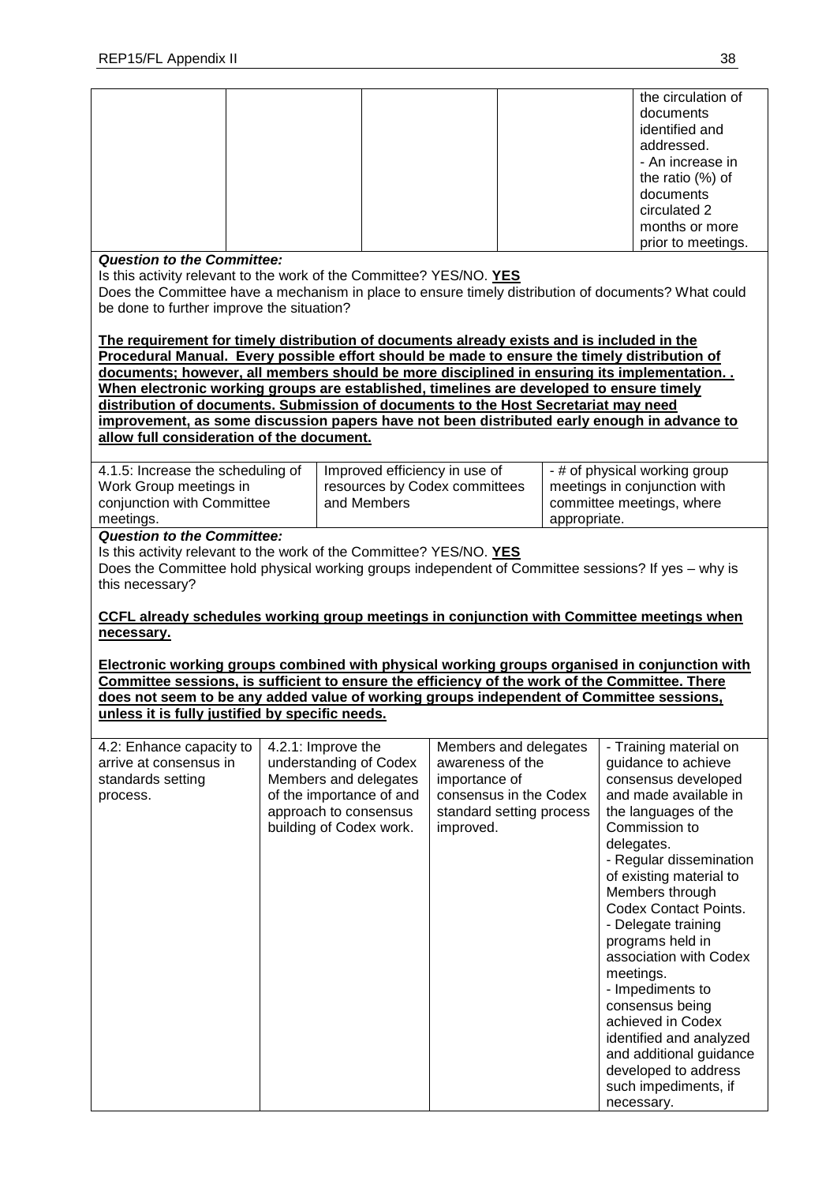| | | | | |
|---|---|---|---|---|
| | | | | the circulation of documents identified and addressed.<br>- An increase in the ratio (%) of documents circulated 2 months or more prior to meetings. |

***Question to the Committee:***

Is this activity relevant to the work of the Committee? YES/NO. **YES**

Does the Committee have a mechanism in place to ensure timely distribution of documents? What could be done to further improve the situation?

**The requirement for timely distribution of documents already exists and is included in the Procedural Manual. Every possible effort should be made to ensure the timely distribution of documents; however, all members should be more disciplined in ensuring its implementation. . When electronic working groups are established, timelines are developed to ensure timely distribution of documents. Submission of documents to the Host Secretariat may need improvement, as some discussion papers have not been distributed early enough in advance to allow full consideration of the document.**

| | | |
|---|---|---|
| 4.1.5: Increase the scheduling of Work Group meetings in conjunction with Committee meetings. | Improved efficiency in use of resources by Codex committees and Members | - # of physical working group meetings in conjunction with committee meetings, where appropriate. |

***Question to the Committee:***

Is this activity relevant to the work of the Committee? YES/NO. **YES**

Does the Committee hold physical working groups independent of Committee sessions? If yes – why is this necessary?

**CCFL already schedules working group meetings in conjunction with Committee meetings when necessary.**

**Electronic working groups combined with physical working groups organised in conjunction with Committee sessions, is sufficient to ensure the efficiency of the work of the Committee. There does not seem to be any added value of working groups independent of Committee sessions, unless it is fully justified by specific needs.**

| | | | |
|---|---|---|---|
| 4.2: Enhance capacity to arrive at consensus in standards setting process. | 4.2.1: Improve the understanding of Codex Members and delegates of the importance of and approach to consensus building of Codex work. | Members and delegates awareness of the importance of consensus in the Codex standard setting process improved. | - Training material on guidance to achieve consensus developed and made available in the languages of the Commission to delegates.<br>- Regular dissemination of existing material to Members through Codex Contact Points.<br>- Delegate training programs held in association with Codex meetings.<br>- Impediments to consensus being achieved in Codex identified and analyzed and additional guidance developed to address such impediments, if necessary. |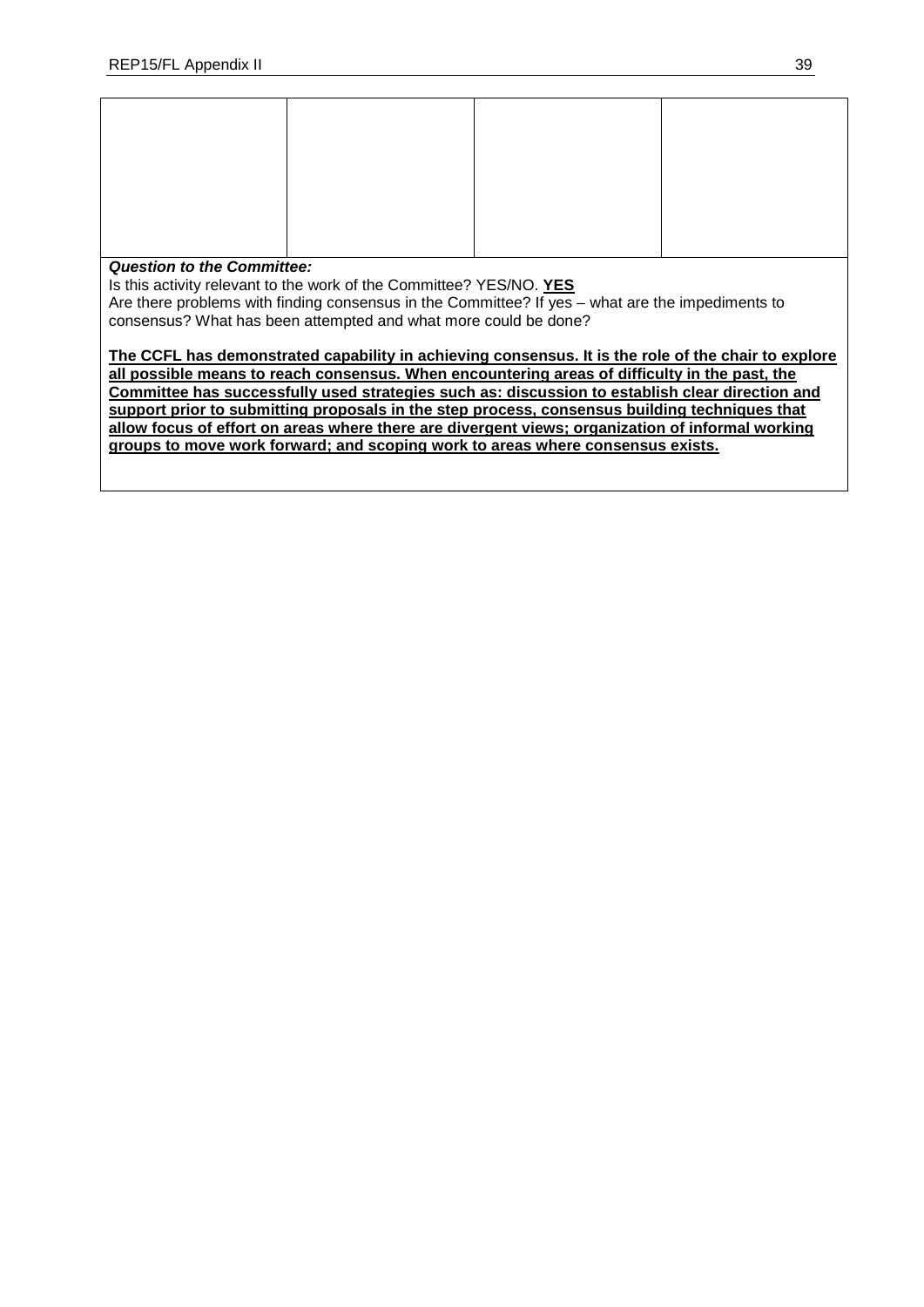| | | | |
|---|---|---|---|
| | | | |

***Question to the Committee:***

Is this activity relevant to the work of the Committee? YES/NO. **<u>YES</u>**

Are there problems with finding consensus in the Committee? If yes – what are the impediments to consensus? What has been attempted and what more could be done?

**<u>The CCFL has demonstrated capability in achieving consensus. It is the role of the chair to explore all possible means to reach consensus. When encountering areas of difficulty in the past, the Committee has successfully used strategies such as: discussion to establish clear direction and support prior to submitting proposals in the step process, consensus building techniques that allow focus of effort on areas where there are divergent views; organization of informal working groups to move work forward; and scoping work to areas where consensus exists.</u>**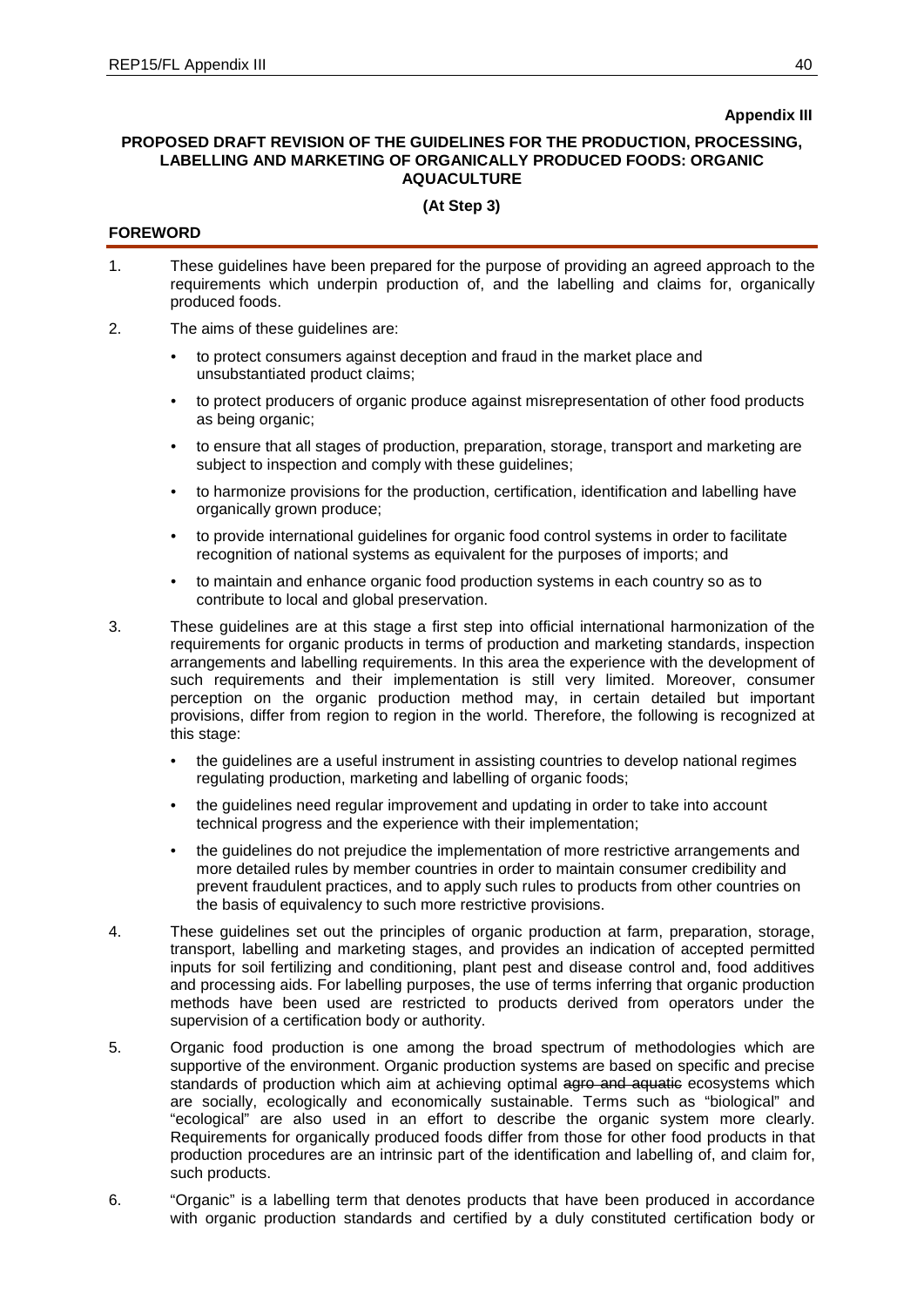**Appendix III**

**PROPOSED DRAFT REVISION OF THE GUIDELINES FOR THE PRODUCTION, PROCESSING, LABELLING AND MARKETING OF ORGANICALLY PRODUCED FOODS: ORGANIC AQUACULTURE**

**(At Step 3)**

## FOREWORD

1. These guidelines have been prepared for the purpose of providing an agreed approach to the requirements which underpin production of, and the labelling and claims for, organically produced foods.

2. The aims of these guidelines are:

   - to protect consumers against deception and fraud in the market place and unsubstantiated product claims;
   - to protect producers of organic produce against misrepresentation of other food products as being organic;
   - to ensure that all stages of production, preparation, storage, transport and marketing are subject to inspection and comply with these guidelines;
   - to harmonize provisions for the production, certification, identification and labelling have organically grown produce;
   - to provide international guidelines for organic food control systems in order to facilitate recognition of national systems as equivalent for the purposes of imports; and
   - to maintain and enhance organic food production systems in each country so as to contribute to local and global preservation.

3. These guidelines are at this stage a first step into official international harmonization of the requirements for organic products in terms of production and marketing standards, inspection arrangements and labelling requirements. In this area the experience with the development of such requirements and their implementation is still very limited. Moreover, consumer perception on the organic production method may, in certain detailed but important provisions, differ from region to region in the world. Therefore, the following is recognized at this stage:

   - the guidelines are a useful instrument in assisting countries to develop national regimes regulating production, marketing and labelling of organic foods;
   - the guidelines need regular improvement and updating in order to take into account technical progress and the experience with their implementation;
   - the guidelines do not prejudice the implementation of more restrictive arrangements and more detailed rules by member countries in order to maintain consumer credibility and prevent fraudulent practices, and to apply such rules to products from other countries on the basis of equivalency to such more restrictive provisions.

4. These guidelines set out the principles of organic production at farm, preparation, storage, transport, labelling and marketing stages, and provides an indication of accepted permitted inputs for soil fertilizing and conditioning, plant pest and disease control and, food additives and processing aids. For labelling purposes, the use of terms inferring that organic production methods have been used are restricted to products derived from operators under the supervision of a certification body or authority.

5. Organic food production is one among the broad spectrum of methodologies which are supportive of the environment. Organic production systems are based on specific and precise standards of production which aim at achieving optimal ~~agro and aquatic~~ ecosystems which are socially, ecologically and economically sustainable. Terms such as "biological" and "ecological" are also used in an effort to describe the organic system more clearly. Requirements for organically produced foods differ from those for other food products in that production procedures are an intrinsic part of the identification and labelling of, and claim for, such products.

6. "Organic" is a labelling term that denotes products that have been produced in accordance with organic production standards and certified by a duly constituted certification body or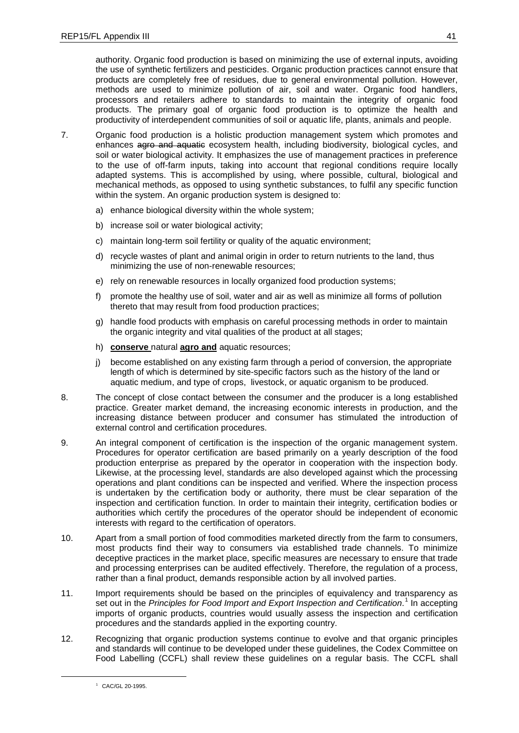authority. Organic food production is based on minimizing the use of external inputs, avoiding the use of synthetic fertilizers and pesticides. Organic production practices cannot ensure that products are completely free of residues, due to general environmental pollution. However, methods are used to minimize pollution of air, soil and water. Organic food handlers, processors and retailers adhere to standards to maintain the integrity of organic food products. The primary goal of organic food production is to optimize the health and productivity of interdependent communities of soil or aquatic life, plants, animals and people.

7. Organic food production is a holistic production management system which promotes and enhances ~~agro and aquatic~~ ecosystem health, including biodiversity, biological cycles, and soil or water biological activity. It emphasizes the use of management practices in preference to the use of off-farm inputs, taking into account that regional conditions require locally adapted systems. This is accomplished by using, where possible, cultural, biological and mechanical methods, as opposed to using synthetic substances, to fulfil any specific function within the system. An organic production system is designed to:

   a) enhance biological diversity within the whole system;

   b) increase soil or water biological activity;

   c) maintain long-term soil fertility or quality of the aquatic environment;

   d) recycle wastes of plant and animal origin in order to return nutrients to the land, thus minimizing the use of non-renewable resources;

   e) rely on renewable resources in locally organized food production systems;

   f) promote the healthy use of soil, water and air as well as minimize all forms of pollution thereto that may result from food production practices;

   g) handle food products with emphasis on careful processing methods in order to maintain the organic integrity and vital qualities of the product at all stages;

   h) <u>**conserve**</u> natural <u>**agro and**</u> aquatic resources;

   j) become established on any existing farm through a period of conversion, the appropriate length of which is determined by site-specific factors such as the history of the land or aquatic medium, and type of crops, livestock, or aquatic organism to be produced.

8. The concept of close contact between the consumer and the producer is a long established practice. Greater market demand, the increasing economic interests in production, and the increasing distance between producer and consumer has stimulated the introduction of external control and certification procedures.

9. An integral component of certification is the inspection of the organic management system. Procedures for operator certification are based primarily on a yearly description of the food production enterprise as prepared by the operator in cooperation with the inspection body. Likewise, at the processing level, standards are also developed against which the processing operations and plant conditions can be inspected and verified. Where the inspection process is undertaken by the certification body or authority, there must be clear separation of the inspection and certification function. In order to maintain their integrity, certification bodies or authorities which certify the procedures of the operator should be independent of economic interests with regard to the certification of operators.

10. Apart from a small portion of food commodities marketed directly from the farm to consumers, most products find their way to consumers via established trade channels. To minimize deceptive practices in the market place, specific measures are necessary to ensure that trade and processing enterprises can be audited effectively. Therefore, the regulation of a process, rather than a final product, demands responsible action by all involved parties.

11. Import requirements should be based on the principles of equivalency and transparency as set out in the *Principles for Food Import and Export Inspection and Certification*.[1] In accepting imports of organic products, countries would usually assess the inspection and certification procedures and the standards applied in the exporting country.

12. Recognizing that organic production systems continue to evolve and that organic principles and standards will continue to be developed under these guidelines, the Codex Committee on Food Labelling (CCFL) shall review these guidelines on a regular basis. The CCFL shall

[1] CAC/GL 20-1995.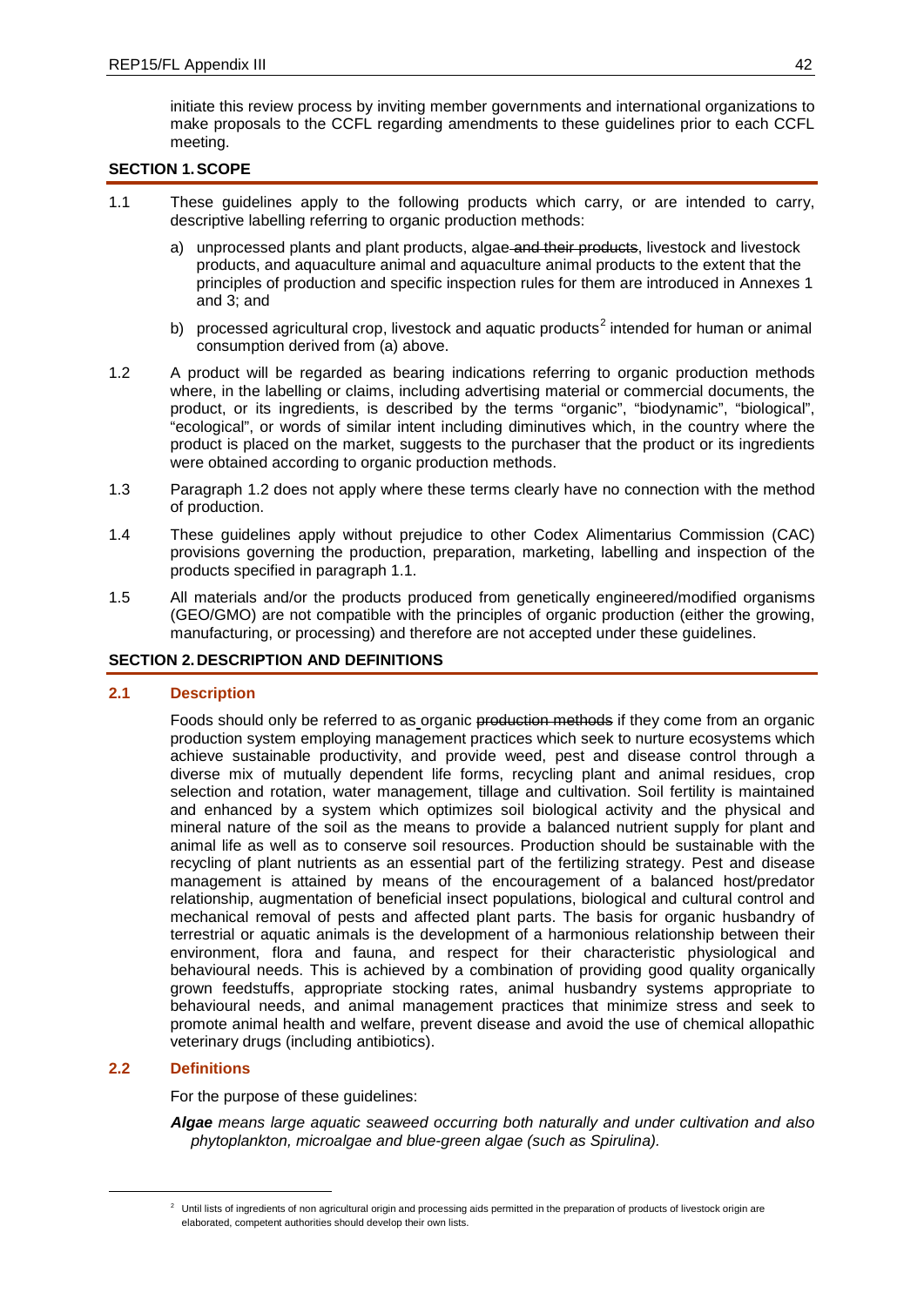initiate this review process by inviting member governments and international organizations to make proposals to the CCFL regarding amendments to these guidelines prior to each CCFL meeting.

## SECTION 1. SCOPE

1.1 These guidelines apply to the following products which carry, or are intended to carry, descriptive labelling referring to organic production methods:

   a) unprocessed plants and plant products, algae ~~and their products~~, livestock and livestock products, and aquaculture animal and aquaculture animal products to the extent that the principles of production and specific inspection rules for them are introduced in Annexes 1 and 3; and

   b) processed agricultural crop, livestock and aquatic products[2] intended for human or animal consumption derived from (a) above.

1.2 A product will be regarded as bearing indications referring to organic production methods where, in the labelling or claims, including advertising material or commercial documents, the product, or its ingredients, is described by the terms "organic", "biodynamic", "biological", "ecological", or words of similar intent including diminutives which, in the country where the product is placed on the market, suggests to the purchaser that the product or its ingredients were obtained according to organic production methods.

1.3 Paragraph 1.2 does not apply where these terms clearly have no connection with the method of production.

1.4 These guidelines apply without prejudice to other Codex Alimentarius Commission (CAC) provisions governing the production, preparation, marketing, labelling and inspection of the products specified in paragraph 1.1.

1.5 All materials and/or the products produced from genetically engineered/modified organisms (GEO/GMO) are not compatible with the principles of organic production (either the growing, manufacturing, or processing) and therefore are not accepted under these guidelines.

## SECTION 2. DESCRIPTION AND DEFINITIONS

### 2.1 Description

Foods should only be referred to as organic ~~production methods~~ if they come from an organic production system employing management practices which seek to nurture ecosystems which achieve sustainable productivity, and provide weed, pest and disease control through a diverse mix of mutually dependent life forms, recycling plant and animal residues, crop selection and rotation, water management, tillage and cultivation. Soil fertility is maintained and enhanced by a system which optimizes soil biological activity and the physical and mineral nature of the soil as the means to provide a balanced nutrient supply for plant and animal life as well as to conserve soil resources. Production should be sustainable with the recycling of plant nutrients as an essential part of the fertilizing strategy. Pest and disease management is attained by means of the encouragement of a balanced host/predator relationship, augmentation of beneficial insect populations, biological and cultural control and mechanical removal of pests and affected plant parts. The basis for organic husbandry of terrestrial or aquatic animals is the development of a harmonious relationship between their environment, flora and fauna, and respect for their characteristic physiological and behavioural needs. This is achieved by a combination of providing good quality organically grown feedstuffs, appropriate stocking rates, animal husbandry systems appropriate to behavioural needs, and animal management practices that minimize stress and seek to promote animal health and welfare, prevent disease and avoid the use of chemical allopathic veterinary drugs (including antibiotics).

### 2.2 Definitions

For the purpose of these guidelines:

***Algae*** *means large aquatic seaweed occurring both naturally and under cultivation and also phytoplankton, microalgae and blue-green algae (such as Spirulina).*

---

[2] Until lists of ingredients of non agricultural origin and processing aids permitted in the preparation of products of livestock origin are elaborated, competent authorities should develop their own lists.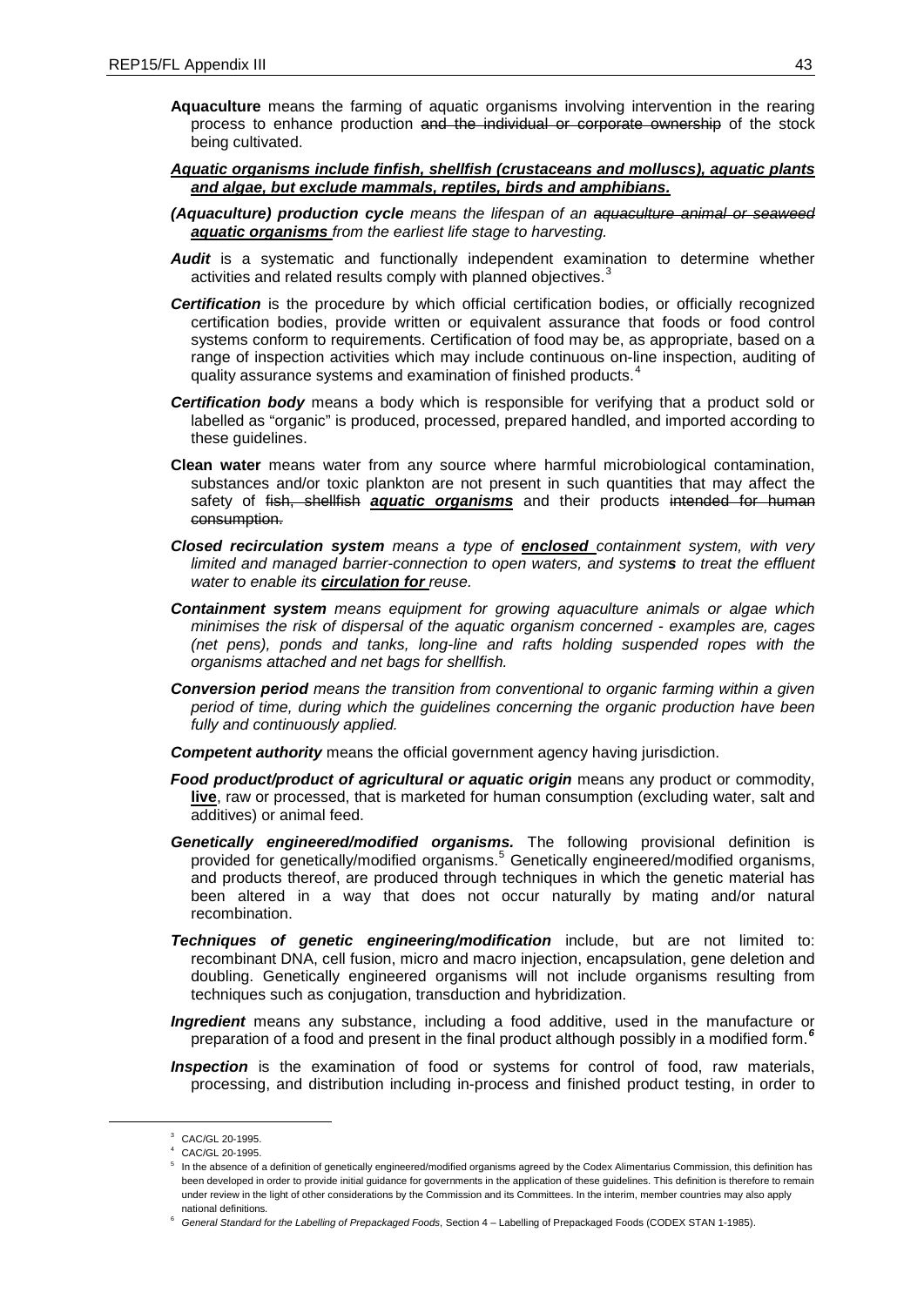**Aquaculture** means the farming of aquatic organisms involving intervention in the rearing process to enhance production ~~and the individual or corporate ownership~~ of the stock being cultivated.

***<u>Aquatic organisms include finfish, shellfish (crustaceans and molluscs), aquatic plants and algae, but exclude mammals, reptiles, birds and amphibians.</u>***

***(Aquaculture) production cycle*** *means the lifespan of an ~~aquaculture animal or seaweed~~ **<u>aquatic organisms</u>** from the earliest life stage to harvesting.*

***Audit*** is a systematic and functionally independent examination to determine whether activities and related results comply with planned objectives.[3]

***Certification*** is the procedure by which official certification bodies, or officially recognized certification bodies, provide written or equivalent assurance that foods or food control systems conform to requirements. Certification of food may be, as appropriate, based on a range of inspection activities which may include continuous on-line inspection, auditing of quality assurance systems and examination of finished products.[4]

***Certification body*** means a body which is responsible for verifying that a product sold or labelled as "organic" is produced, processed, prepared handled, and imported according to these guidelines.

**Clean water** means water from any source where harmful microbiological contamination, substances and/or toxic plankton are not present in such quantities that may affect the safety of ~~fish, shellfish~~ ***<u>aquatic organisms</u>*** and their products ~~intended for human consumption.~~

***Closed recirculation system*** *means a type of **<u>enclosed</u>** containment system, with very limited and managed barrier-connection to open waters, and system**s** to treat the effluent water to enable its **<u>circulation for</u>** reuse.*

***Containment system*** *means equipment for growing aquaculture animals or algae which minimises the risk of dispersal of the aquatic organism concerned - examples are, cages (net pens), ponds and tanks, long-line and rafts holding suspended ropes with the organisms attached and net bags for shellfish.*

***Conversion period*** *means the transition from conventional to organic farming within a given period of time, during which the guidelines concerning the organic production have been fully and continuously applied.*

***Competent authority*** means the official government agency having jurisdiction.

***Food product/product of agricultural or aquatic origin*** means any product or commodity, **<u>live</u>**, raw or processed, that is marketed for human consumption (excluding water, salt and additives) or animal feed.

***Genetically engineered/modified organisms.*** The following provisional definition is provided for genetically/modified organisms.[5] Genetically engineered/modified organisms, and products thereof, are produced through techniques in which the genetic material has been altered in a way that does not occur naturally by mating and/or natural recombination.

***Techniques of genetic engineering/modification*** include, but are not limited to: recombinant DNA, cell fusion, micro and macro injection, encapsulation, gene deletion and doubling. Genetically engineered organisms will not include organisms resulting from techniques such as conjugation, transduction and hybridization.

***Ingredient*** means any substance, including a food additive, used in the manufacture or preparation of a food and present in the final product although possibly in a modified form.[6]

***Inspection*** is the examination of food or systems for control of food, raw materials, processing, and distribution including in-process and finished product testing, in order to

---

[3] CAC/GL 20-1995.

[4] CAC/GL 20-1995.

[5] In the absence of a definition of genetically engineered/modified organisms agreed by the Codex Alimentarius Commission, this definition has been developed in order to provide initial guidance for governments in the application of these guidelines. This definition is therefore to remain under review in the light of other considerations by the Commission and its Committees. In the interim, member countries may also apply national definitions.

[6] *General Standard for the Labelling of Prepackaged Foods*, Section 4 – Labelling of Prepackaged Foods (CODEX STAN 1-1985).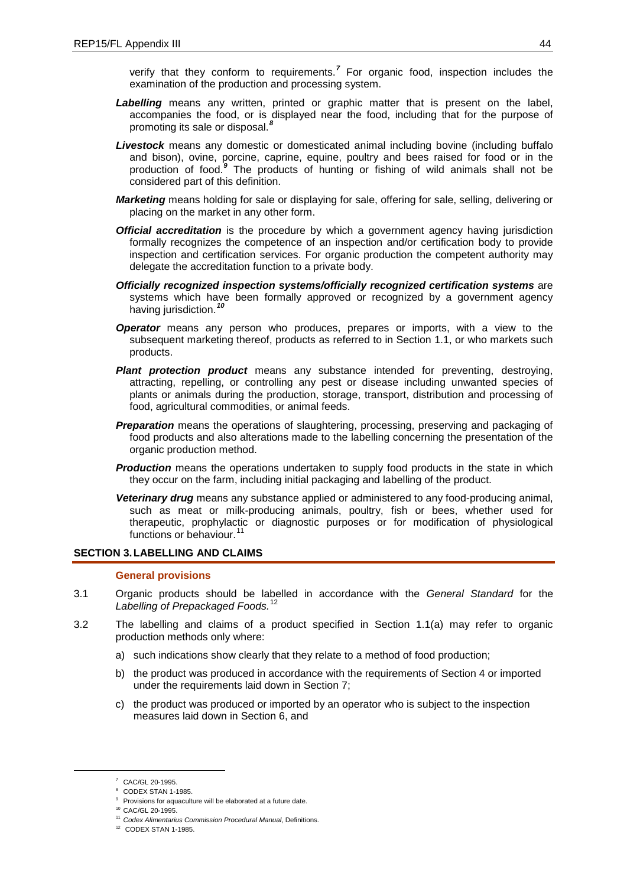verify that they conform to requirements.[7] For organic food, inspection includes the examination of the production and processing system.

***Labelling*** means any written, printed or graphic matter that is present on the label, accompanies the food, or is displayed near the food, including that for the purpose of promoting its sale or disposal.[8]

***Livestock*** means any domestic or domesticated animal including bovine (including buffalo and bison), ovine, porcine, caprine, equine, poultry and bees raised for food or in the production of food.[9] The products of hunting or fishing of wild animals shall not be considered part of this definition.

***Marketing*** means holding for sale or displaying for sale, offering for sale, selling, delivering or placing on the market in any other form.

***Official accreditation*** is the procedure by which a government agency having jurisdiction formally recognizes the competence of an inspection and/or certification body to provide inspection and certification services. For organic production the competent authority may delegate the accreditation function to a private body.

***Officially recognized inspection systems/officially recognized certification systems*** are systems which have been formally approved or recognized by a government agency having jurisdiction.[10]

***Operator*** means any person who produces, prepares or imports, with a view to the subsequent marketing thereof, products as referred to in Section 1.1, or who markets such products.

***Plant protection product*** means any substance intended for preventing, destroying, attracting, repelling, or controlling any pest or disease including unwanted species of plants or animals during the production, storage, transport, distribution and processing of food, agricultural commodities, or animal feeds.

***Preparation*** means the operations of slaughtering, processing, preserving and packaging of food products and also alterations made to the labelling concerning the presentation of the organic production method.

***Production*** means the operations undertaken to supply food products in the state in which they occur on the farm, including initial packaging and labelling of the product.

***Veterinary drug*** means any substance applied or administered to any food-producing animal, such as meat or milk-producing animals, poultry, fish or bees, whether used for therapeutic, prophylactic or diagnostic purposes or for modification of physiological functions or behaviour.[11]

## SECTION 3. LABELLING AND CLAIMS

### General provisions

3.1 Organic products should be labelled in accordance with the *General Standard* for the *Labelling of Prepackaged Foods.*[12]

3.2 The labelling and claims of a product specified in Section 1.1(a) may refer to organic production methods only where:

a) such indications show clearly that they relate to a method of food production;

b) the product was produced in accordance with the requirements of Section 4 or imported under the requirements laid down in Section 7;

c) the product was produced or imported by an operator who is subject to the inspection measures laid down in Section 6, and

---

[7] CAC/GL 20-1995.

[8] CODEX STAN 1-1985.

[9] Provisions for aquaculture will be elaborated at a future date.

[10] CAC/GL 20-1995.

[11] *Codex Alimentarius Commission Procedural Manual*, Definitions.

[12] CODEX STAN 1-1985.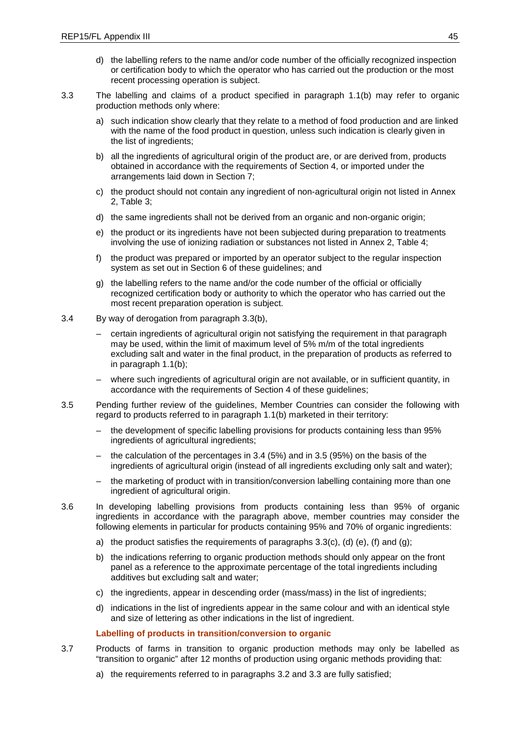d) the labelling refers to the name and/or code number of the officially recognized inspection or certification body to which the operator who has carried out the production or the most recent processing operation is subject.

3.3 The labelling and claims of a product specified in paragraph 1.1(b) may refer to organic production methods only where:

a) such indication show clearly that they relate to a method of food production and are linked with the name of the food product in question, unless such indication is clearly given in the list of ingredients;

b) all the ingredients of agricultural origin of the product are, or are derived from, products obtained in accordance with the requirements of Section 4, or imported under the arrangements laid down in Section 7;

c) the product should not contain any ingredient of non-agricultural origin not listed in Annex 2, Table 3;

d) the same ingredients shall not be derived from an organic and non-organic origin;

e) the product or its ingredients have not been subjected during preparation to treatments involving the use of ionizing radiation or substances not listed in Annex 2, Table 4;

f) the product was prepared or imported by an operator subject to the regular inspection system as set out in Section 6 of these guidelines; and

g) the labelling refers to the name and/or the code number of the official or officially recognized certification body or authority to which the operator who has carried out the most recent preparation operation is subject.

3.4 By way of derogation from paragraph 3.3(b),

– certain ingredients of agricultural origin not satisfying the requirement in that paragraph may be used, within the limit of maximum level of 5% m/m of the total ingredients excluding salt and water in the final product, in the preparation of products as referred to in paragraph 1.1(b);

– where such ingredients of agricultural origin are not available, or in sufficient quantity, in accordance with the requirements of Section 4 of these guidelines;

3.5 Pending further review of the guidelines, Member Countries can consider the following with regard to products referred to in paragraph 1.1(b) marketed in their territory:

– the development of specific labelling provisions for products containing less than 95% ingredients of agricultural ingredients;

– the calculation of the percentages in 3.4 (5%) and in 3.5 (95%) on the basis of the ingredients of agricultural origin (instead of all ingredients excluding only salt and water);

– the marketing of product with in transition/conversion labelling containing more than one ingredient of agricultural origin.

3.6 In developing labelling provisions from products containing less than 95% of organic ingredients in accordance with the paragraph above, member countries may consider the following elements in particular for products containing 95% and 70% of organic ingredients:

a) the product satisfies the requirements of paragraphs 3.3(c), (d) (e), (f) and (g);

b) the indications referring to organic production methods should only appear on the front panel as a reference to the approximate percentage of the total ingredients including additives but excluding salt and water;

c) the ingredients, appear in descending order (mass/mass) in the list of ingredients;

d) indications in the list of ingredients appear in the same colour and with an identical style and size of lettering as other indications in the list of ingredient.

**Labelling of products in transition/conversion to organic**

3.7 Products of farms in transition to organic production methods may only be labelled as "transition to organic" after 12 months of production using organic methods providing that:

a) the requirements referred to in paragraphs 3.2 and 3.3 are fully satisfied;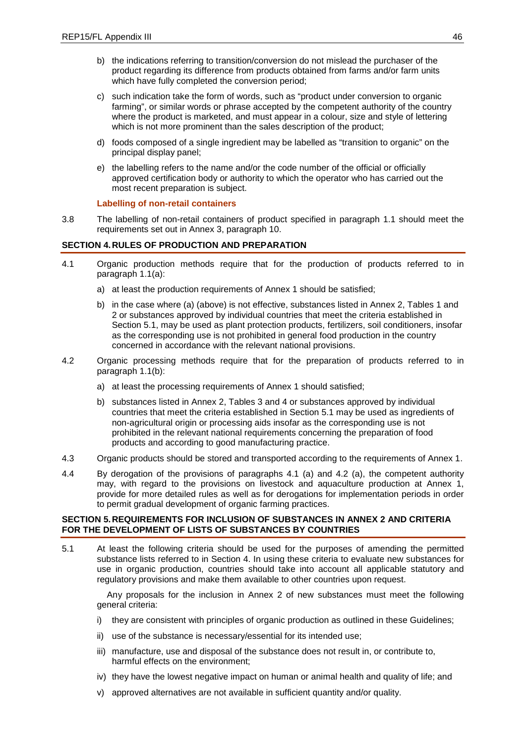b) the indications referring to transition/conversion do not mislead the purchaser of the product regarding its difference from products obtained from farms and/or farm units which have fully completed the conversion period;

c) such indication take the form of words, such as "product under conversion to organic farming", or similar words or phrase accepted by the competent authority of the country where the product is marketed, and must appear in a colour, size and style of lettering which is not more prominent than the sales description of the product;

d) foods composed of a single ingredient may be labelled as "transition to organic" on the principal display panel;

e) the labelling refers to the name and/or the code number of the official or officially approved certification body or authority to which the operator who has carried out the most recent preparation is subject.

**Labelling of non-retail containers**

3.8 The labelling of non-retail containers of product specified in paragraph 1.1 should meet the requirements set out in Annex 3, paragraph 10.

## SECTION 4. RULES OF PRODUCTION AND PREPARATION

4.1 Organic production methods require that for the production of products referred to in paragraph 1.1(a):

a) at least the production requirements of Annex 1 should be satisfied;

b) in the case where (a) (above) is not effective, substances listed in Annex 2, Tables 1 and 2 or substances approved by individual countries that meet the criteria established in Section 5.1, may be used as plant protection products, fertilizers, soil conditioners, insofar as the corresponding use is not prohibited in general food production in the country concerned in accordance with the relevant national provisions.

4.2 Organic processing methods require that for the preparation of products referred to in paragraph 1.1(b):

a) at least the processing requirements of Annex 1 should satisfied;

b) substances listed in Annex 2, Tables 3 and 4 or substances approved by individual countries that meet the criteria established in Section 5.1 may be used as ingredients of non-agricultural origin or processing aids insofar as the corresponding use is not prohibited in the relevant national requirements concerning the preparation of food products and according to good manufacturing practice.

4.3 Organic products should be stored and transported according to the requirements of Annex 1.

4.4 By derogation of the provisions of paragraphs 4.1 (a) and 4.2 (a), the competent authority may, with regard to the provisions on livestock and aquaculture production at Annex 1, provide for more detailed rules as well as for derogations for implementation periods in order to permit gradual development of organic farming practices.

## SECTION 5. REQUIREMENTS FOR INCLUSION OF SUBSTANCES IN ANNEX 2 AND CRITERIA FOR THE DEVELOPMENT OF LISTS OF SUBSTANCES BY COUNTRIES

5.1 At least the following criteria should be used for the purposes of amending the permitted substance lists referred to in Section 4. In using these criteria to evaluate new substances for use in organic production, countries should take into account all applicable statutory and regulatory provisions and make them available to other countries upon request.

Any proposals for the inclusion in Annex 2 of new substances must meet the following general criteria:

i) they are consistent with principles of organic production as outlined in these Guidelines;

ii) use of the substance is necessary/essential for its intended use;

iii) manufacture, use and disposal of the substance does not result in, or contribute to, harmful effects on the environment;

iv) they have the lowest negative impact on human or animal health and quality of life; and

v) approved alternatives are not available in sufficient quantity and/or quality.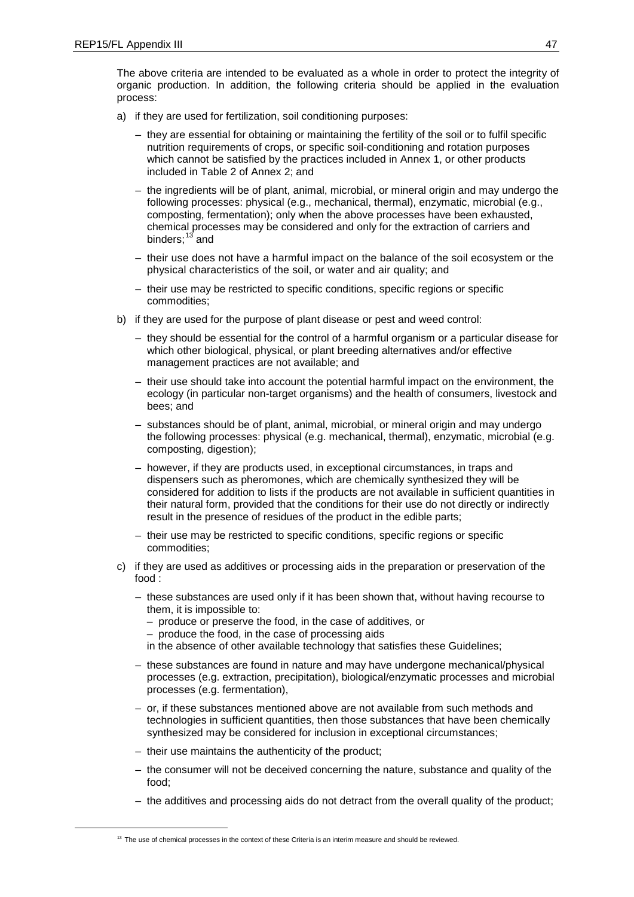The above criteria are intended to be evaluated as a whole in order to protect the integrity of organic production. In addition, the following criteria should be applied in the evaluation process:

a) if they are used for fertilization, soil conditioning purposes:

   – they are essential for obtaining or maintaining the fertility of the soil or to fulfil specific nutrition requirements of crops, or specific soil-conditioning and rotation purposes which cannot be satisfied by the practices included in Annex 1, or other products included in Table 2 of Annex 2; and

   – the ingredients will be of plant, animal, microbial, or mineral origin and may undergo the following processes: physical (e.g., mechanical, thermal), enzymatic, microbial (e.g., composting, fermentation); only when the above processes have been exhausted, chemical processes may be considered and only for the extraction of carriers and binders;[13] and

   – their use does not have a harmful impact on the balance of the soil ecosystem or the physical characteristics of the soil, or water and air quality; and

   – their use may be restricted to specific conditions, specific regions or specific commodities;

b) if they are used for the purpose of plant disease or pest and weed control:

   – they should be essential for the control of a harmful organism or a particular disease for which other biological, physical, or plant breeding alternatives and/or effective management practices are not available; and

   – their use should take into account the potential harmful impact on the environment, the ecology (in particular non-target organisms) and the health of consumers, livestock and bees; and

   – substances should be of plant, animal, microbial, or mineral origin and may undergo the following processes: physical (e.g. mechanical, thermal), enzymatic, microbial (e.g. composting, digestion);

   – however, if they are products used, in exceptional circumstances, in traps and dispensers such as pheromones, which are chemically synthesized they will be considered for addition to lists if the products are not available in sufficient quantities in their natural form, provided that the conditions for their use do not directly or indirectly result in the presence of residues of the product in the edible parts;

   – their use may be restricted to specific conditions, specific regions or specific commodities;

c) if they are used as additives or processing aids in the preparation or preservation of the food :

   – these substances are used only if it has been shown that, without having recourse to them, it is impossible to:
     – produce or preserve the food, in the case of additives, or
     – produce the food, in the case of processing aids

     in the absence of other available technology that satisfies these Guidelines;

   – these substances are found in nature and may have undergone mechanical/physical processes (e.g. extraction, precipitation), biological/enzymatic processes and microbial processes (e.g. fermentation),

   – or, if these substances mentioned above are not available from such methods and technologies in sufficient quantities, then those substances that have been chemically synthesized may be considered for inclusion in exceptional circumstances;

   – their use maintains the authenticity of the product;

   – the consumer will not be deceived concerning the nature, substance and quality of the food;

   – the additives and processing aids do not detract from the overall quality of the product;

[13] The use of chemical processes in the context of these Criteria is an interim measure and should be reviewed.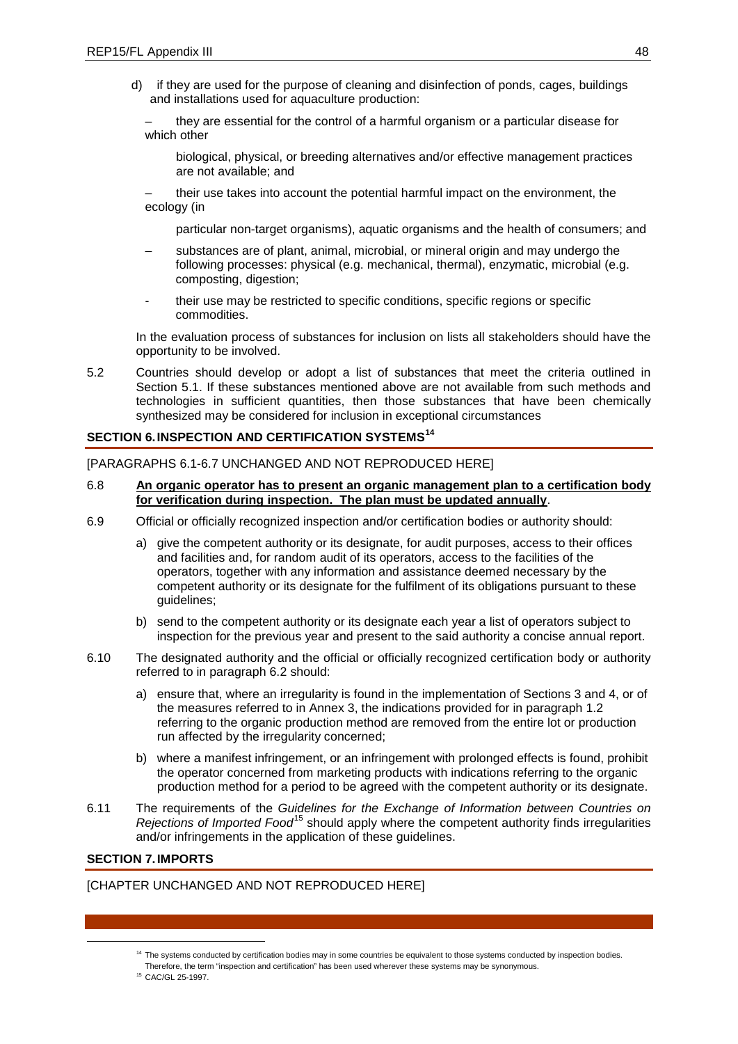d) if they are used for the purpose of cleaning and disinfection of ponds, cages, buildings and installations used for aquaculture production:

– they are essential for the control of a harmful organism or a particular disease for which other

biological, physical, or breeding alternatives and/or effective management practices are not available; and

– their use takes into account the potential harmful impact on the environment, the ecology (in

particular non-target organisms), aquatic organisms and the health of consumers; and

– substances are of plant, animal, microbial, or mineral origin and may undergo the following processes: physical (e.g. mechanical, thermal), enzymatic, microbial (e.g. composting, digestion;

- their use may be restricted to specific conditions, specific regions or specific commodities.

In the evaluation process of substances for inclusion on lists all stakeholders should have the opportunity to be involved.

5.2 Countries should develop or adopt a list of substances that meet the criteria outlined in Section 5.1. If these substances mentioned above are not available from such methods and technologies in sufficient quantities, then those substances that have been chemically synthesized may be considered for inclusion in exceptional circumstances

## SECTION 6. INSPECTION AND CERTIFICATION SYSTEMS[14]

[PARAGRAPHS 6.1-6.7 UNCHANGED AND NOT REPRODUCED HERE]

6.8 **An organic operator has to present an organic management plan to a certification body for verification during inspection. The plan must be updated annually**.

6.9 Official or officially recognized inspection and/or certification bodies or authority should:

a) give the competent authority or its designate, for audit purposes, access to their offices and facilities and, for random audit of its operators, access to the facilities of the operators, together with any information and assistance deemed necessary by the competent authority or its designate for the fulfilment of its obligations pursuant to these guidelines;

b) send to the competent authority or its designate each year a list of operators subject to inspection for the previous year and present to the said authority a concise annual report.

6.10 The designated authority and the official or officially recognized certification body or authority referred to in paragraph 6.2 should:

a) ensure that, where an irregularity is found in the implementation of Sections 3 and 4, or of the measures referred to in Annex 3, the indications provided for in paragraph 1.2 referring to the organic production method are removed from the entire lot or production run affected by the irregularity concerned;

b) where a manifest infringement, or an infringement with prolonged effects is found, prohibit the operator concerned from marketing products with indications referring to the organic production method for a period to be agreed with the competent authority or its designate.

6.11 The requirements of the *Guidelines for the Exchange of Information between Countries on Rejections of Imported Food*[15] should apply where the competent authority finds irregularities and/or infringements in the application of these guidelines.

## SECTION 7. IMPORTS

[CHAPTER UNCHANGED AND NOT REPRODUCED HERE]

[14] The systems conducted by certification bodies may in some countries be equivalent to those systems conducted by inspection bodies. Therefore, the term "inspection and certification" has been used wherever these systems may be synonymous.

[15] CAC/GL 25-1997.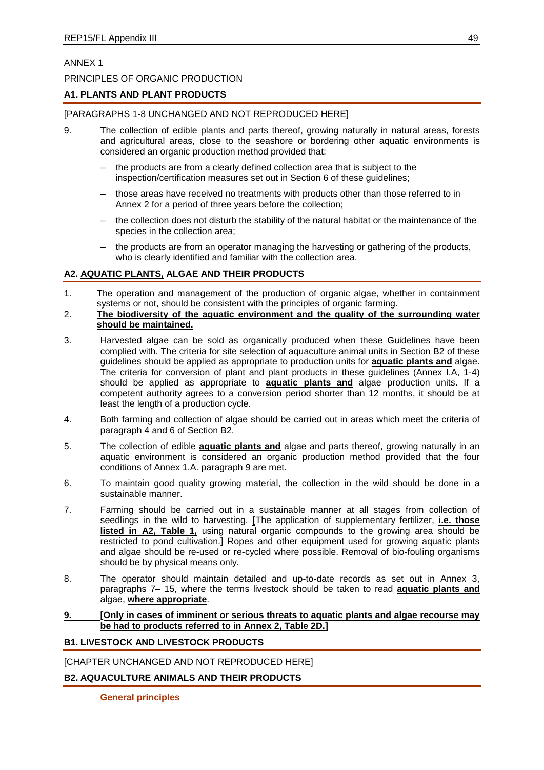ANNEX 1

PRINCIPLES OF ORGANIC PRODUCTION

## A1. PLANTS AND PLANT PRODUCTS

[PARAGRAPHS 1-8 UNCHANGED AND NOT REPRODUCED HERE]

9. The collection of edible plants and parts thereof, growing naturally in natural areas, forests and agricultural areas, close to the seashore or bordering other aquatic environments is considered an organic production method provided that:

   – the products are from a clearly defined collection area that is subject to the inspection/certification measures set out in Section 6 of these guidelines;

   – those areas have received no treatments with products other than those referred to in Annex 2 for a period of three years before the collection;

   – the collection does not disturb the stability of the natural habitat or the maintenance of the species in the collection area;

   – the products are from an operator managing the harvesting or gathering of the products, who is clearly identified and familiar with the collection area.

## A2. AQUATIC PLANTS, ALGAE AND THEIR PRODUCTS

1. The operation and management of the production of organic algae, whether in containment systems or not, should be consistent with the principles of organic farming.

2. **The biodiversity of the aquatic environment and the quality of the surrounding water should be maintained.**

3. Harvested algae can be sold as organically produced when these Guidelines have been complied with. The criteria for site selection of aquaculture animal units in Section B2 of these guidelines should be applied as appropriate to production units for **aquatic plants and** algae. The criteria for conversion of plant and plant products in these guidelines (Annex I.A, 1-4) should be applied as appropriate to **aquatic plants and** algae production units. If a competent authority agrees to a conversion period shorter than 12 months, it should be at least the length of a production cycle.

4. Both farming and collection of algae should be carried out in areas which meet the criteria of paragraph 4 and 6 of Section B2.

5. The collection of edible **aquatic plants and** algae and parts thereof, growing naturally in an aquatic environment is considered an organic production method provided that the four conditions of Annex 1.A. paragraph 9 are met.

6. To maintain good quality growing material, the collection in the wild should be done in a sustainable manner.

7. Farming should be carried out in a sustainable manner at all stages from collection of seedlings in the wild to harvesting. **[**The application of supplementary fertilizer, **i.e. those listed in A2, Table 1,** using natural organic compounds to the growing area should be restricted to pond cultivation.**]** Ropes and other equipment used for growing aquatic plants and algae should be re-used or re-cycled where possible. Removal of bio-fouling organisms should be by physical means only.

8. The operator should maintain detailed and up-to-date records as set out in Annex 3, paragraphs 7– 15, where the terms livestock should be taken to read **aquatic plants and** algae, **where appropriate**.

9. **[Only in cases of imminent or serious threats to aquatic plants and algae recourse may be had to products referred to in Annex 2, Table 2D.]**

## B1. LIVESTOCK AND LIVESTOCK PRODUCTS

[CHAPTER UNCHANGED AND NOT REPRODUCED HERE]

## B2. AQUACULTURE ANIMALS AND THEIR PRODUCTS

### General principles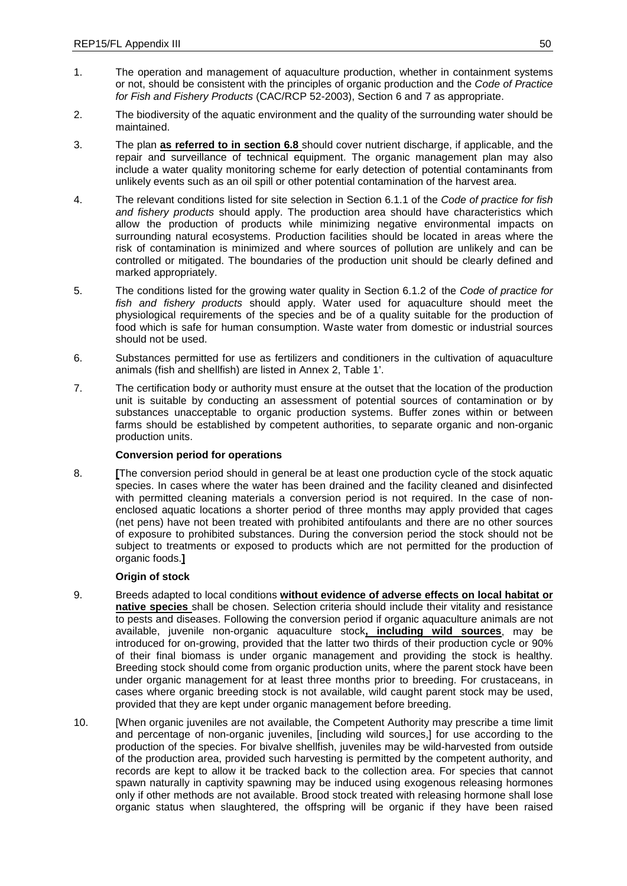1. The operation and management of aquaculture production, whether in containment systems or not, should be consistent with the principles of organic production and the *Code of Practice for Fish and Fishery Products* (CAC/RCP 52-2003), Section 6 and 7 as appropriate.

2. The biodiversity of the aquatic environment and the quality of the surrounding water should be maintained.

3. The plan **as referred to in section 6.8** should cover nutrient discharge, if applicable, and the repair and surveillance of technical equipment. The organic management plan may also include a water quality monitoring scheme for early detection of potential contaminants from unlikely events such as an oil spill or other potential contamination of the harvest area.

4. The relevant conditions listed for site selection in Section 6.1.1 of the *Code of practice for fish and fishery products* should apply. The production area should have characteristics which allow the production of products while minimizing negative environmental impacts on surrounding natural ecosystems. Production facilities should be located in areas where the risk of contamination is minimized and where sources of pollution are unlikely and can be controlled or mitigated. The boundaries of the production unit should be clearly defined and marked appropriately.

5. The conditions listed for the growing water quality in Section 6.1.2 of the *Code of practice for fish and fishery products* should apply. Water used for aquaculture should meet the physiological requirements of the species and be of a quality suitable for the production of food which is safe for human consumption. Waste water from domestic or industrial sources should not be used.

6. Substances permitted for use as fertilizers and conditioners in the cultivation of aquaculture animals (fish and shellfish) are listed in Annex 2, Table 1'.

7. The certification body or authority must ensure at the outset that the location of the production unit is suitable by conducting an assessment of potential sources of contamination or by substances unacceptable to organic production systems. Buffer zones within or between farms should be established by competent authorities, to separate organic and non-organic production units.

**Conversion period for operations**

8. **[**The conversion period should in general be at least one production cycle of the stock aquatic species. In cases where the water has been drained and the facility cleaned and disinfected with permitted cleaning materials a conversion period is not required. In the case of non-enclosed aquatic locations a shorter period of three months may apply provided that cages (net pens) have not been treated with prohibited antifoulants and there are no other sources of exposure to prohibited substances. During the conversion period the stock should not be subject to treatments or exposed to products which are not permitted for the production of organic foods.**]**

**Origin of stock**

9. Breeds adapted to local conditions **without evidence of adverse effects on local habitat or native species** shall be chosen. Selection criteria should include their vitality and resistance to pests and diseases. Following the conversion period if organic aquaculture animals are not available, juvenile non-organic aquaculture stock**, including wild sources**, may be introduced for on-growing, provided that the latter two thirds of their production cycle or 90% of their final biomass is under organic management and providing the stock is healthy. Breeding stock should come from organic production units, where the parent stock have been under organic management for at least three months prior to breeding. For crustaceans, in cases where organic breeding stock is not available, wild caught parent stock may be used, provided that they are kept under organic management before breeding.

10. [When organic juveniles are not available, the Competent Authority may prescribe a time limit and percentage of non-organic juveniles, [including wild sources,] for use according to the production of the species. For bivalve shellfish, juveniles may be wild-harvested from outside of the production area, provided such harvesting is permitted by the competent authority, and records are kept to allow it be tracked back to the collection area. For species that cannot spawn naturally in captivity spawning may be induced using exogenous releasing hormones only if other methods are not available. Brood stock treated with releasing hormone shall lose organic status when slaughtered, the offspring will be organic if they have been raised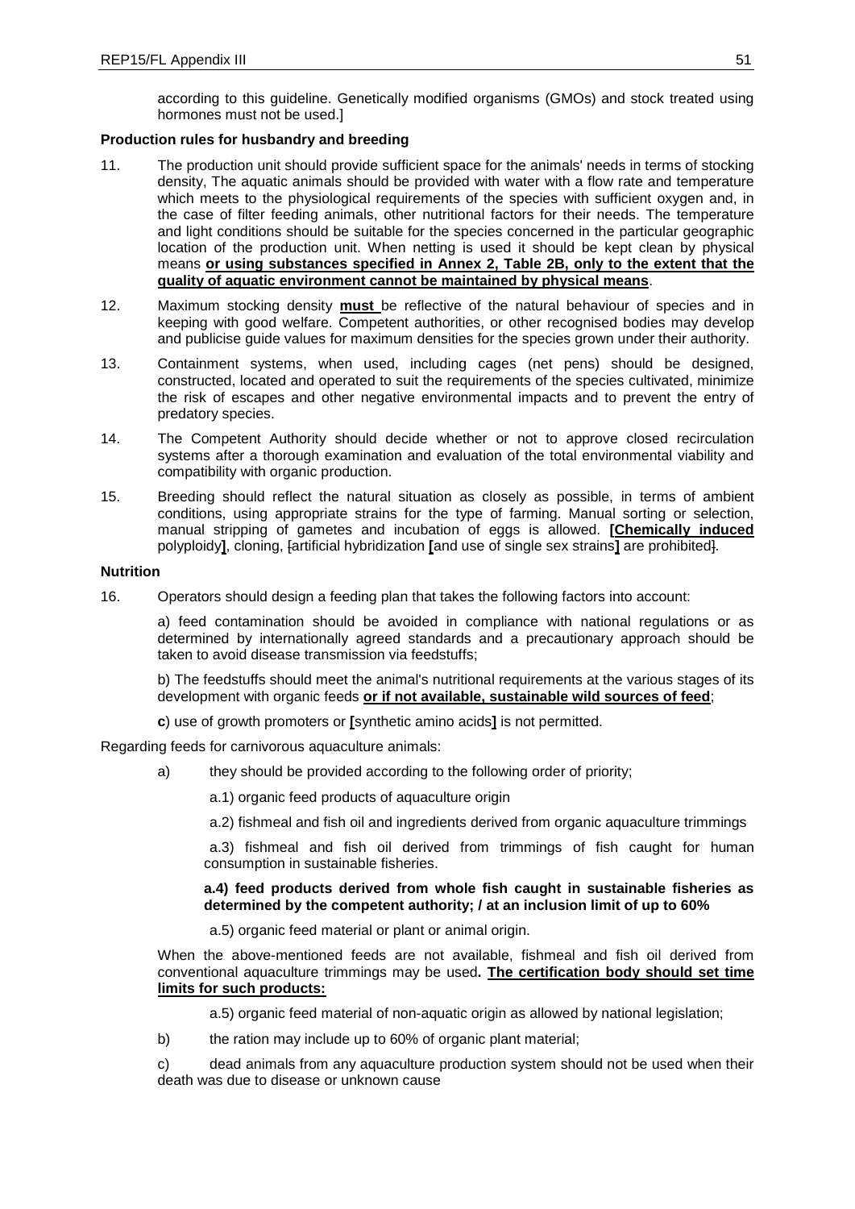according to this guideline. Genetically modified organisms (GMOs) and stock treated using hormones must not be used.]

**Production rules for husbandry and breeding**

11. The production unit should provide sufficient space for the animals' needs in terms of stocking density, The aquatic animals should be provided with water with a flow rate and temperature which meets to the physiological requirements of the species with sufficient oxygen and, in the case of filter feeding animals, other nutritional factors for their needs. The temperature and light conditions should be suitable for the species concerned in the particular geographic location of the production unit. When netting is used it should be kept clean by physical means **or using substances specified in Annex 2, Table 2B, only to the extent that the quality of aquatic environment cannot be maintained by physical means**.

12. Maximum stocking density **must** be reflective of the natural behaviour of species and in keeping with good welfare. Competent authorities, or other recognised bodies may develop and publicise guide values for maximum densities for the species grown under their authority.

13. Containment systems, when used, including cages (net pens) should be designed, constructed, located and operated to suit the requirements of the species cultivated, minimize the risk of escapes and other negative environmental impacts and to prevent the entry of predatory species.

14. The Competent Authority should decide whether or not to approve closed recirculation systems after a thorough examination and evaluation of the total environmental viability and compatibility with organic production.

15. Breeding should reflect the natural situation as closely as possible, in terms of ambient conditions, using appropriate strains for the type of farming. Manual sorting or selection, manual stripping of gametes and incubation of eggs is allowed. **[Chemically induced** polyploidy**]**, cloning, [artificial hybridization **[**and use of single sex strains**]** are prohibited].

**Nutrition**

16. Operators should design a feeding plan that takes the following factors into account:

    a) feed contamination should be avoided in compliance with national regulations or as determined by internationally agreed standards and a precautionary approach should be taken to avoid disease transmission via feedstuffs;

    b) The feedstuffs should meet the animal's nutritional requirements at the various stages of its development with organic feeds **or if not available, sustainable wild sources of feed**;

    **c**) use of growth promoters or **[**synthetic amino acids**]** is not permitted.

Regarding feeds for carnivorous aquaculture animals:

a) they should be provided according to the following order of priority;

   a.1) organic feed products of aquaculture origin

   a.2) fishmeal and fish oil and ingredients derived from organic aquaculture trimmings

   a.3) fishmeal and fish oil derived from trimmings of fish caught for human consumption in sustainable fisheries.

   **a.4) feed products derived from whole fish caught in sustainable fisheries as determined by the competent authority; / at an inclusion limit of up to 60%**

   a.5) organic feed material or plant or animal origin.

   When the above-mentioned feeds are not available, fishmeal and fish oil derived from conventional aquaculture trimmings may be used**. The certification body should set time limits for such products:**

   a.5) organic feed material of non-aquatic origin as allowed by national legislation;

b) the ration may include up to 60% of organic plant material;

c) dead animals from any aquaculture production system should not be used when their death was due to disease or unknown cause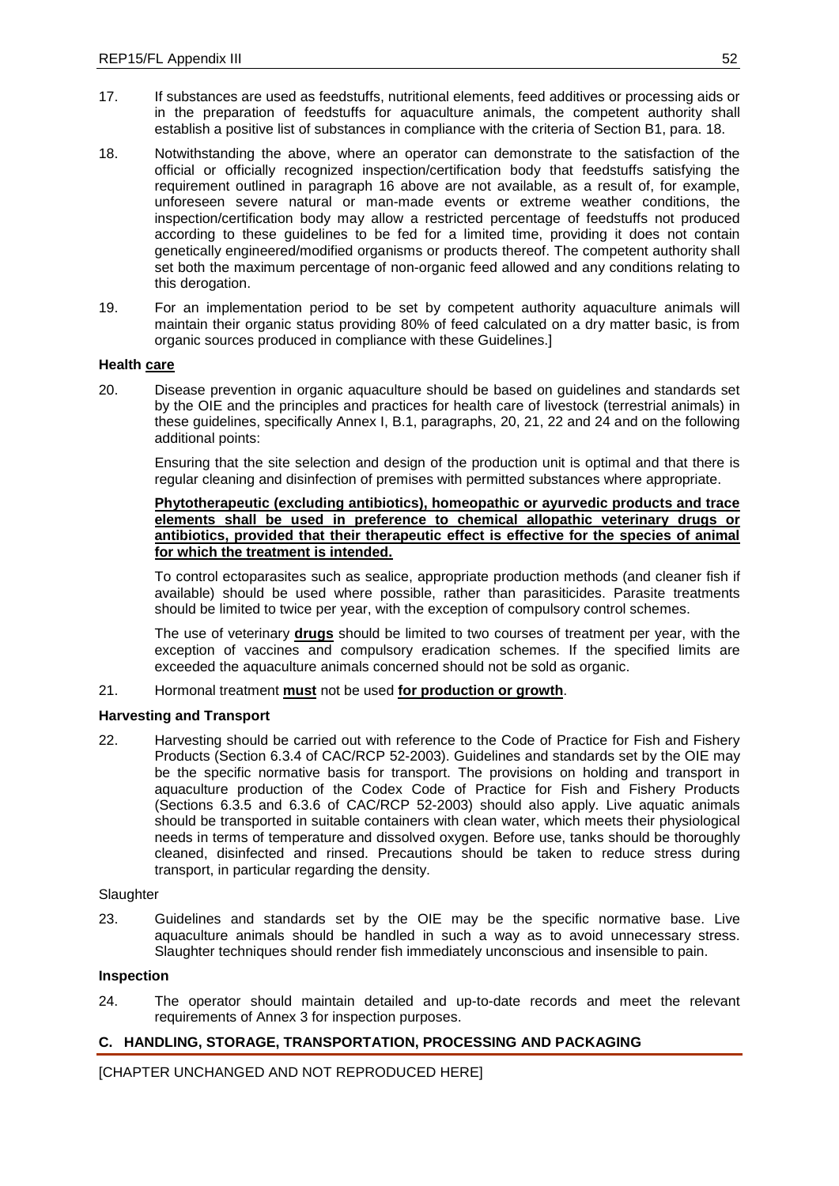17. If substances are used as feedstuffs, nutritional elements, feed additives or processing aids or in the preparation of feedstuffs for aquaculture animals, the competent authority shall establish a positive list of substances in compliance with the criteria of Section B1, para. 18.

18. Notwithstanding the above, where an operator can demonstrate to the satisfaction of the official or officially recognized inspection/certification body that feedstuffs satisfying the requirement outlined in paragraph 16 above are not available, as a result of, for example, unforeseen severe natural or man-made events or extreme weather conditions, the inspection/certification body may allow a restricted percentage of feedstuffs not produced according to these guidelines to be fed for a limited time, providing it does not contain genetically engineered/modified organisms or products thereof. The competent authority shall set both the maximum percentage of non-organic feed allowed and any conditions relating to this derogation.

19. For an implementation period to be set by competent authority aquaculture animals will maintain their organic status providing 80% of feed calculated on a dry matter basic, is from organic sources produced in compliance with these Guidelines.]

**Health <u>care</u>**

20. Disease prevention in organic aquaculture should be based on guidelines and standards set by the OIE and the principles and practices for health care of livestock (terrestrial animals) in these guidelines, specifically Annex I, B.1, paragraphs, 20, 21, 22 and 24 and on the following additional points:

    Ensuring that the site selection and design of the production unit is optimal and that there is regular cleaning and disinfection of premises with permitted substances where appropriate.

    **<u>Phytotherapeutic (excluding antibiotics), homeopathic or ayurvedic products and trace elements shall be used in preference to chemical allopathic veterinary drugs or antibiotics, provided that their therapeutic effect is effective for the species of animal for which the treatment is intended.</u>**

    To control ectoparasites such as sealice, appropriate production methods (and cleaner fish if available) should be used where possible, rather than parasiticides. Parasite treatments should be limited to twice per year, with the exception of compulsory control schemes.

    The use of veterinary **<u>drugs</u>** should be limited to two courses of treatment per year, with the exception of vaccines and compulsory eradication schemes. If the specified limits are exceeded the aquaculture animals concerned should not be sold as organic.

21. Hormonal treatment **<u>must</u>** not be used **<u>for production or growth</u>**.

**Harvesting and Transport**

22. Harvesting should be carried out with reference to the Code of Practice for Fish and Fishery Products (Section 6.3.4 of CAC/RCP 52-2003). Guidelines and standards set by the OIE may be the specific normative basis for transport. The provisions on holding and transport in aquaculture production of the Codex Code of Practice for Fish and Fishery Products (Sections 6.3.5 and 6.3.6 of CAC/RCP 52-2003) should also apply. Live aquatic animals should be transported in suitable containers with clean water, which meets their physiological needs in terms of temperature and dissolved oxygen. Before use, tanks should be thoroughly cleaned, disinfected and rinsed. Precautions should be taken to reduce stress during transport, in particular regarding the density.

Slaughter

23. Guidelines and standards set by the OIE may be the specific normative base. Live aquaculture animals should be handled in such a way as to avoid unnecessary stress. Slaughter techniques should render fish immediately unconscious and insensible to pain.

**Inspection**

24. The operator should maintain detailed and up-to-date records and meet the relevant requirements of Annex 3 for inspection purposes.

## C. HANDLING, STORAGE, TRANSPORTATION, PROCESSING AND PACKAGING

[CHAPTER UNCHANGED AND NOT REPRODUCED HERE]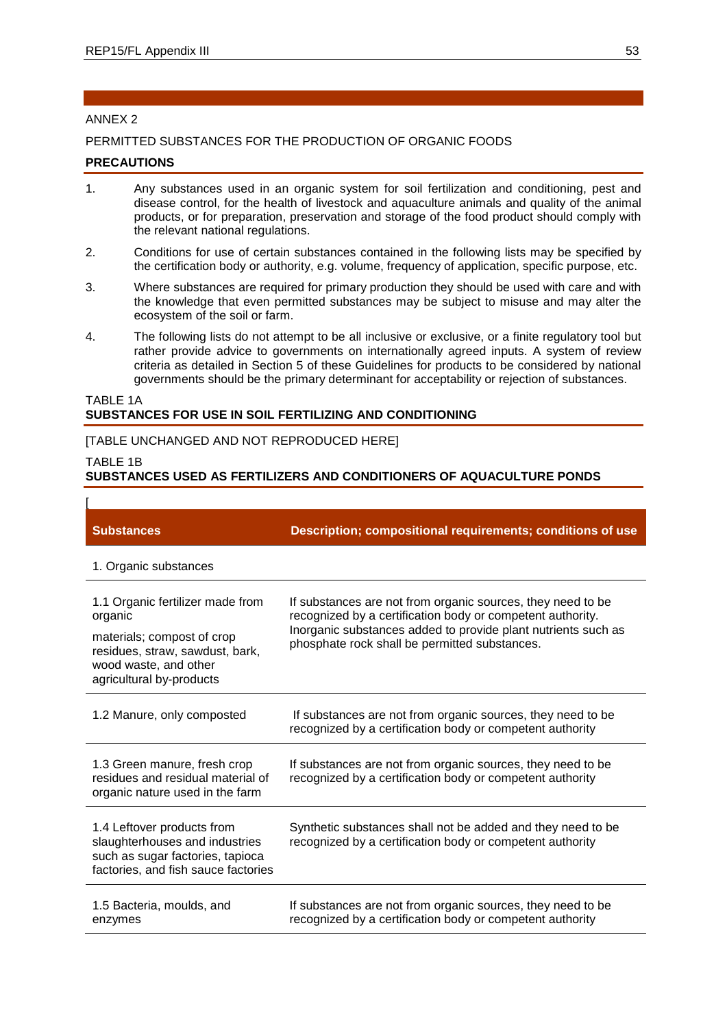ANNEX 2

PERMITTED SUBSTANCES FOR THE PRODUCTION OF ORGANIC FOODS

**PRECAUTIONS**

1. Any substances used in an organic system for soil fertilization and conditioning, pest and disease control, for the health of livestock and aquaculture animals and quality of the animal products, or for preparation, preservation and storage of the food product should comply with the relevant national regulations.

2. Conditions for use of certain substances contained in the following lists may be specified by the certification body or authority, e.g. volume, frequency of application, specific purpose, etc.

3. Where substances are required for primary production they should be used with care and with the knowledge that even permitted substances may be subject to misuse and may alter the ecosystem of the soil or farm.

4. The following lists do not attempt to be all inclusive or exclusive, or a finite regulatory tool but rather provide advice to governments on internationally agreed inputs. A system of review criteria as detailed in Section 5 of these Guidelines for products to be considered by national governments should be the primary determinant for acceptability or rejection of substances.

TABLE 1A
**SUBSTANCES FOR USE IN SOIL FERTILIZING AND CONDITIONING**

[TABLE UNCHANGED AND NOT REPRODUCED HERE]

TABLE 1B
**SUBSTANCES USED AS FERTILIZERS AND CONDITIONERS OF AQUACULTURE PONDS**

[

| Substances | Description; compositional requirements; conditions of use |
|---|---|
| 1. Organic substances | |
| 1.1 Organic fertilizer made from organic materials; compost of crop residues, straw, sawdust, bark, wood waste, and other agricultural by-products | If substances are not from organic sources, they need to be recognized by a certification body or competent authority. Inorganic substances added to provide plant nutrients such as phosphate rock shall be permitted substances. |
| 1.2 Manure, only composted | If substances are not from organic sources, they need to be recognized by a certification body or competent authority |
| 1.3 Green manure, fresh crop residues and residual material of organic nature used in the farm | If substances are not from organic sources, they need to be recognized by a certification body or competent authority |
| 1.4 Leftover products from slaughterhouses and industries such as sugar factories, tapioca factories, and fish sauce factories | Synthetic substances shall not be added and they need to be recognized by a certification body or competent authority |
| 1.5 Bacteria, moulds, and enzymes | If substances are not from organic sources, they need to be recognized by a certification body or competent authority |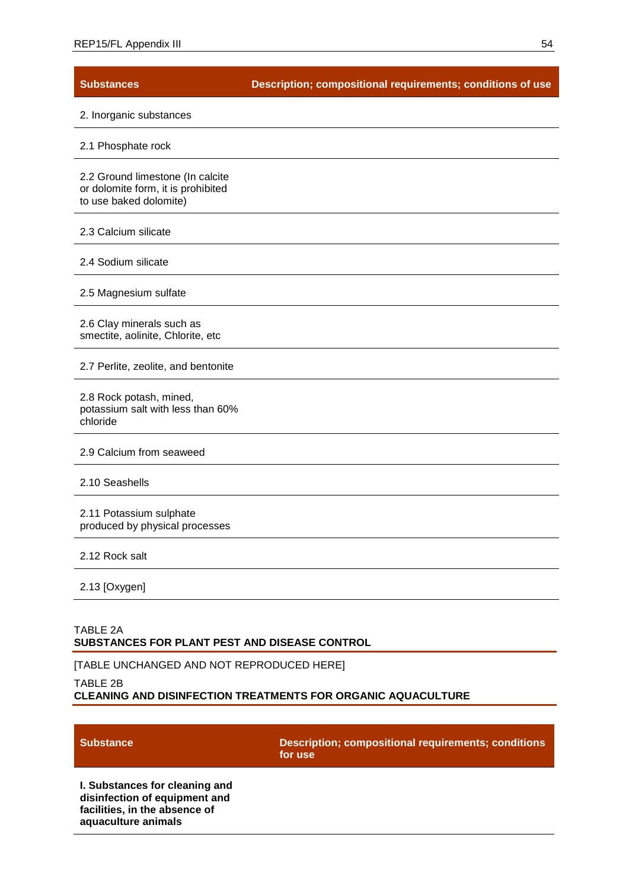| Substances | Description; compositional requirements; conditions of use |
| --- | --- |
| 2. Inorganic substances | |
| 2.1 Phosphate rock | |
| 2.2 Ground limestone (In calcite or dolomite form, it is prohibited to use baked dolomite) | |
| 2.3 Calcium silicate | |
| 2.4 Sodium silicate | |
| 2.5 Magnesium sulfate | |
| 2.6 Clay minerals such as smectite, aolinite, Chlorite, etc | |
| 2.7 Perlite, zeolite, and bentonite | |
| 2.8 Rock potash, mined, potassium salt with less than 60% chloride | |
| 2.9 Calcium from seaweed | |
| 2.10 Seashells | |
| 2.11 Potassium sulphate produced by physical processes | |
| 2.12 Rock salt | |
| 2.13 [Oxygen] | |

TABLE 2A
**SUBSTANCES FOR PLANT PEST AND DISEASE CONTROL**

[TABLE UNCHANGED AND NOT REPRODUCED HERE]

TABLE 2B
**CLEANING AND DISINFECTION TREATMENTS FOR ORGANIC AQUACULTURE**

| Substance | Description; compositional requirements; conditions for use |
| --- | --- |
| **I. Substances for cleaning and disinfection of equipment and facilities, in the absence of aquaculture animals** | |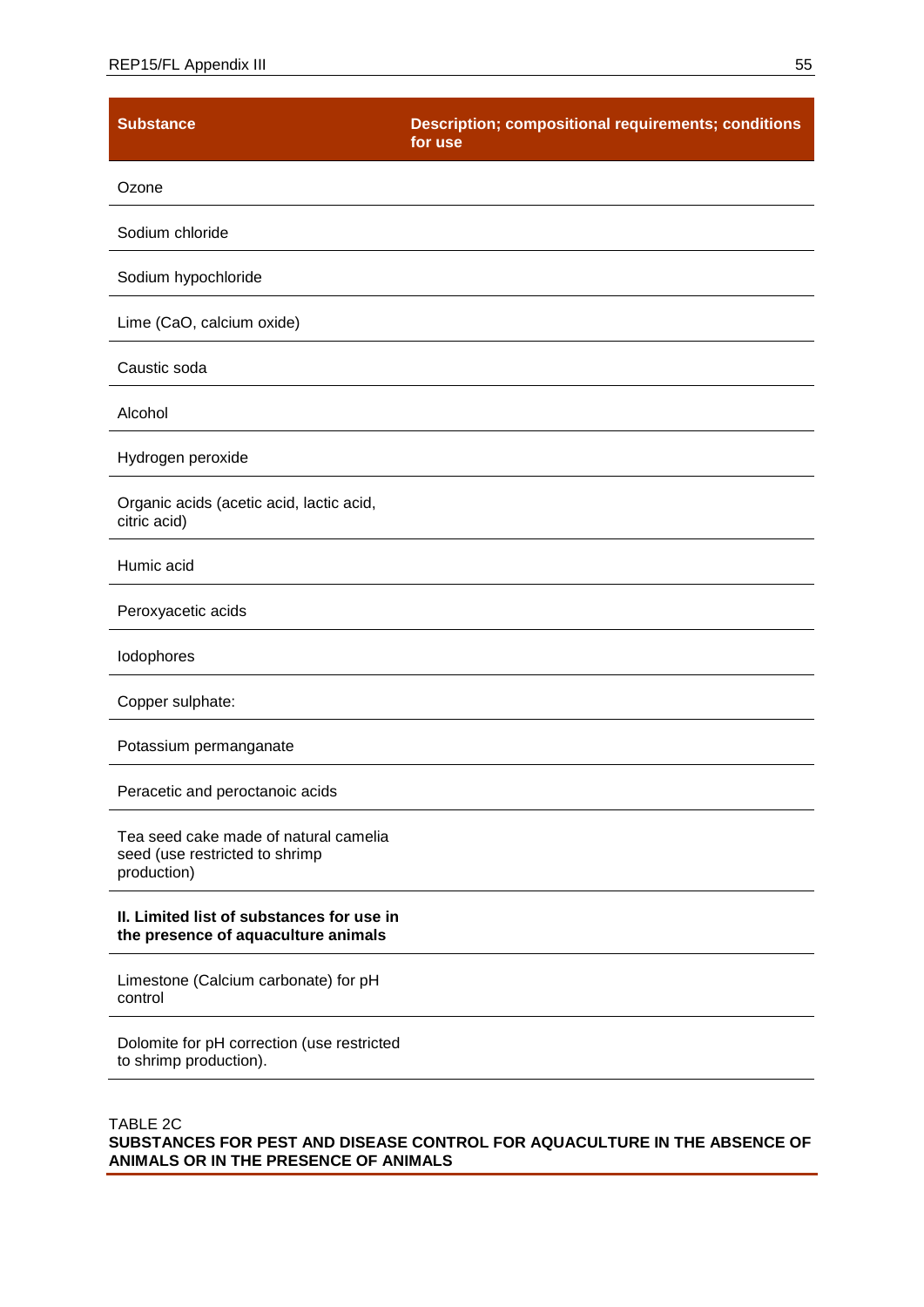| Substance | Description; compositional requirements; conditions for use |
|---|---|
| Ozone | |
| Sodium chloride | |
| Sodium hypochloride | |
| Lime (CaO, calcium oxide) | |
| Caustic soda | |
| Alcohol | |
| Hydrogen peroxide | |
| Organic acids (acetic acid, lactic acid, citric acid) | |
| Humic acid | |
| Peroxyacetic acids | |
| Iodophores | |
| Copper sulphate: | |
| Potassium permanganate | |
| Peracetic and peroctanoic acids | |
| Tea seed cake made of natural camelia seed (use restricted to shrimp production) | |
| **II. Limited list of substances for use in the presence of aquaculture animals** | |
| Limestone (Calcium carbonate) for pH control | |
| Dolomite for pH correction (use restricted to shrimp production). | |

TABLE 2C

**SUBSTANCES FOR PEST AND DISEASE CONTROL FOR AQUACULTURE IN THE ABSENCE OF ANIMALS OR IN THE PRESENCE OF ANIMALS**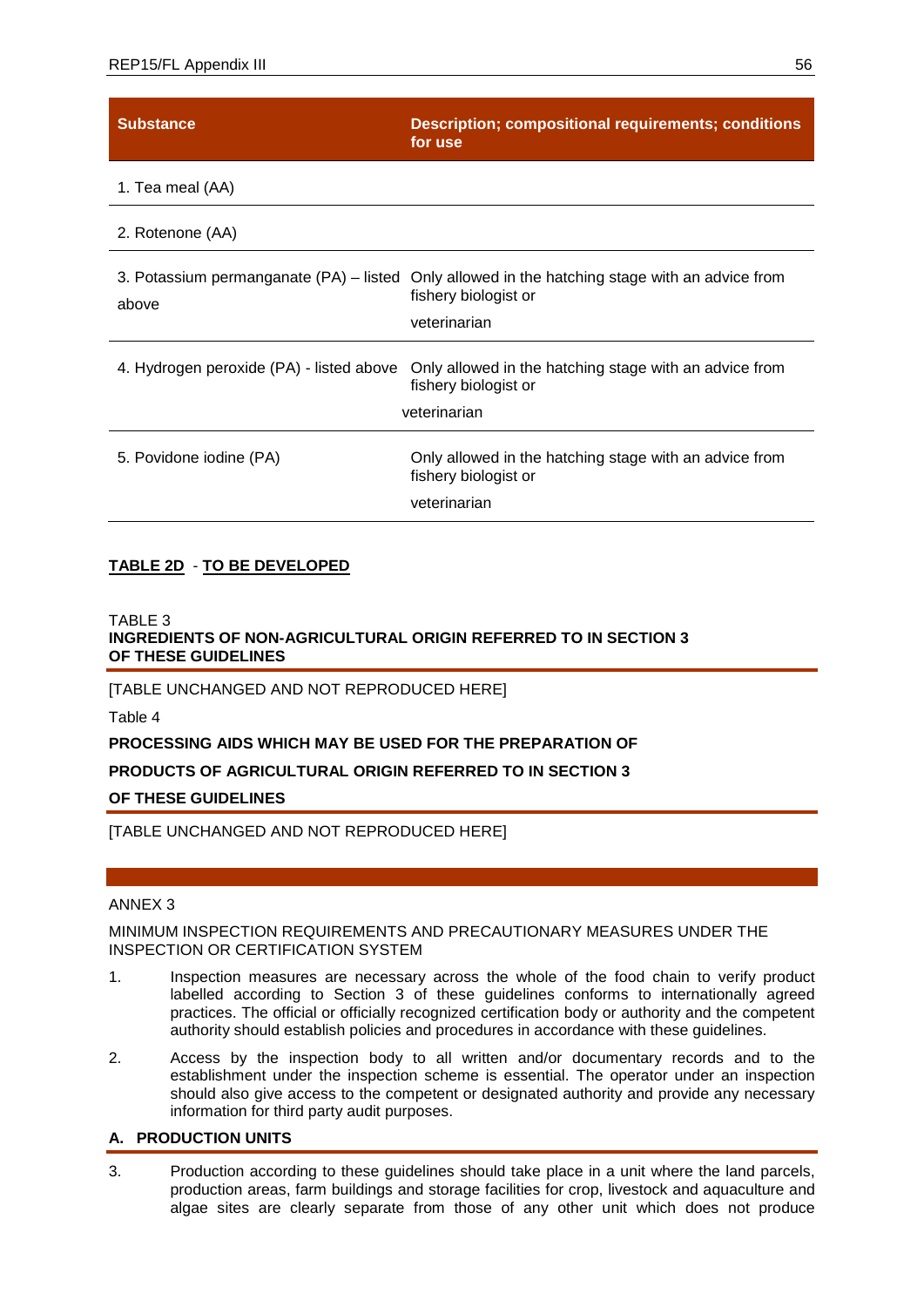| Substance | Description; compositional requirements; conditions for use |
|---|---|
| 1. Tea meal (AA) | |
| 2. Rotenone (AA) | |
| 3. Potassium permanganate (PA) – listed above | Only allowed in the hatching stage with an advice from fishery biologist or veterinarian |
| 4. Hydrogen peroxide (PA) - listed above | Only allowed in the hatching stage with an advice from fishery biologist or veterinarian |
| 5. Povidone iodine (PA) | Only allowed in the hatching stage with an advice from fishery biologist or veterinarian |

**TABLE 2D - TO BE DEVELOPED**

TABLE 3

**INGREDIENTS OF NON-AGRICULTURAL ORIGIN REFERRED TO IN SECTION 3 OF THESE GUIDELINES**

[TABLE UNCHANGED AND NOT REPRODUCED HERE]

Table 4

**PROCESSING AIDS WHICH MAY BE USED FOR THE PREPARATION OF PRODUCTS OF AGRICULTURAL ORIGIN REFERRED TO IN SECTION 3 OF THESE GUIDELINES**

[TABLE UNCHANGED AND NOT REPRODUCED HERE]

ANNEX 3

MINIMUM INSPECTION REQUIREMENTS AND PRECAUTIONARY MEASURES UNDER THE INSPECTION OR CERTIFICATION SYSTEM

1. Inspection measures are necessary across the whole of the food chain to verify product labelled according to Section 3 of these guidelines conforms to internationally agreed practices. The official or officially recognized certification body or authority and the competent authority should establish policies and procedures in accordance with these guidelines.

2. Access by the inspection body to all written and/or documentary records and to the establishment under the inspection scheme is essential. The operator under an inspection should also give access to the competent or designated authority and provide any necessary information for third party audit purposes.

### A. PRODUCTION UNITS

3. Production according to these guidelines should take place in a unit where the land parcels, production areas, farm buildings and storage facilities for crop, livestock and aquaculture and algae sites are clearly separate from those of any other unit which does not produce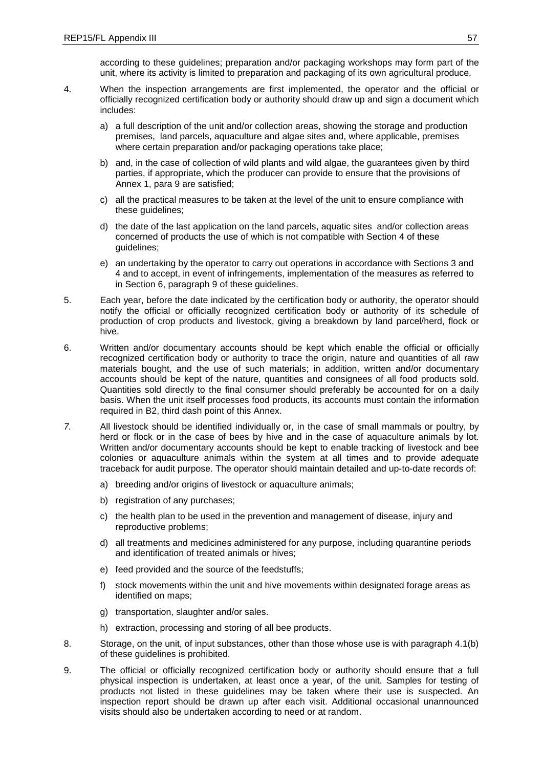according to these guidelines; preparation and/or packaging workshops may form part of the unit, where its activity is limited to preparation and packaging of its own agricultural produce.

4. When the inspection arrangements are first implemented, the operator and the official or officially recognized certification body or authority should draw up and sign a document which includes:

    a) a full description of the unit and/or collection areas, showing the storage and production premises, land parcels, aquaculture and algae sites and, where applicable, premises where certain preparation and/or packaging operations take place;

    b) and, in the case of collection of wild plants and wild algae, the guarantees given by third parties, if appropriate, which the producer can provide to ensure that the provisions of Annex 1, para 9 are satisfied;

    c) all the practical measures to be taken at the level of the unit to ensure compliance with these guidelines;

    d) the date of the last application on the land parcels, aquatic sites and/or collection areas concerned of products the use of which is not compatible with Section 4 of these guidelines;

    e) an undertaking by the operator to carry out operations in accordance with Sections 3 and 4 and to accept, in event of infringements, implementation of the measures as referred to in Section 6, paragraph 9 of these guidelines.

5. Each year, before the date indicated by the certification body or authority, the operator should notify the official or officially recognized certification body or authority of its schedule of production of crop products and livestock, giving a breakdown by land parcel/herd, flock or hive.

6. Written and/or documentary accounts should be kept which enable the official or officially recognized certification body or authority to trace the origin, nature and quantities of all raw materials bought, and the use of such materials; in addition, written and/or documentary accounts should be kept of the nature, quantities and consignees of all food products sold. Quantities sold directly to the final consumer should preferably be accounted for on a daily basis. When the unit itself processes food products, its accounts must contain the information required in B2, third dash point of this Annex.

7. All livestock should be identified individually or, in the case of small mammals or poultry, by herd or flock or in the case of bees by hive and in the case of aquaculture animals by lot. Written and/or documentary accounts should be kept to enable tracking of livestock and bee colonies or aquaculture animals within the system at all times and to provide adequate traceback for audit purpose. The operator should maintain detailed and up-to-date records of:

    a) breeding and/or origins of livestock or aquaculture animals;

    b) registration of any purchases;

    c) the health plan to be used in the prevention and management of disease, injury and reproductive problems;

    d) all treatments and medicines administered for any purpose, including quarantine periods and identification of treated animals or hives;

    e) feed provided and the source of the feedstuffs;

    f) stock movements within the unit and hive movements within designated forage areas as identified on maps;

    g) transportation, slaughter and/or sales.

    h) extraction, processing and storing of all bee products.

8. Storage, on the unit, of input substances, other than those whose use is with paragraph 4.1(b) of these guidelines is prohibited.

9. The official or officially recognized certification body or authority should ensure that a full physical inspection is undertaken, at least once a year, of the unit. Samples for testing of products not listed in these guidelines may be taken where their use is suspected. An inspection report should be drawn up after each visit. Additional occasional unannounced visits should also be undertaken according to need or at random.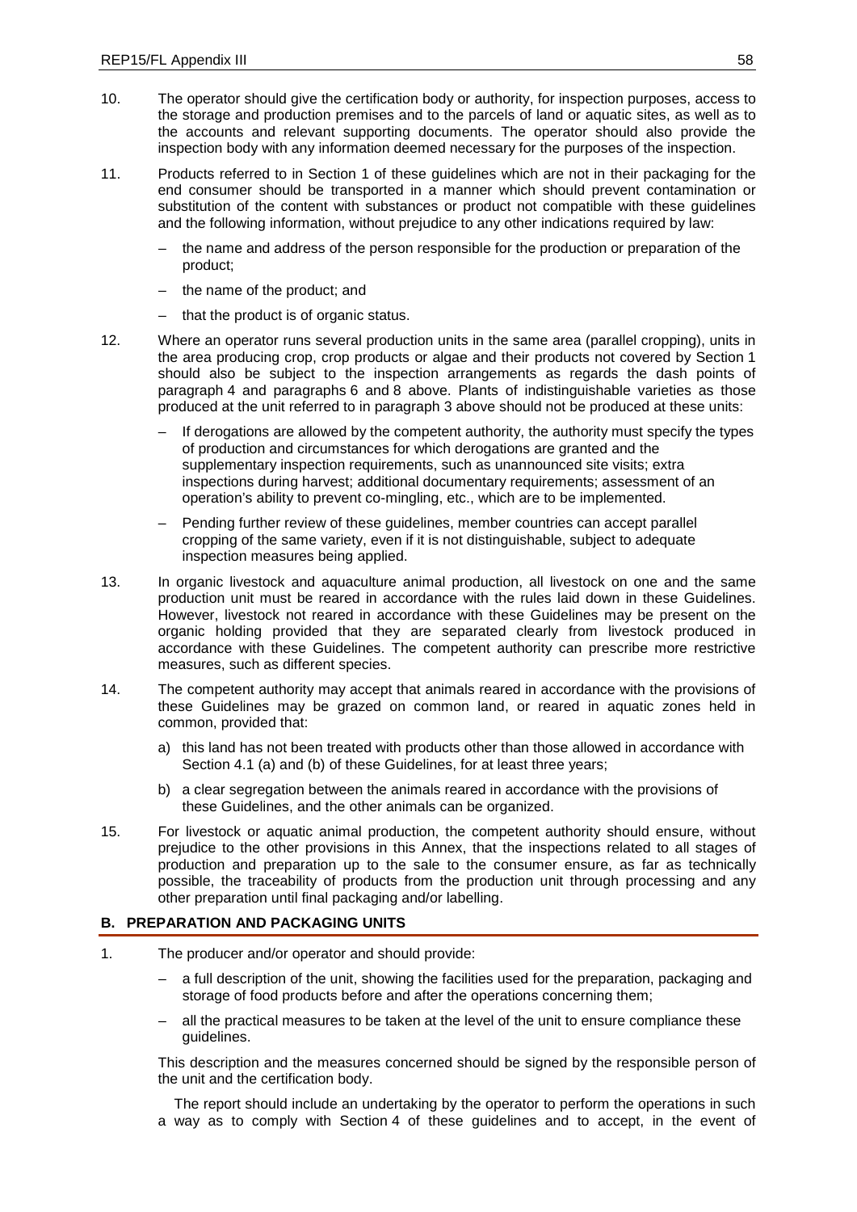10. The operator should give the certification body or authority, for inspection purposes, access to the storage and production premises and to the parcels of land or aquatic sites, as well as to the accounts and relevant supporting documents. The operator should also provide the inspection body with any information deemed necessary for the purposes of the inspection.

11. Products referred to in Section 1 of these guidelines which are not in their packaging for the end consumer should be transported in a manner which should prevent contamination or substitution of the content with substances or product not compatible with these guidelines and the following information, without prejudice to any other indications required by law:

    – the name and address of the person responsible for the production or preparation of the product;

    – the name of the product; and

    – that the product is of organic status.

12. Where an operator runs several production units in the same area (parallel cropping), units in the area producing crop, crop products or algae and their products not covered by Section 1 should also be subject to the inspection arrangements as regards the dash points of paragraph 4 and paragraphs 6 and 8 above. Plants of indistinguishable varieties as those produced at the unit referred to in paragraph 3 above should not be produced at these units:

    – If derogations are allowed by the competent authority, the authority must specify the types of production and circumstances for which derogations are granted and the supplementary inspection requirements, such as unannounced site visits; extra inspections during harvest; additional documentary requirements; assessment of an operation's ability to prevent co-mingling, etc., which are to be implemented.

    – Pending further review of these guidelines, member countries can accept parallel cropping of the same variety, even if it is not distinguishable, subject to adequate inspection measures being applied.

13. In organic livestock and aquaculture animal production, all livestock on one and the same production unit must be reared in accordance with the rules laid down in these Guidelines. However, livestock not reared in accordance with these Guidelines may be present on the organic holding provided that they are separated clearly from livestock produced in accordance with these Guidelines. The competent authority can prescribe more restrictive measures, such as different species.

14. The competent authority may accept that animals reared in accordance with the provisions of these Guidelines may be grazed on common land, or reared in aquatic zones held in common, provided that:

    a) this land has not been treated with products other than those allowed in accordance with Section 4.1 (a) and (b) of these Guidelines, for at least three years;

    b) a clear segregation between the animals reared in accordance with the provisions of these Guidelines, and the other animals can be organized.

15. For livestock or aquatic animal production, the competent authority should ensure, without prejudice to the other provisions in this Annex, that the inspections related to all stages of production and preparation up to the sale to the consumer ensure, as far as technically possible, the traceability of products from the production unit through processing and any other preparation until final packaging and/or labelling.

## B. PREPARATION AND PACKAGING UNITS

1. The producer and/or operator and should provide:

    – a full description of the unit, showing the facilities used for the preparation, packaging and storage of food products before and after the operations concerning them;

    – all the practical measures to be taken at the level of the unit to ensure compliance these guidelines.

    This description and the measures concerned should be signed by the responsible person of the unit and the certification body.

    The report should include an undertaking by the operator to perform the operations in such a way as to comply with Section 4 of these guidelines and to accept, in the event of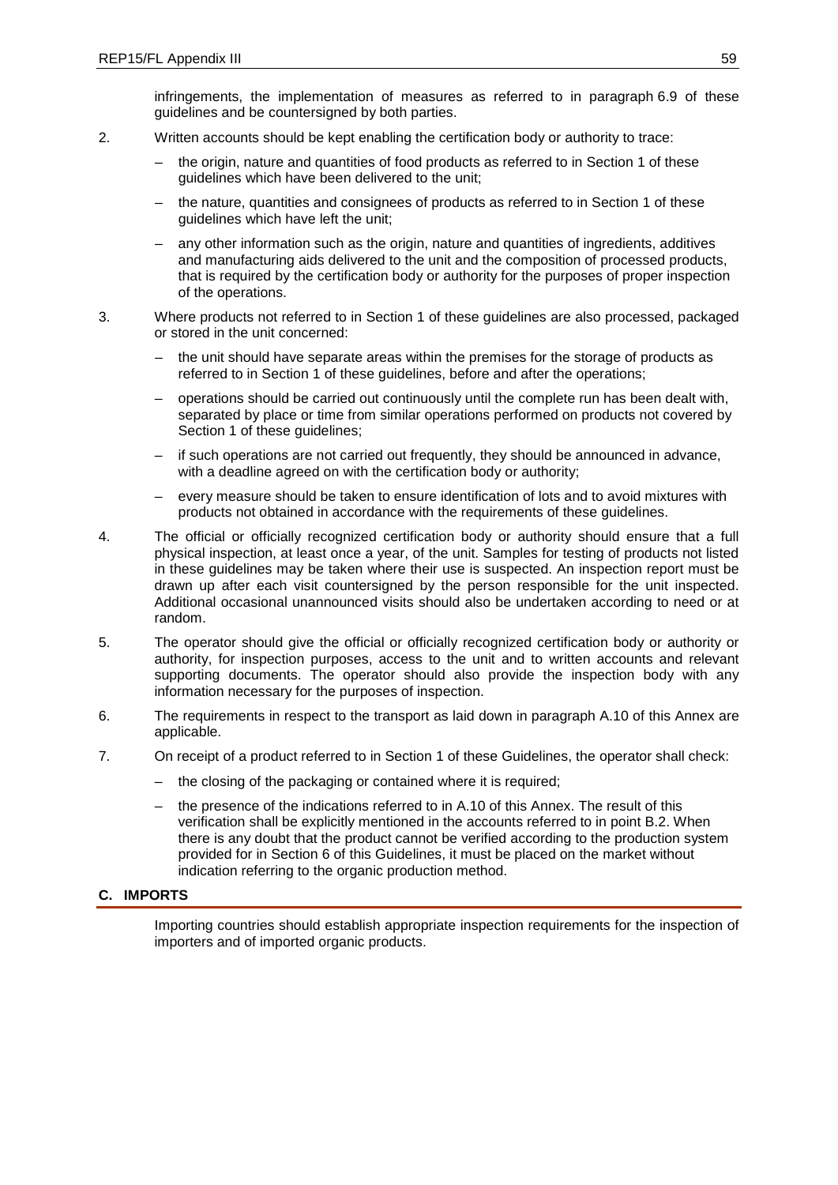infringements, the implementation of measures as referred to in paragraph 6.9 of these guidelines and be countersigned by both parties.

2. Written accounts should be kept enabling the certification body or authority to trace:

   – the origin, nature and quantities of food products as referred to in Section 1 of these guidelines which have been delivered to the unit;

   – the nature, quantities and consignees of products as referred to in Section 1 of these guidelines which have left the unit;

   – any other information such as the origin, nature and quantities of ingredients, additives and manufacturing aids delivered to the unit and the composition of processed products, that is required by the certification body or authority for the purposes of proper inspection of the operations.

3. Where products not referred to in Section 1 of these guidelines are also processed, packaged or stored in the unit concerned:

   – the unit should have separate areas within the premises for the storage of products as referred to in Section 1 of these guidelines, before and after the operations;

   – operations should be carried out continuously until the complete run has been dealt with, separated by place or time from similar operations performed on products not covered by Section 1 of these guidelines;

   – if such operations are not carried out frequently, they should be announced in advance, with a deadline agreed on with the certification body or authority;

   – every measure should be taken to ensure identification of lots and to avoid mixtures with products not obtained in accordance with the requirements of these guidelines.

4. The official or officially recognized certification body or authority should ensure that a full physical inspection, at least once a year, of the unit. Samples for testing of products not listed in these guidelines may be taken where their use is suspected. An inspection report must be drawn up after each visit countersigned by the person responsible for the unit inspected. Additional occasional unannounced visits should also be undertaken according to need or at random.

5. The operator should give the official or officially recognized certification body or authority or authority, for inspection purposes, access to the unit and to written accounts and relevant supporting documents. The operator should also provide the inspection body with any information necessary for the purposes of inspection.

6. The requirements in respect to the transport as laid down in paragraph A.10 of this Annex are applicable.

7. On receipt of a product referred to in Section 1 of these Guidelines, the operator shall check:

   – the closing of the packaging or contained where it is required;

   – the presence of the indications referred to in A.10 of this Annex. The result of this verification shall be explicitly mentioned in the accounts referred to in point B.2. When there is any doubt that the product cannot be verified according to the production system provided for in Section 6 of this Guidelines, it must be placed on the market without indication referring to the organic production method.

## C. IMPORTS

Importing countries should establish appropriate inspection requirements for the inspection of importers and of imported organic products.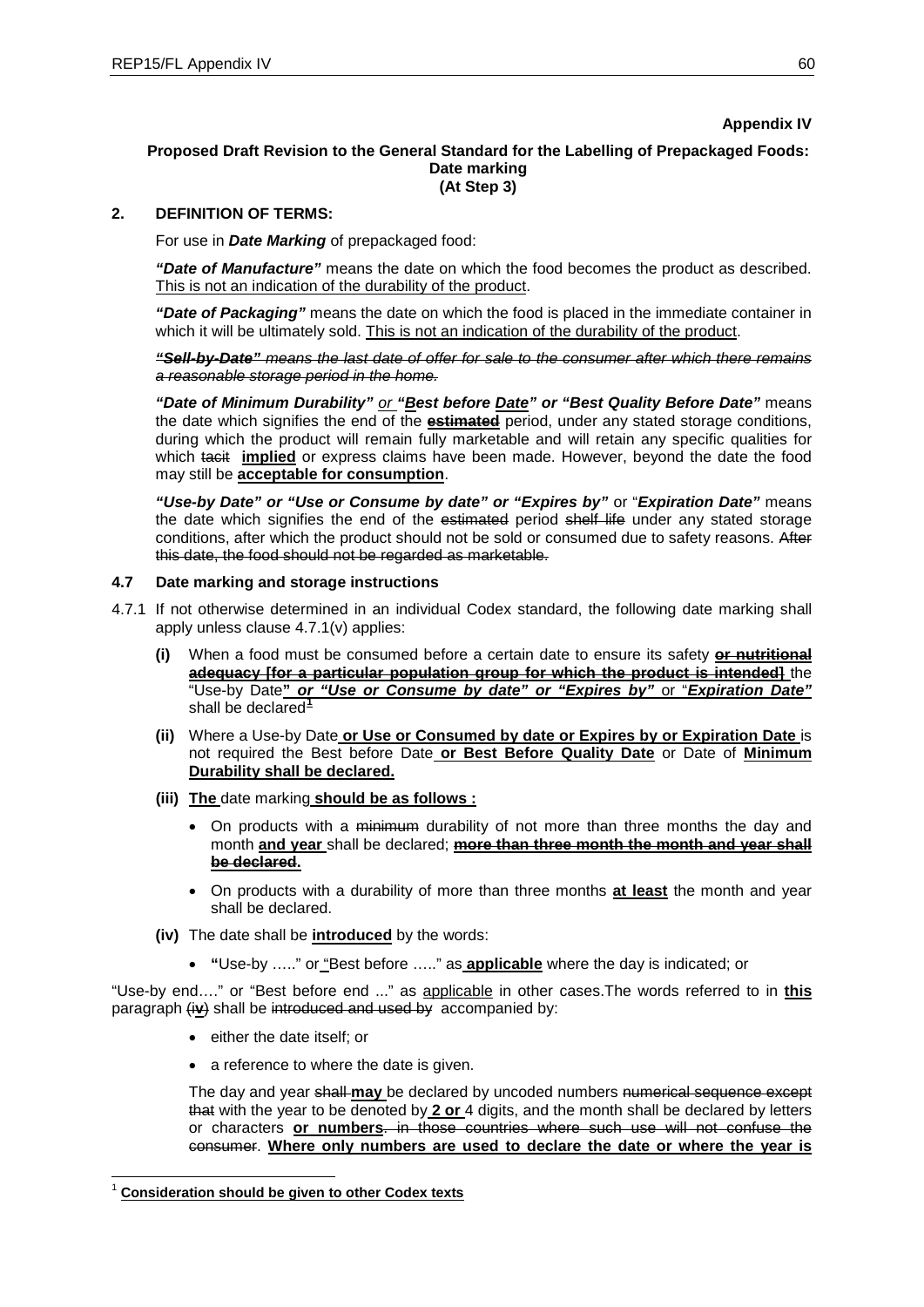**Appendix IV**

**Proposed Draft Revision to the General Standard for the Labelling of Prepackaged Foods: Date marking (At Step 3)**

## 2. DEFINITION OF TERMS:

For use in ***Date Marking*** of prepackaged food:

***"Date of Manufacture"*** means the date on which the food becomes the product as described. <u>This is not an indication of the durability of the product</u>.

***"Date of Packaging"*** means the date on which the food is placed in the immediate container in which it will be ultimately sold. <u>This is not an indication of the durability of the product</u>.

~~***"Sell-by-Date"*** *means the last date of offer for sale to the consumer after which there remains a reasonable storage period in the home.*~~

***"Date of Minimum Durability"*** *<u>or</u>* ***"<u>B</u>est before <u>Date</u>" or "Best Quality Before Date"*** means the date which signifies the end of the ~~**estimated**~~ period, under any stated storage conditions, during which the product will remain fully marketable and will retain any specific qualities for which ~~tacit~~ **<u>implied</u>** or express claims have been made. However, beyond the date the food may still be **<u>acceptable for consumption</u>**.

***"Use-by Date" or "Use or Consume by date" or "Expires by"*** or "***Expiration Date"*** means the date which signifies the end of the ~~estimated~~ period ~~shelf life~~ under any stated storage conditions, after which the product should not be sold or consumed due to safety reasons. ~~After this date, the food should not be regarded as marketable.~~

## 4.7 Date marking and storage instructions

4.7.1 If not otherwise determined in an individual Codex standard, the following date marking shall apply unless clause 4.7.1(v) applies:

- **(i)** When a food must be consumed before a certain date to ensure its safety ~~**or nutritional adequacy [for a particular population group for which the product is intended]**~~ the "Use-by Date***<u>" or "Use or Consume by date" or "Expires by"</u>*** or "***<u>Expiration Date"</u>*** shall be declared[1]

- **(ii)** Where a Use-by Date **<u>or Use or Consumed by date or Expires by or Expiration Date</u>** is not required the Best before Date **<u>or Best Before Quality Date</u>** or Date of **<u>Minimum Durability shall be declared.</u>**

- **(iii)** **<u>The</u>** date marking **<u>should be as follows :</u>**

  - On products with a ~~minimum~~ durability of not more than three months the day and month **<u>and year</u>** shall be declared; ~~**more than three month the month and year shall be declared.**~~

  - On products with a durability of more than three months **<u>at least</u>** the month and year shall be declared.

- **(iv)** The date shall be **<u>introduced</u>** by the words:

  - **"**Use-by ….." or "Best before ….." as **<u>applicable</u>** where the day is indicated; or

"Use-by end…." or "Best before end ..." as <u>applicable</u> in other cases.The words referred to in **<u>this</u>** paragraph (i**<u>v</u>**) shall be ~~introduced and used by~~ accompanied by:

- either the date itself; or
- a reference to where the date is given.

The day and year ~~shall~~ **<u>may</u>** be declared by uncoded numbers ~~numerical sequence except that~~ with the year to be denoted by **<u>2 or</u>** 4 digits, and the month shall be declared by letters or characters **<u>or numbers</u>**~~. in those countries where such use will not confuse the consumer~~. **<u>Where only numbers are used to declare the date or where the year is</u>**

---

[1] **<u>Consideration should be given to other Codex texts</u>**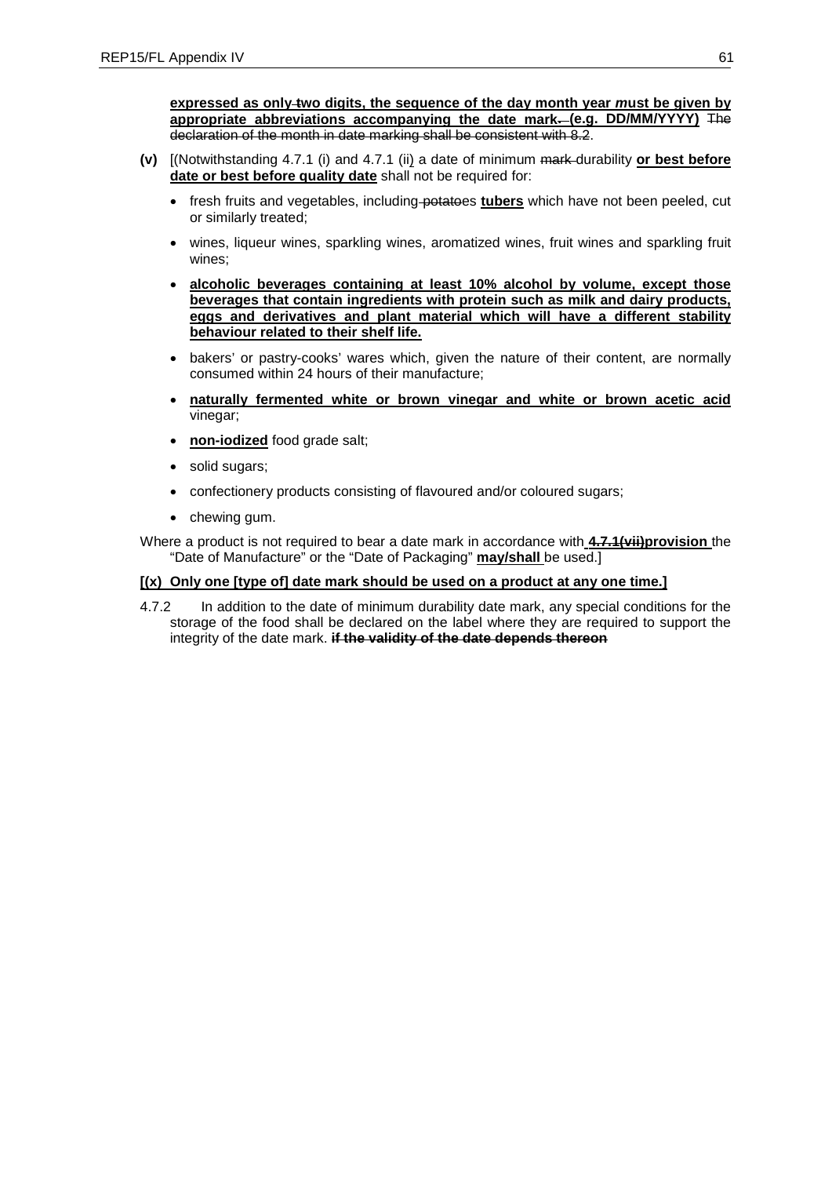**expressed as only two digits, the sequence of the day month year *m*ust be given by appropriate abbreviations accompanying the date mark. (e.g. DD/MM/YYYY)** ~~The declaration of the month in date marking shall be consistent with 8.2~~.

**(v)** [(Notwithstanding 4.7.1 (i) and 4.7.1 (ii) a date of minimum ~~mark~~ durability **or best before date or best before quality date** shall not be required for:

- fresh fruits and vegetables, including ~~potato~~es **tubers** which have not been peeled, cut or similarly treated;
- wines, liqueur wines, sparkling wines, aromatized wines, fruit wines and sparkling fruit wines;
- **alcoholic beverages containing at least 10% alcohol by volume, except those beverages that contain ingredients with protein such as milk and dairy products, eggs and derivatives and plant material which will have a different stability behaviour related to their shelf life.**
- bakers' or pastry-cooks' wares which, given the nature of their content, are normally consumed within 24 hours of their manufacture;
- **naturally fermented white or brown vinegar and white or brown acetic acid** vinegar;
- **non-iodized** food grade salt;
- solid sugars;
- confectionery products consisting of flavoured and/or coloured sugars;
- chewing gum.

Where a product is not required to bear a date mark in accordance with **~~4.7.1(vii)~~provision** the "Date of Manufacture" or the "Date of Packaging" **may/shall** be used.]

**[(x) Only one [type of] date mark should be used on a product at any one time.]**

4.7.2 In addition to the date of minimum durability date mark, any special conditions for the storage of the food shall be declared on the label where they are required to support the integrity of the date mark. **~~if the validity of the date depends thereon~~**